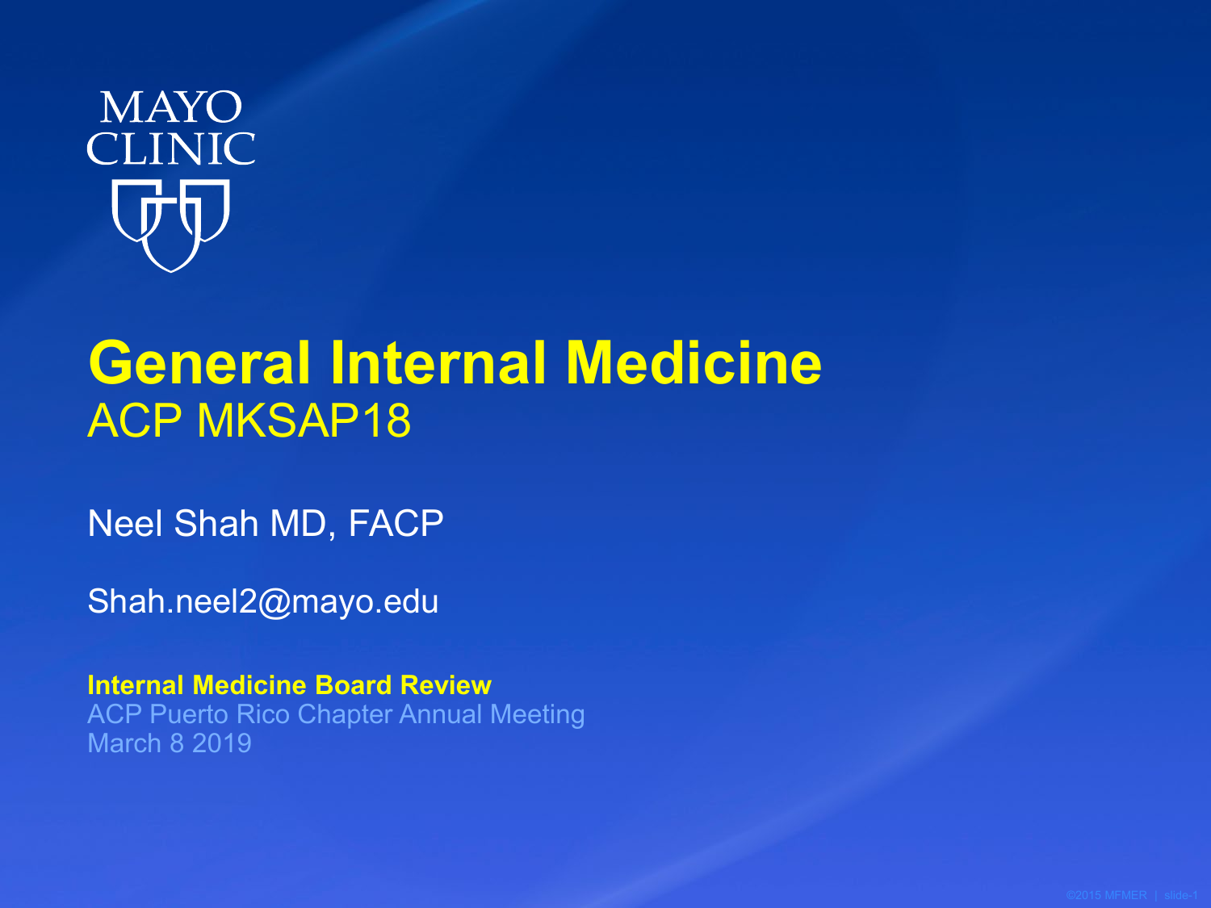MAYO CLINIC

# General Internal Medicine

## ACP MKSAP18

Neel Shah MD, FACP

Shah.neel2@mayo.edu

**Internal Medicine Board Review**
ACP Puerto Rico Chapter Annual Meeting
March 8 2019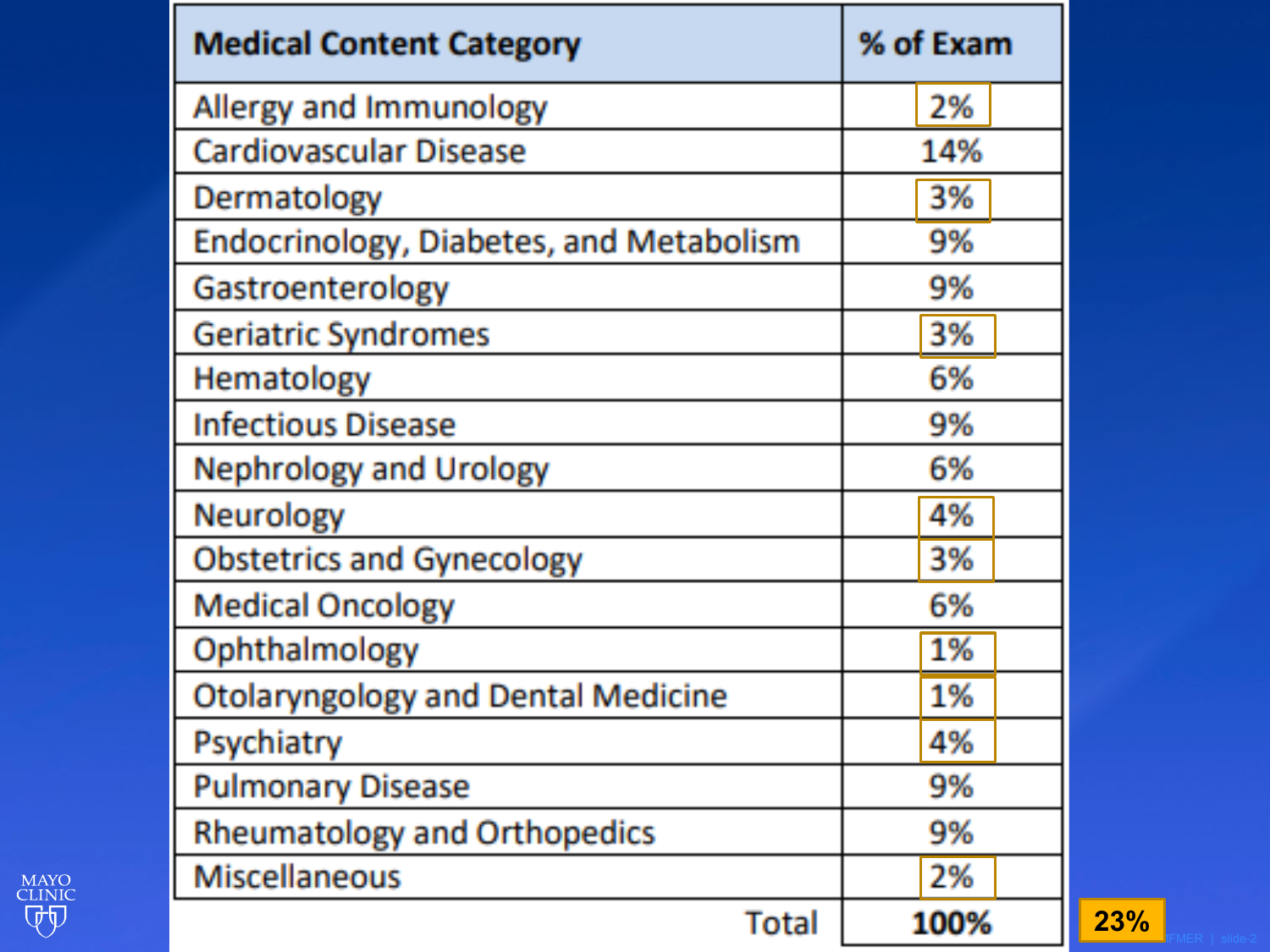| Medical Content Category | % of Exam |
| --- | --- |
| Allergy and Immunology | 2% |
| Cardiovascular Disease | 14% |
| Dermatology | 3% |
| Endocrinology, Diabetes, and Metabolism | 9% |
| Gastroenterology | 9% |
| Geriatric Syndromes | 3% |
| Hematology | 6% |
| Infectious Disease | 9% |
| Nephrology and Urology | 6% |
| Neurology | 4% |
| Obstetrics and Gynecology | 3% |
| Medical Oncology | 6% |
| Ophthalmology | 1% |
| Otolaryngology and Dental Medicine | 1% |
| Psychiatry | 4% |
| Pulmonary Disease | 9% |
| Rheumatology and Orthopedics | 9% |
| Miscellaneous | 2% |
| Total | **100%** |

23%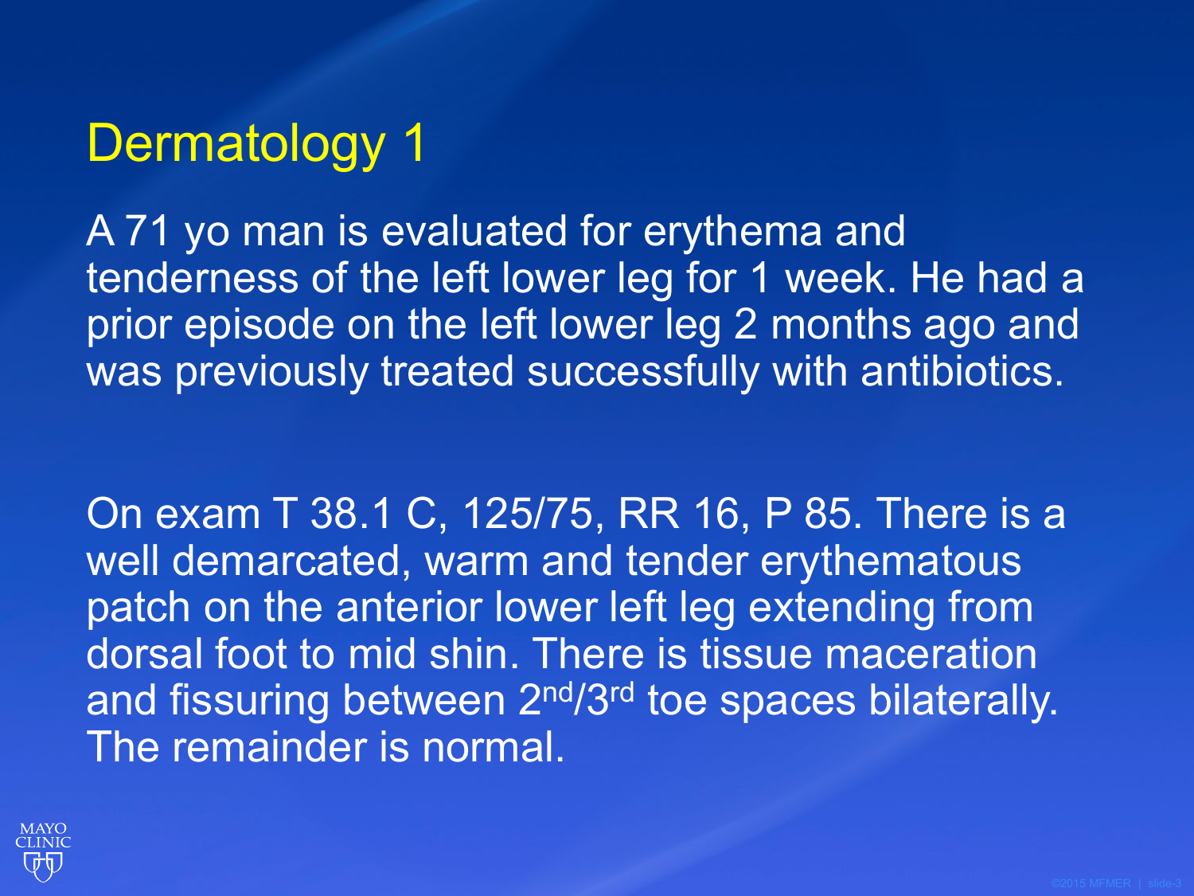# Dermatology 1

A 71 yo man is evaluated for erythema and tenderness of the left lower leg for 1 week. He had a prior episode on the left lower leg 2 months ago and was previously treated successfully with antibiotics.

On exam T 38.1 C, 125/75, RR 16, P 85. There is a well demarcated, warm and tender erythematous patch on the anterior lower left leg extending from dorsal foot to mid shin. There is tissue maceration and fissuring between 2nd/3rd toe spaces bilaterally. The remainder is normal.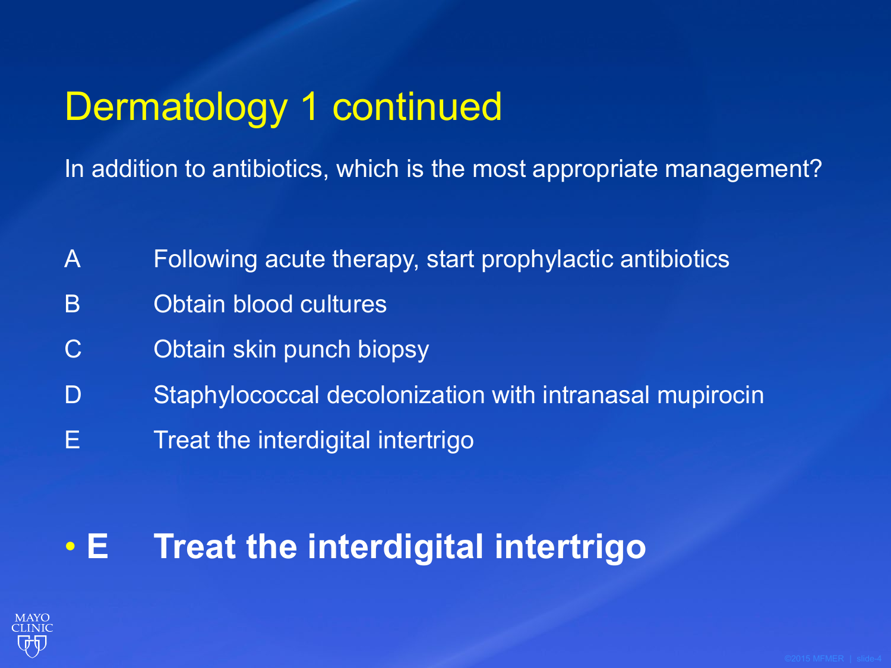# Dermatology 1 continued

In addition to antibiotics, which is the most appropriate management?

- A Following acute therapy, start prophylactic antibiotics
- B Obtain blood cultures
- C Obtain skin punch biopsy
- D Staphylococcal decolonization with intranasal mupirocin
- E Treat the interdigital intertrigo

- **E Treat the interdigital intertrigo**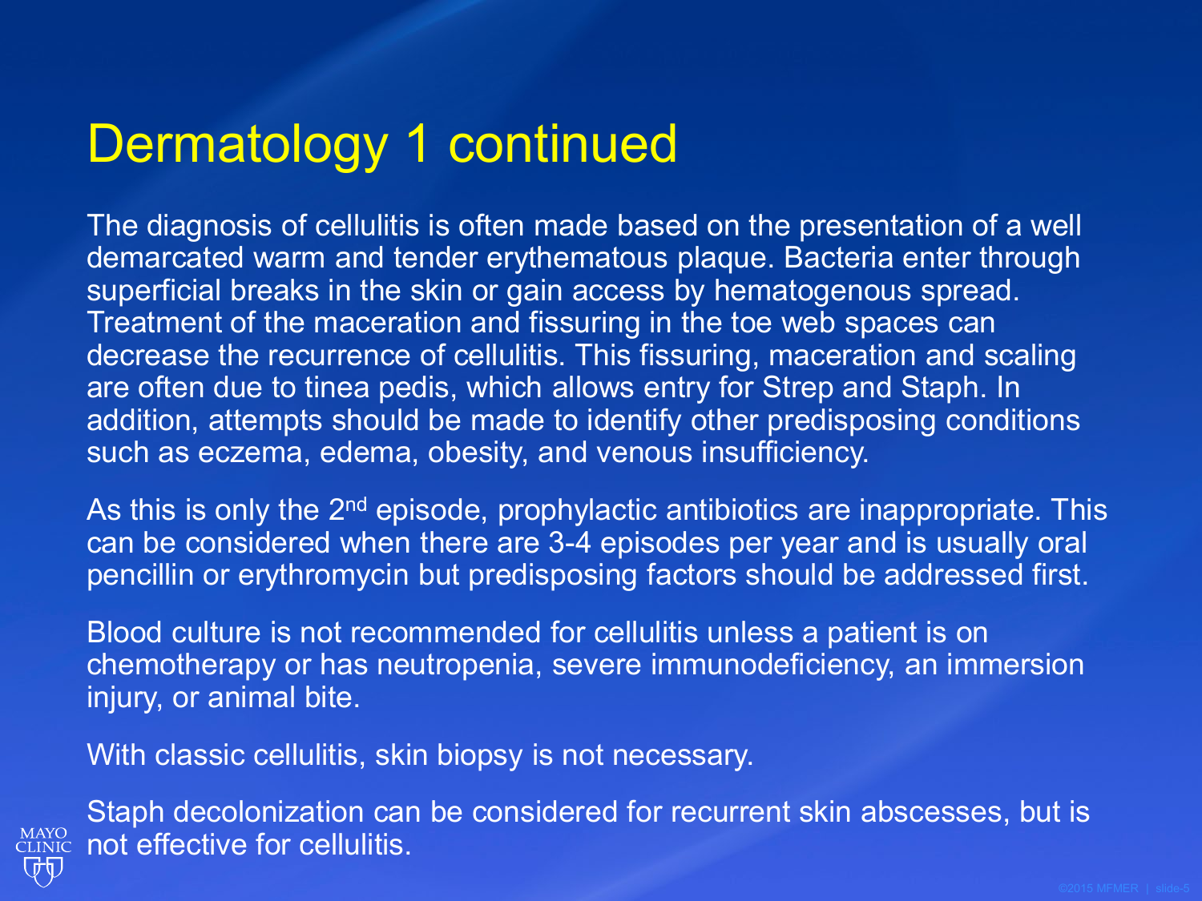# Dermatology 1 continued

The diagnosis of cellulitis is often made based on the presentation of a well demarcated warm and tender erythematous plaque. Bacteria enter through superficial breaks in the skin or gain access by hematogenous spread. Treatment of the maceration and fissuring in the toe web spaces can decrease the recurrence of cellulitis. This fissuring, maceration and scaling are often due to tinea pedis, which allows entry for Strep and Staph. In addition, attempts should be made to identify other predisposing conditions such as eczema, edema, obesity, and venous insufficiency.

As this is only the 2nd episode, prophylactic antibiotics are inappropriate. This can be considered when there are 3-4 episodes per year and is usually oral pencillin or erythromycin but predisposing factors should be addressed first.

Blood culture is not recommended for cellulitis unless a patient is on chemotherapy or has neutropenia, severe immunodeficiency, an immersion injury, or animal bite.

With classic cellulitis, skin biopsy is not necessary.

Staph decolonization can be considered for recurrent skin abscesses, but is not effective for cellulitis.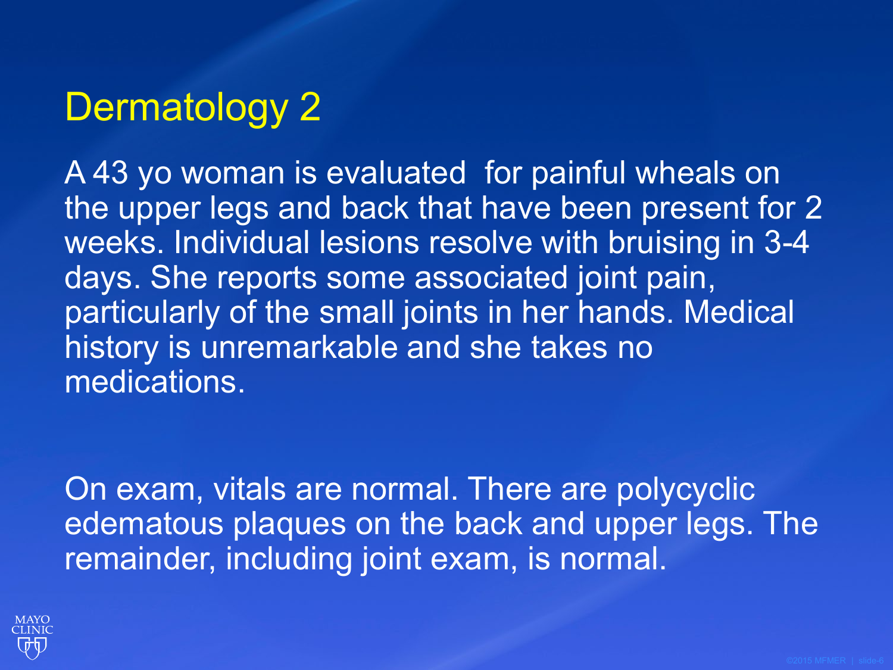# Dermatology 2

A 43 yo woman is evaluated for painful wheals on the upper legs and back that have been present for 2 weeks. Individual lesions resolve with bruising in 3-4 days. She reports some associated joint pain, particularly of the small joints in her hands. Medical history is unremarkable and she takes no medications.

On exam, vitals are normal. There are polycyclic edematous plaques on the back and upper legs. The remainder, including joint exam, is normal.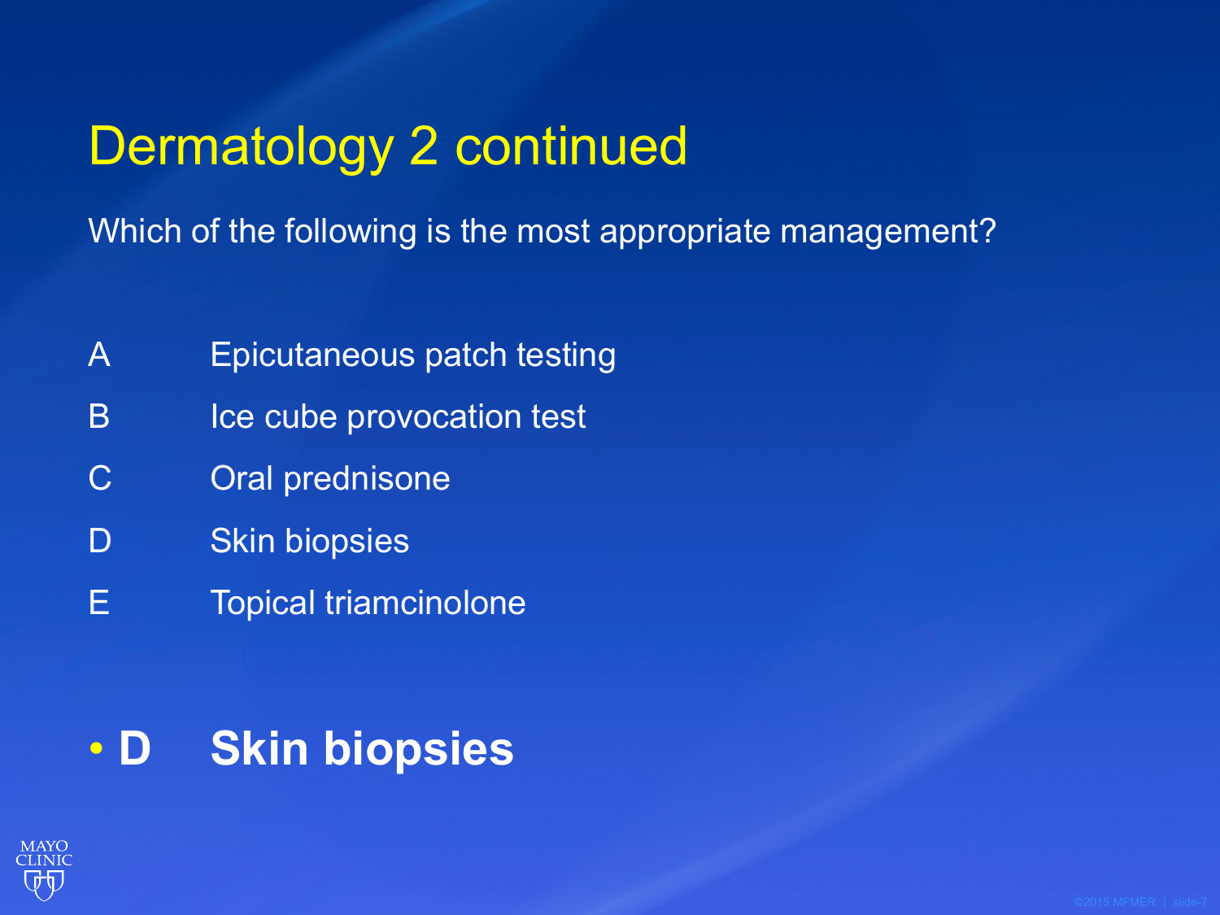# Dermatology 2 continued

Which of the following is the most appropriate management?

| | |
|---|---|
| A | Epicutaneous patch testing |
| B | Ice cube provocation test |
| C | Oral prednisone |
| D | Skin biopsies |
| E | Topical triamcinolone |

- **D Skin biopsies**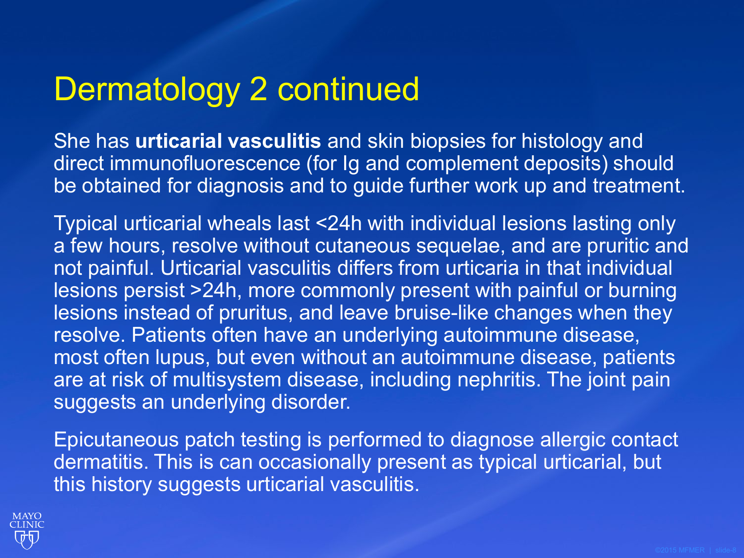# Dermatology 2 continued

She has **urticarial vasculitis** and skin biopsies for histology and direct immunofluorescence (for Ig and complement deposits) should be obtained for diagnosis and to guide further work up and treatment.

Typical urticarial wheals last <24h with individual lesions lasting only a few hours, resolve without cutaneous sequelae, and are pruritic and not painful. Urticarial vasculitis differs from urticaria in that individual lesions persist >24h, more commonly present with painful or burning lesions instead of pruritus, and leave bruise-like changes when they resolve. Patients often have an underlying autoimmune disease, most often lupus, but even without an autoimmune disease, patients are at risk of multisystem disease, including nephritis. The joint pain suggests an underlying disorder.

Epicutaneous patch testing is performed to diagnose allergic contact dermatitis. This is can occasionally present as typical urticarial, but this history suggests urticarial vasculitis.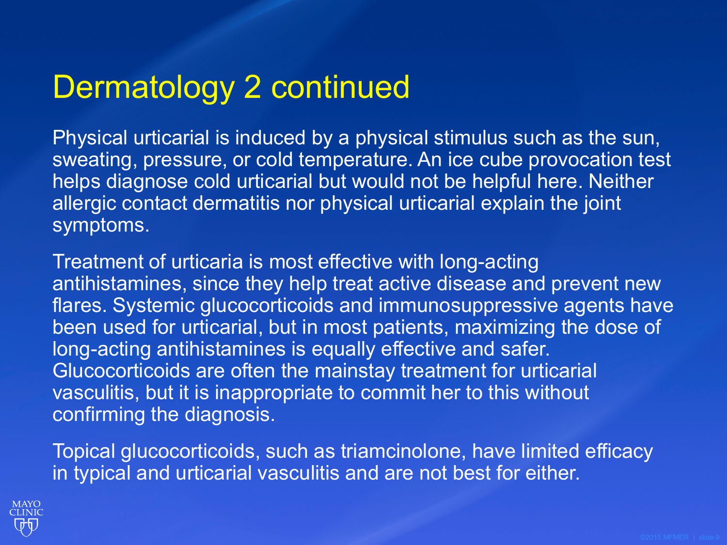# Dermatology 2 continued

Physical urticarial is induced by a physical stimulus such as the sun, sweating, pressure, or cold temperature. An ice cube provocation test helps diagnose cold urticarial but would not be helpful here. Neither allergic contact dermatitis nor physical urticarial explain the joint symptoms.

Treatment of urticaria is most effective with long-acting antihistamines, since they help treat active disease and prevent new flares. Systemic glucocorticoids and immunosuppressive agents have been used for urticarial, but in most patients, maximizing the dose of long-acting antihistamines is equally effective and safer. Glucocorticoids are often the mainstay treatment for urticarial vasculitis, but it is inappropriate to commit her to this without confirming the diagnosis.

Topical glucocorticoids, such as triamcinolone, have limited efficacy in typical and urticarial vasculitis and are not best for either.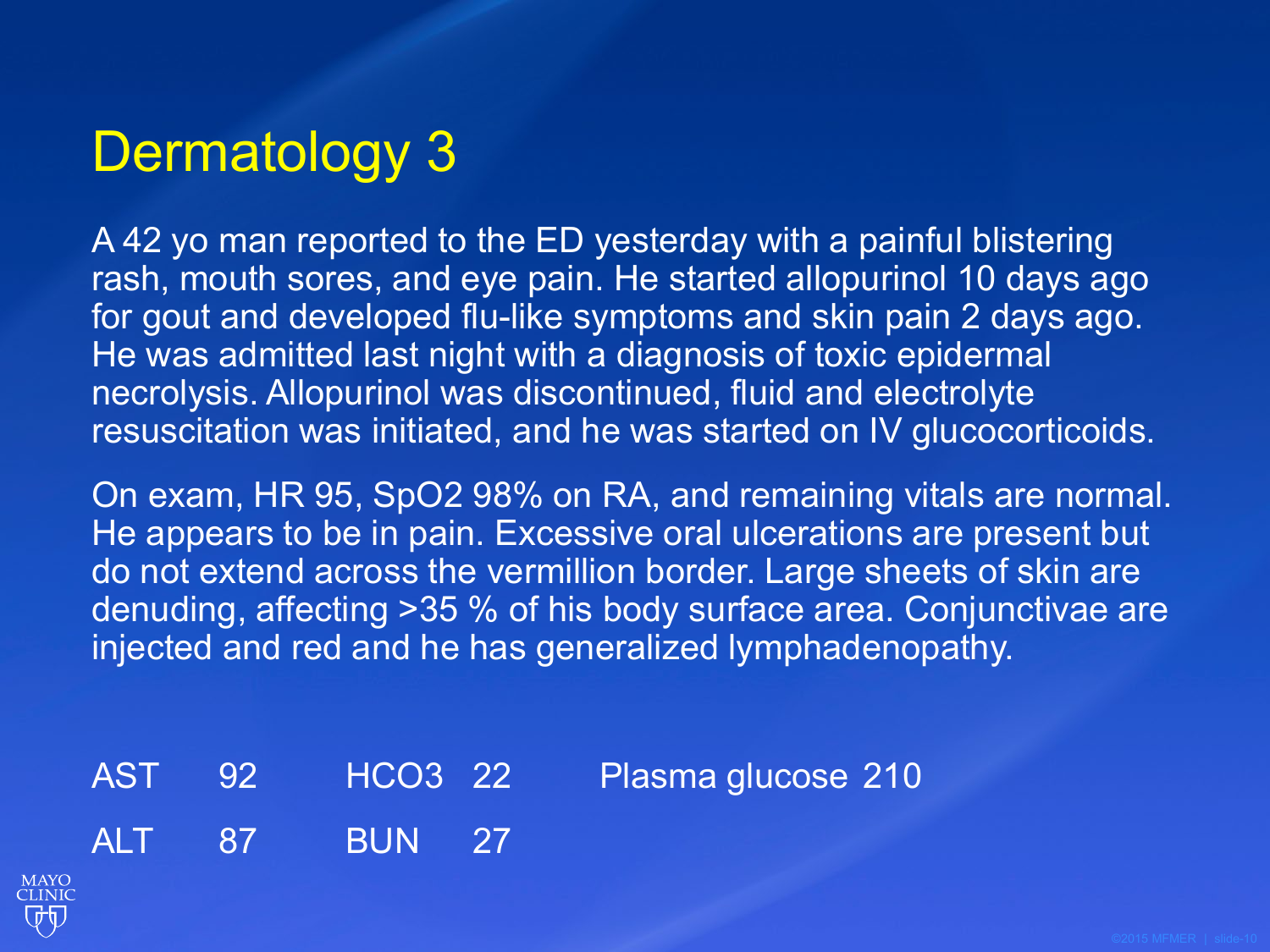# Dermatology 3

A 42 yo man reported to the ED yesterday with a painful blistering rash, mouth sores, and eye pain. He started allopurinol 10 days ago for gout and developed flu-like symptoms and skin pain 2 days ago. He was admitted last night with a diagnosis of toxic epidermal necrolysis. Allopurinol was discontinued, fluid and electrolyte resuscitation was initiated, and he was started on IV glucocorticoids.

On exam, HR 95, SpO2 98% on RA, and remaining vitals are normal. He appears to be in pain. Excessive oral ulcerations are present but do not extend across the vermillion border. Large sheets of skin are denuding, affecting >35 % of his body surface area. Conjunctivae are injected and red and he has generalized lymphadenopathy.

| | | | | | |
|---|---|---|---|---|---|
| AST | 92 | HCO3 | 22 | Plasma glucose | 210 |
| ALT | 87 | BUN | 27 | | |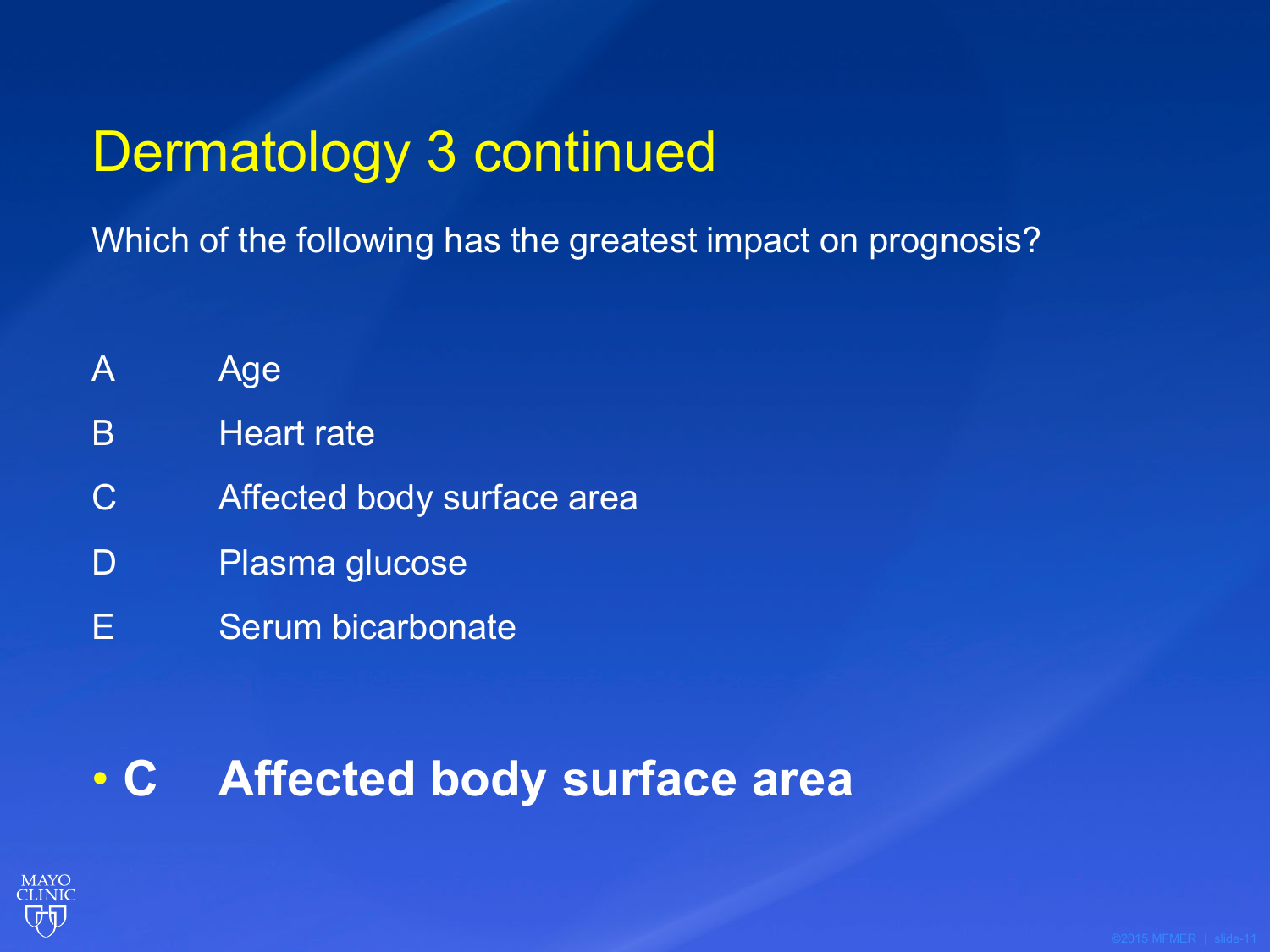# Dermatology 3 continued

Which of the following has the greatest impact on prognosis?

| | |
|---|---|
| A | Age |
| B | Heart rate |
| C | Affected body surface area |
| D | Plasma glucose |
| E | Serum bicarbonate |

- **C Affected body surface area**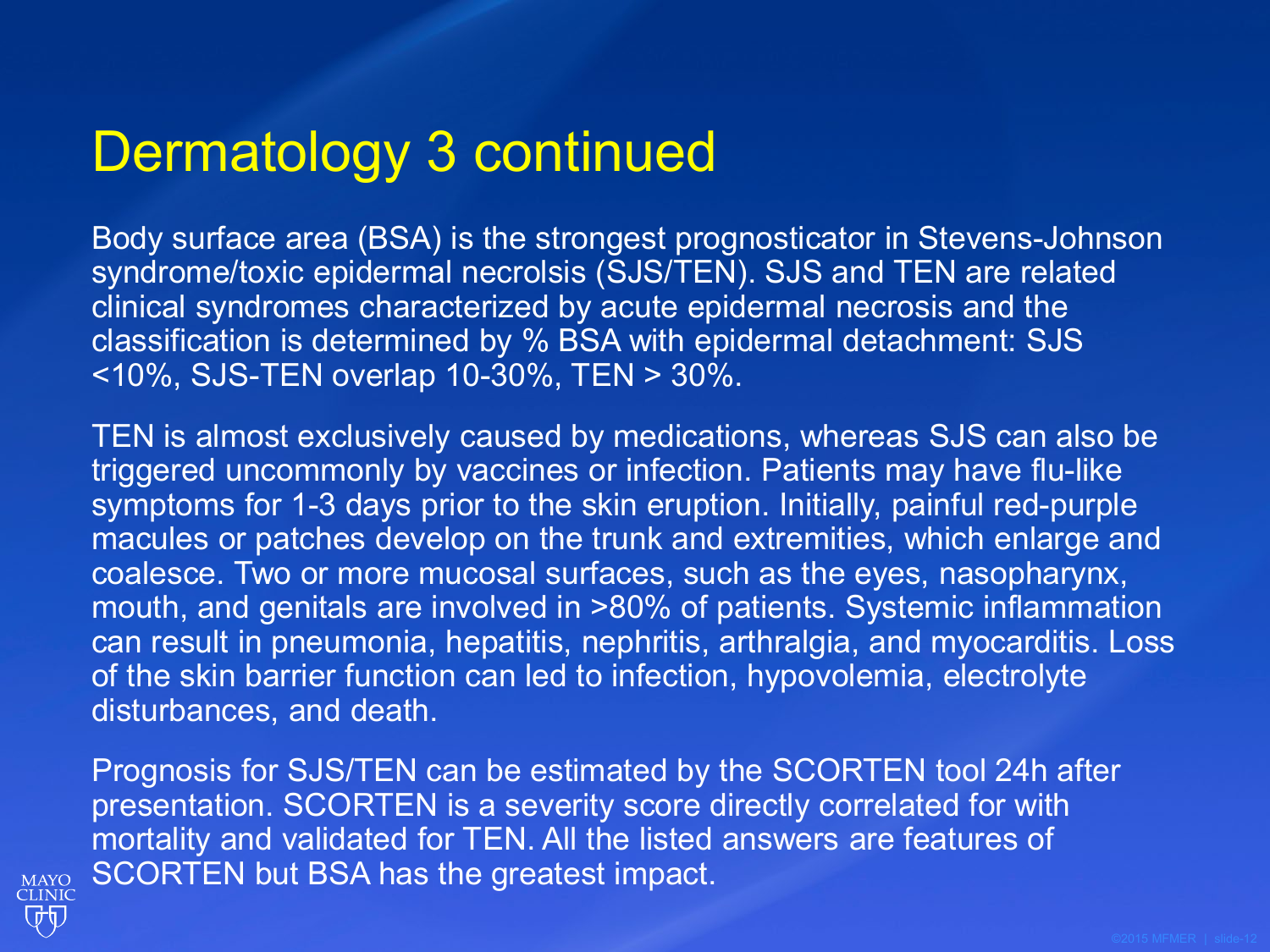# Dermatology 3 continued

Body surface area (BSA) is the strongest prognosticator in Stevens-Johnson syndrome/toxic epidermal necrolsis (SJS/TEN). SJS and TEN are related clinical syndromes characterized by acute epidermal necrosis and the classification is determined by % BSA with epidermal detachment: SJS <10%, SJS-TEN overlap 10-30%, TEN > 30%.

TEN is almost exclusively caused by medications, whereas SJS can also be triggered uncommonly by vaccines or infection. Patients may have flu-like symptoms for 1-3 days prior to the skin eruption. Initially, painful red-purple macules or patches develop on the trunk and extremities, which enlarge and coalesce. Two or more mucosal surfaces, such as the eyes, nasopharynx, mouth, and genitals are involved in >80% of patients. Systemic inflammation can result in pneumonia, hepatitis, nephritis, arthralgia, and myocarditis. Loss of the skin barrier function can led to infection, hypovolemia, electrolyte disturbances, and death.

Prognosis for SJS/TEN can be estimated by the SCORTEN tool 24h after presentation. SCORTEN is a severity score directly correlated for with mortality and validated for TEN. All the listed answers are features of SCORTEN but BSA has the greatest impact.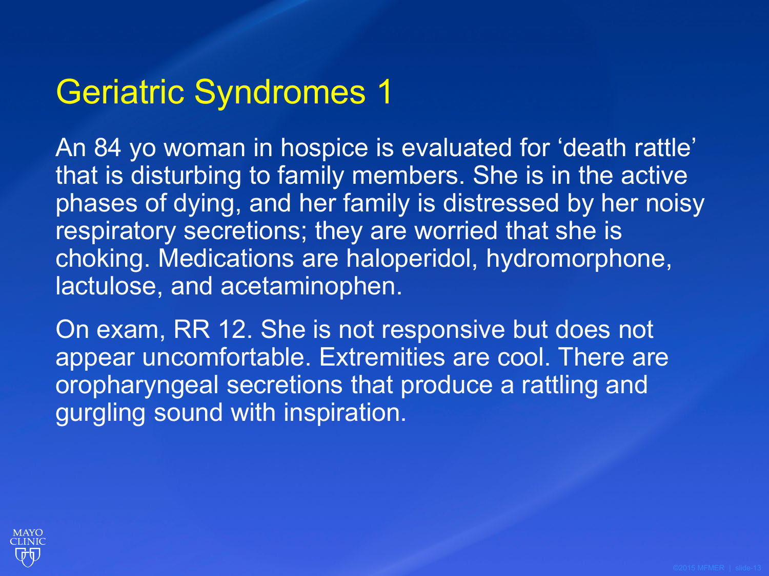# Geriatric Syndromes 1

An 84 yo woman in hospice is evaluated for 'death rattle' that is disturbing to family members. She is in the active phases of dying, and her family is distressed by her noisy respiratory secretions; they are worried that she is choking. Medications are haloperidol, hydromorphone, lactulose, and acetaminophen.

On exam, RR 12. She is not responsive but does not appear uncomfortable. Extremities are cool. There are oropharyngeal secretions that produce a rattling and gurgling sound with inspiration.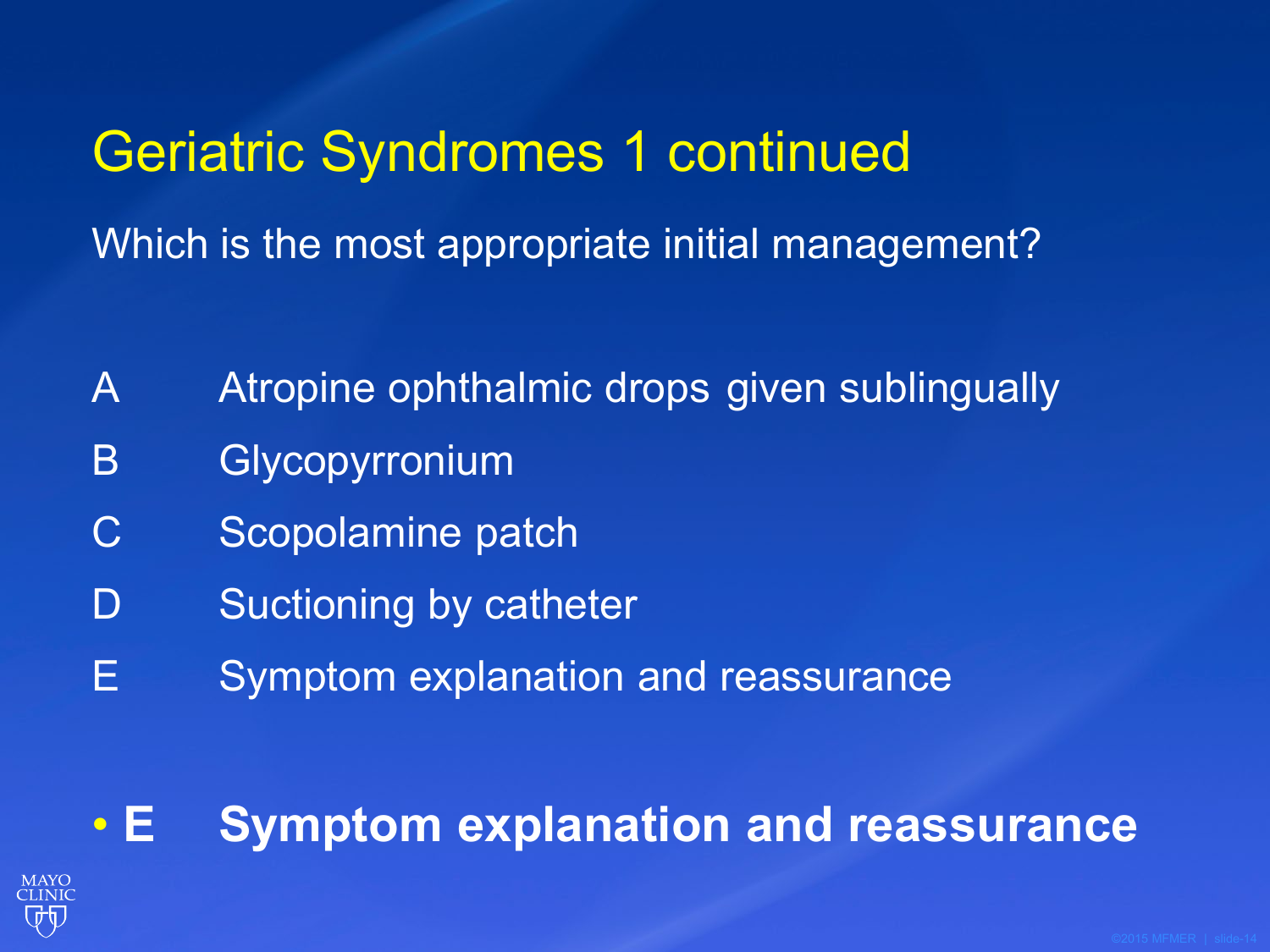# Geriatric Syndromes 1 continued

Which is the most appropriate initial management?

A Atropine ophthalmic drops given sublingually

B Glycopyrronium

C Scopolamine patch

D Suctioning by catheter

E Symptom explanation and reassurance

- **E Symptom explanation and reassurance**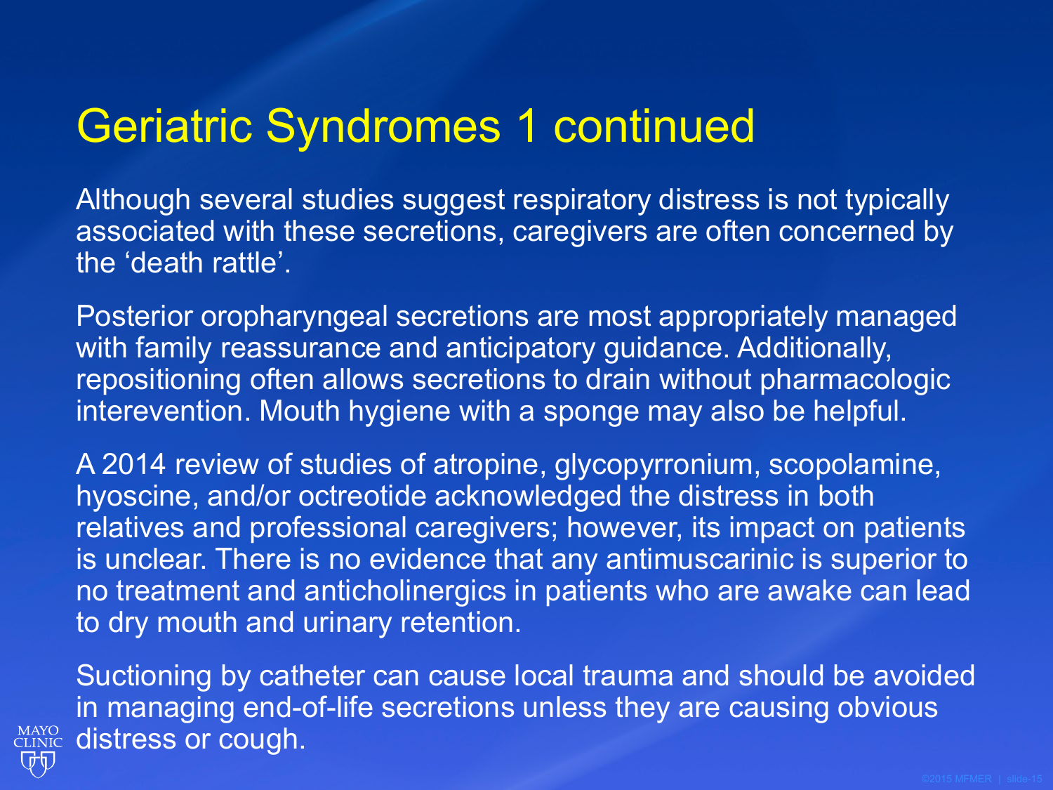# Geriatric Syndromes 1 continued

Although several studies suggest respiratory distress is not typically associated with these secretions, caregivers are often concerned by the 'death rattle'.

Posterior oropharyngeal secretions are most appropriately managed with family reassurance and anticipatory guidance. Additionally, repositioning often allows secretions to drain without pharmacologic interevention. Mouth hygiene with a sponge may also be helpful.

A 2014 review of studies of atropine, glycopyrronium, scopolamine, hyoscine, and/or octreotide acknowledged the distress in both relatives and professional caregivers; however, its impact on patients is unclear. There is no evidence that any antimuscarinic is superior to no treatment and anticholinergics in patients who are awake can lead to dry mouth and urinary retention.

Suctioning by catheter can cause local trauma and should be avoided in managing end-of-life secretions unless they are causing obvious distress or cough.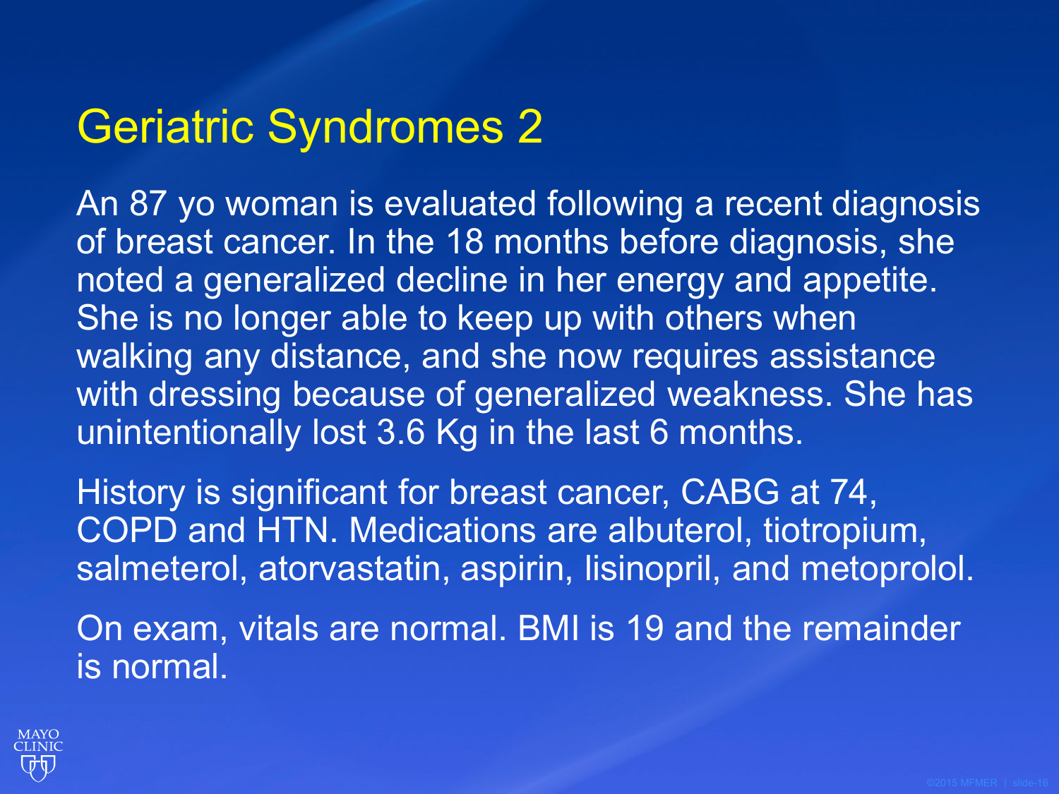# Geriatric Syndromes 2

An 87 yo woman is evaluated following a recent diagnosis of breast cancer. In the 18 months before diagnosis, she noted a generalized decline in her energy and appetite. She is no longer able to keep up with others when walking any distance, and she now requires assistance with dressing because of generalized weakness. She has unintentionally lost 3.6 Kg in the last 6 months.

History is significant for breast cancer, CABG at 74, COPD and HTN. Medications are albuterol, tiotropium, salmeterol, atorvastatin, aspirin, lisinopril, and metoprolol.

On exam, vitals are normal. BMI is 19 and the remainder is normal.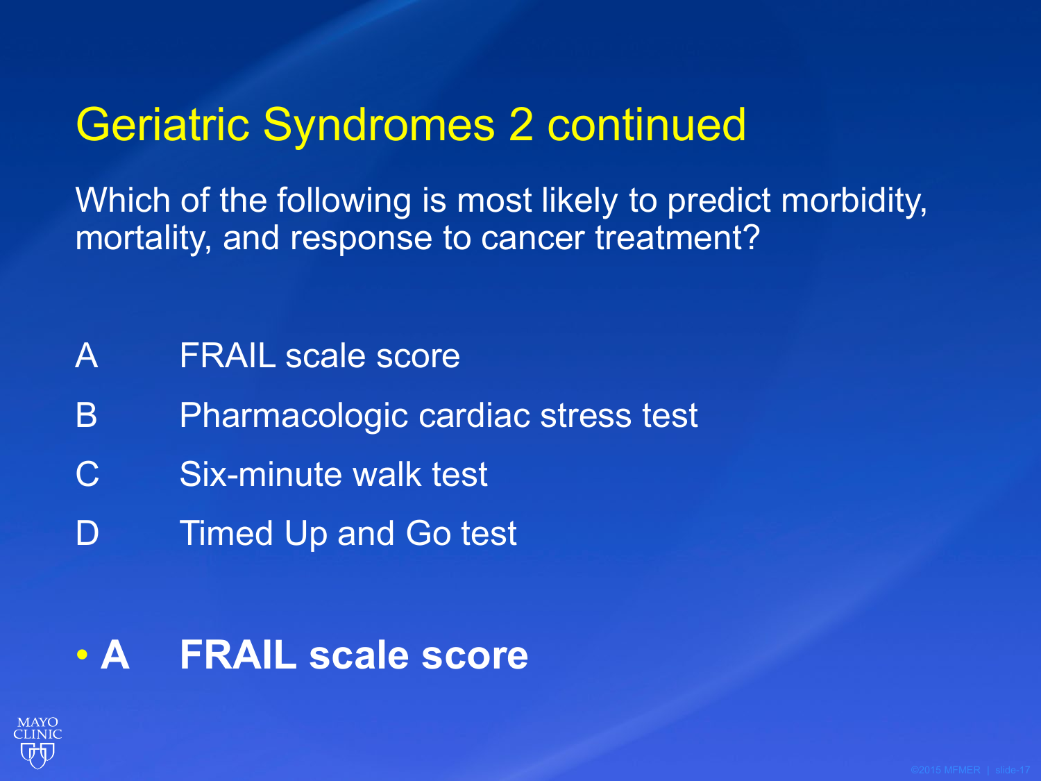# Geriatric Syndromes 2 continued

Which of the following is most likely to predict morbidity, mortality, and response to cancer treatment?

A FRAIL scale score

B Pharmacologic cardiac stress test

C Six-minute walk test

D Timed Up and Go test

- **A FRAIL scale score**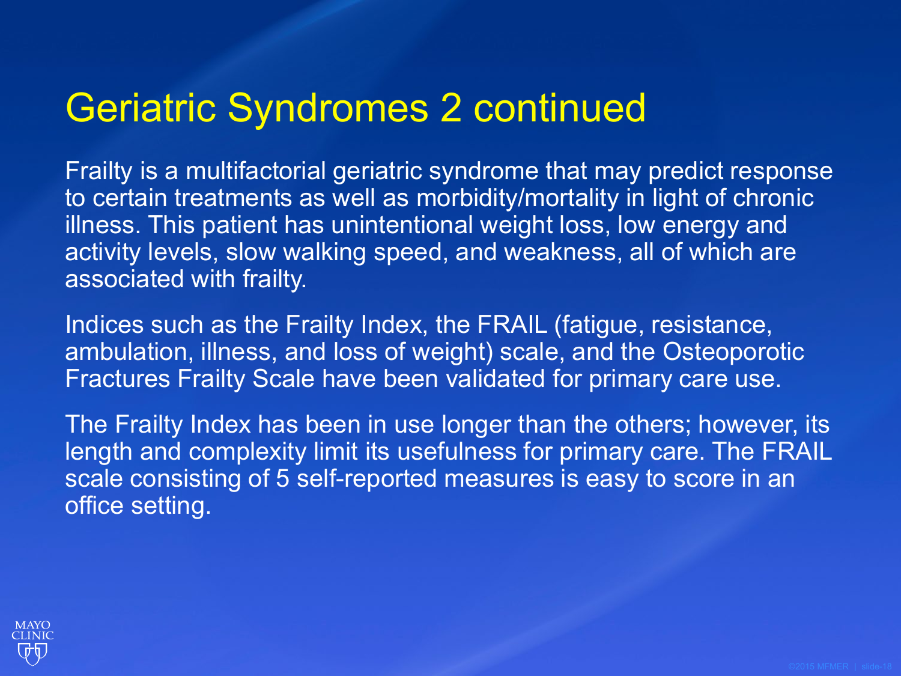# Geriatric Syndromes 2 continued

Frailty is a multifactorial geriatric syndrome that may predict response to certain treatments as well as morbidity/mortality in light of chronic illness. This patient has unintentional weight loss, low energy and activity levels, slow walking speed, and weakness, all of which are associated with frailty.

Indices such as the Frailty Index, the FRAIL (fatigue, resistance, ambulation, illness, and loss of weight) scale, and the Osteoporotic Fractures Frailty Scale have been validated for primary care use.

The Frailty Index has been in use longer than the others; however, its length and complexity limit its usefulness for primary care. The FRAIL scale consisting of 5 self-reported measures is easy to score in an office setting.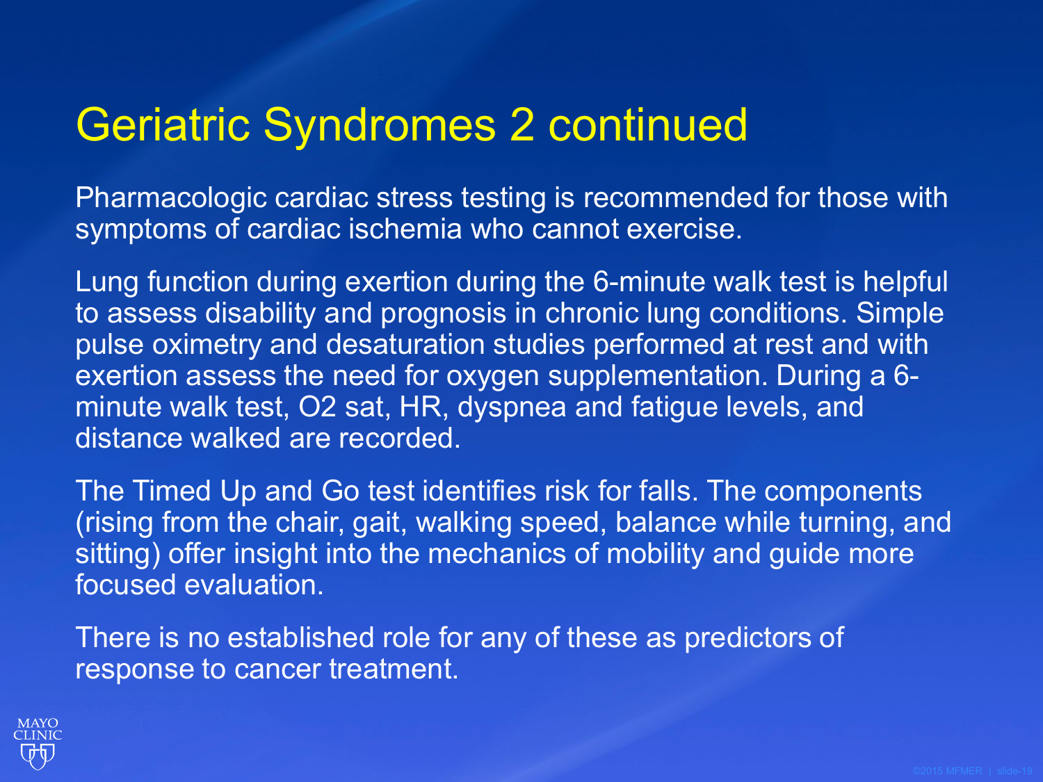# Geriatric Syndromes 2 continued

Pharmacologic cardiac stress testing is recommended for those with symptoms of cardiac ischemia who cannot exercise.

Lung function during exertion during the 6-minute walk test is helpful to assess disability and prognosis in chronic lung conditions. Simple pulse oximetry and desaturation studies performed at rest and with exertion assess the need for oxygen supplementation. During a 6-minute walk test, $O_2$ sat, HR, dyspnea and fatigue levels, and distance walked are recorded.

The Timed Up and Go test identifies risk for falls. The components (rising from the chair, gait, walking speed, balance while turning, and sitting) offer insight into the mechanics of mobility and guide more focused evaluation.

There is no established role for any of these as predictors of response to cancer treatment.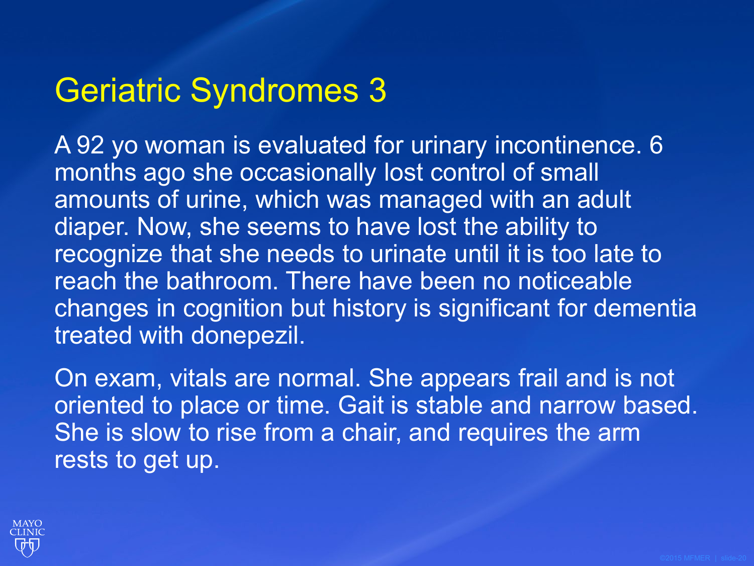# Geriatric Syndromes 3

A 92 yo woman is evaluated for urinary incontinence. 6 months ago she occasionally lost control of small amounts of urine, which was managed with an adult diaper. Now, she seems to have lost the ability to recognize that she needs to urinate until it is too late to reach the bathroom. There have been no noticeable changes in cognition but history is significant for dementia treated with donepezil.

On exam, vitals are normal. She appears frail and is not oriented to place or time. Gait is stable and narrow based. She is slow to rise from a chair, and requires the arm rests to get up.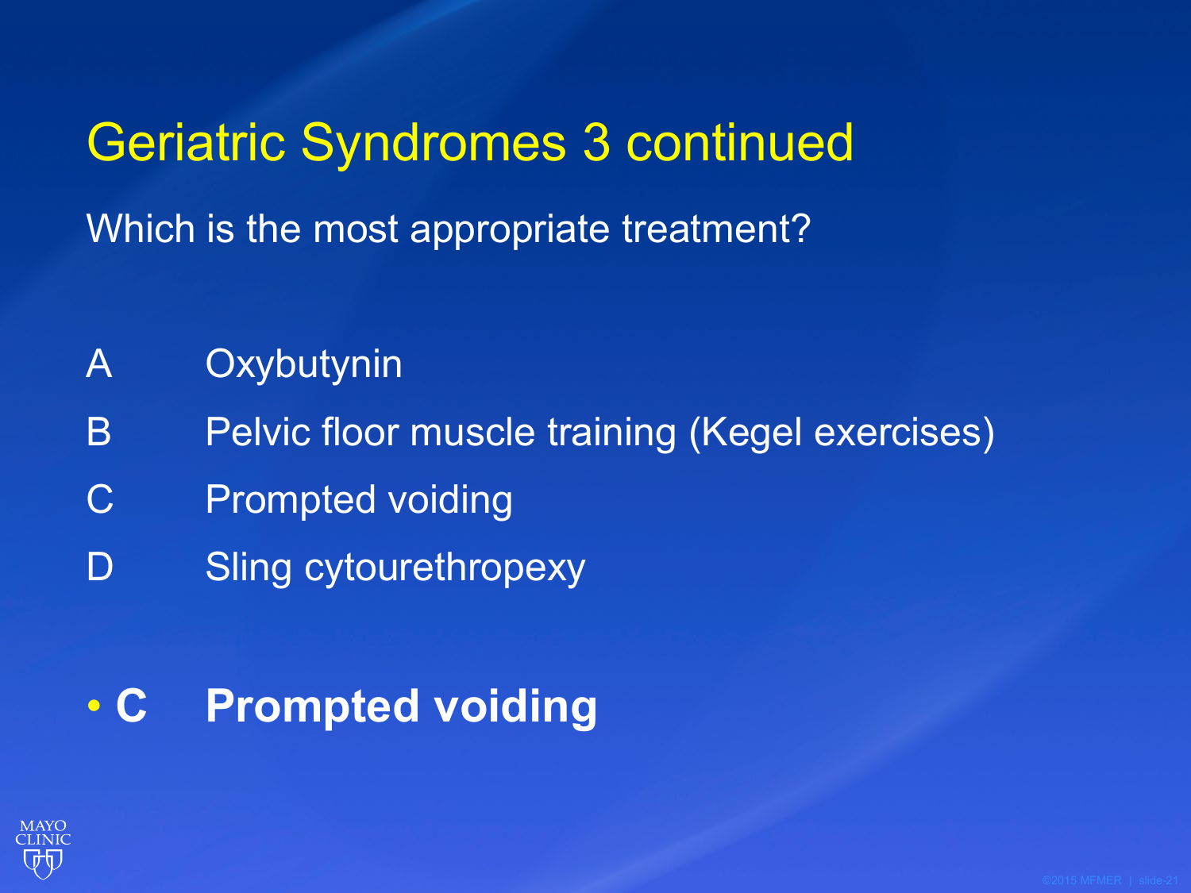# Geriatric Syndromes 3 continued

Which is the most appropriate treatment?

A Oxybutynin

B Pelvic floor muscle training (Kegel exercises)

C Prompted voiding

D Sling cytourethropexy

- **C Prompted voiding**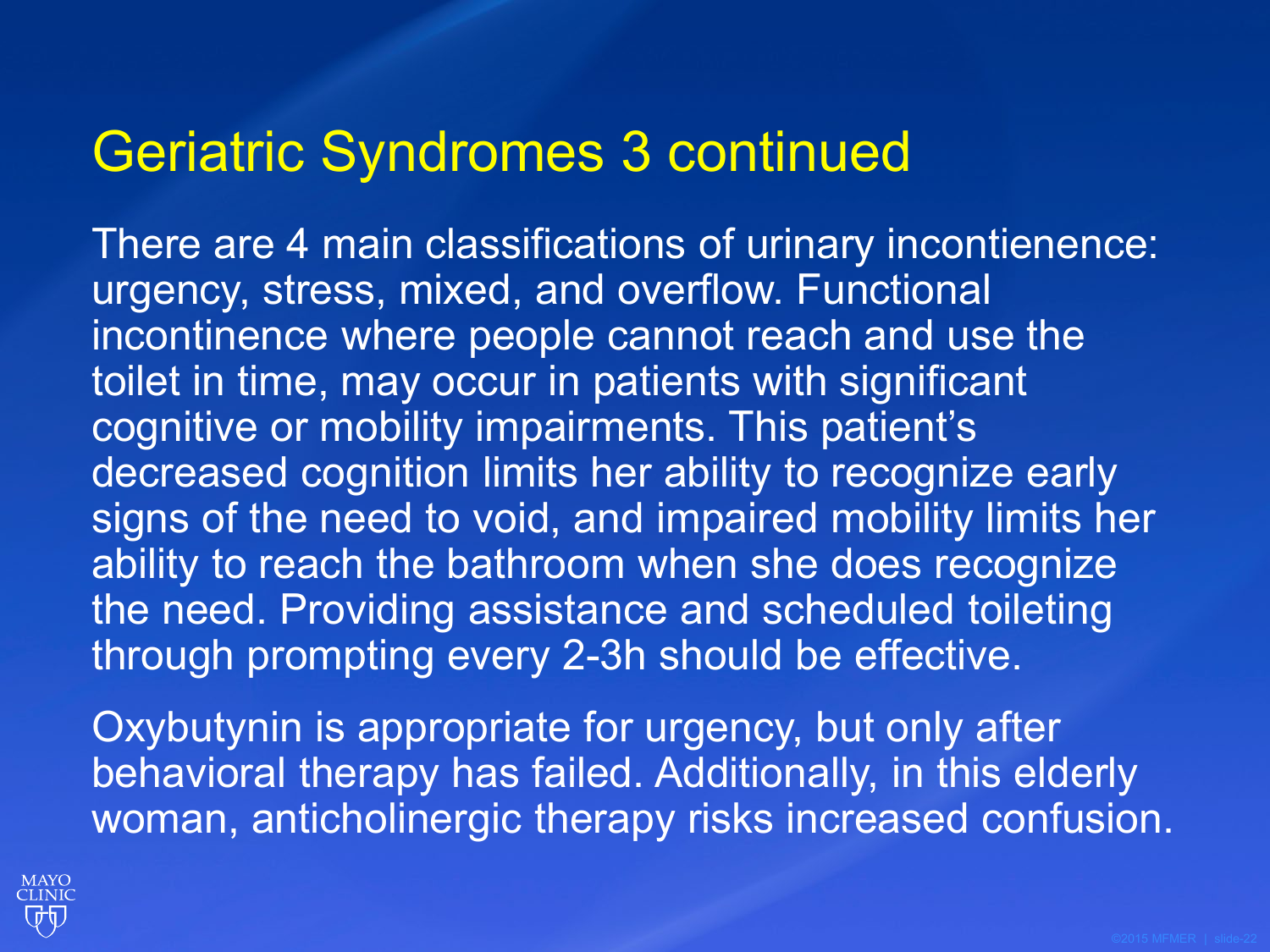# Geriatric Syndromes 3 continued

There are 4 main classifications of urinary incontienence: urgency, stress, mixed, and overflow. Functional incontinence where people cannot reach and use the toilet in time, may occur in patients with significant cognitive or mobility impairments. This patient's decreased cognition limits her ability to recognize early signs of the need to void, and impaired mobility limits her ability to reach the bathroom when she does recognize the need. Providing assistance and scheduled toileting through prompting every 2-3h should be effective.

Oxybutynin is appropriate for urgency, but only after behavioral therapy has failed. Additionally, in this elderly woman, anticholinergic therapy risks increased confusion.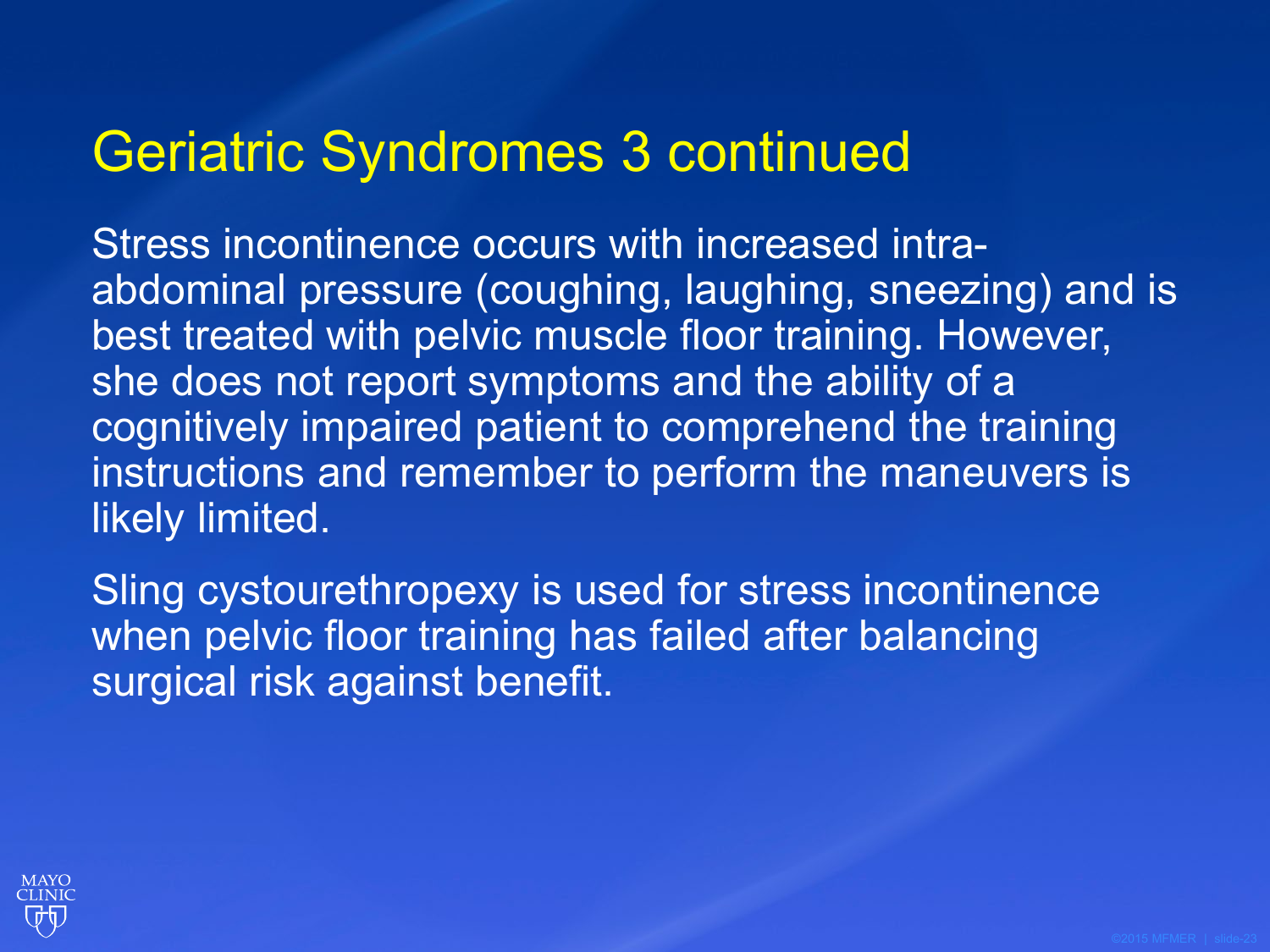# Geriatric Syndromes 3 continued

Stress incontinence occurs with increased intra-abdominal pressure (coughing, laughing, sneezing) and is best treated with pelvic muscle floor training. However, she does not report symptoms and the ability of a cognitively impaired patient to comprehend the training instructions and remember to perform the maneuvers is likely limited.

Sling cystourethropexy is used for stress incontinence when pelvic floor training has failed after balancing surgical risk against benefit.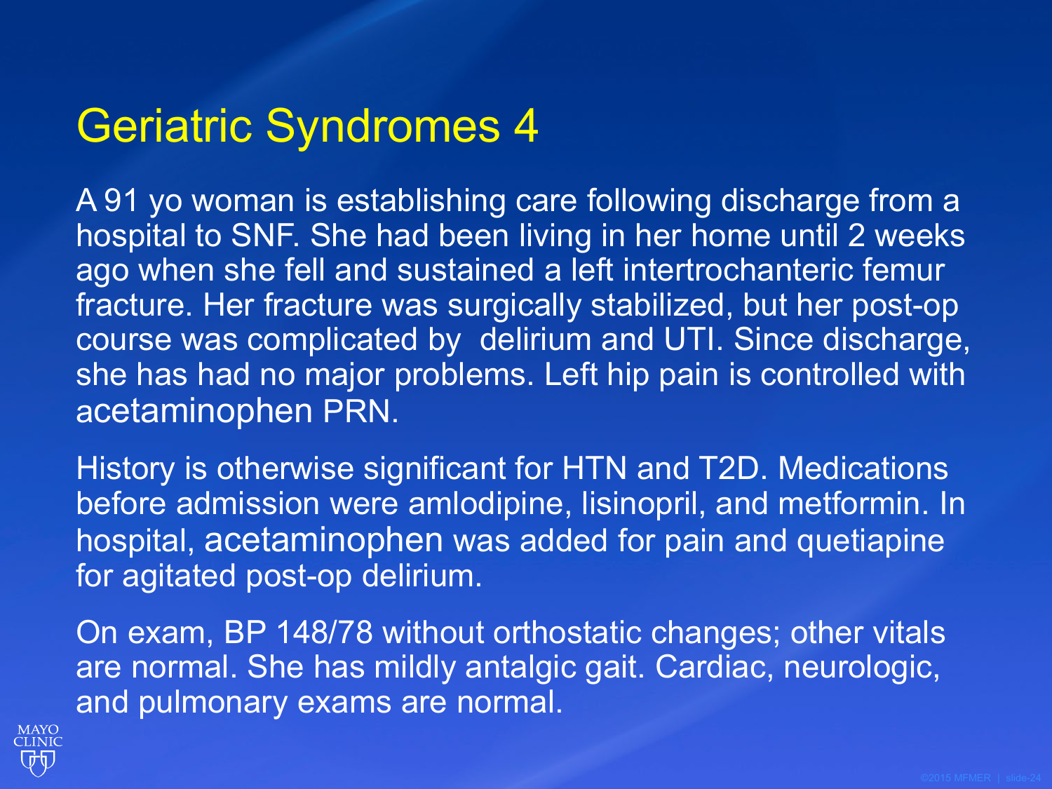# Geriatric Syndromes 4

A 91 yo woman is establishing care following discharge from a hospital to SNF. She had been living in her home until 2 weeks ago when she fell and sustained a left intertrochanteric femur fracture. Her fracture was surgically stabilized, but her post-op course was complicated by delirium and UTI. Since discharge, she has had no major problems. Left hip pain is controlled with acetaminophen PRN.

History is otherwise significant for HTN and T2D. Medications before admission were amlodipine, lisinopril, and metformin. In hospital, acetaminophen was added for pain and quetiapine for agitated post-op delirium.

On exam, BP 148/78 without orthostatic changes; other vitals are normal. She has mildly antalgic gait. Cardiac, neurologic, and pulmonary exams are normal.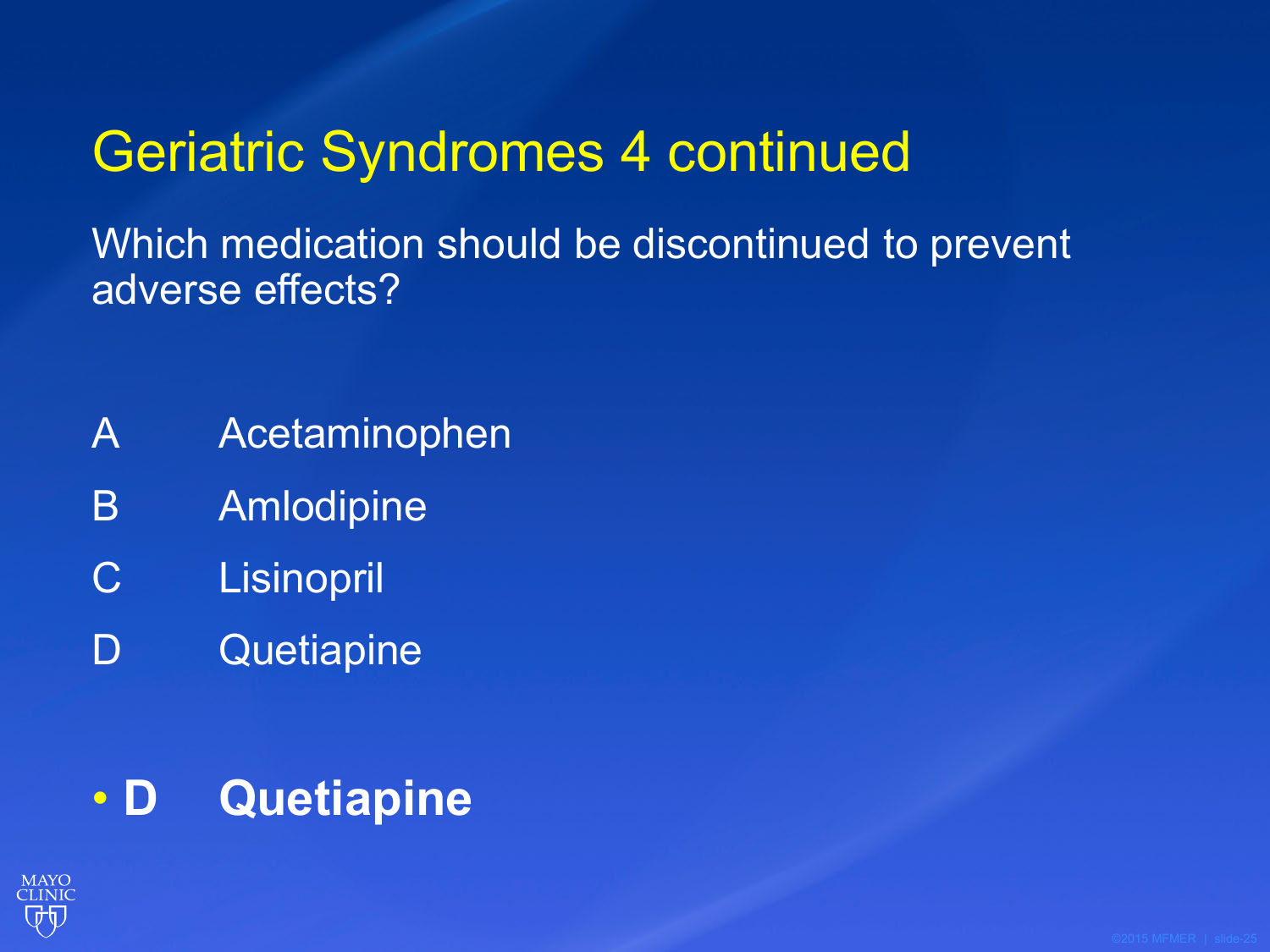# Geriatric Syndromes 4 continued

Which medication should be discontinued to prevent adverse effects?

- A Acetaminophen
- B Amlodipine
- C Lisinopril
- D Quetiapine

- **D Quetiapine**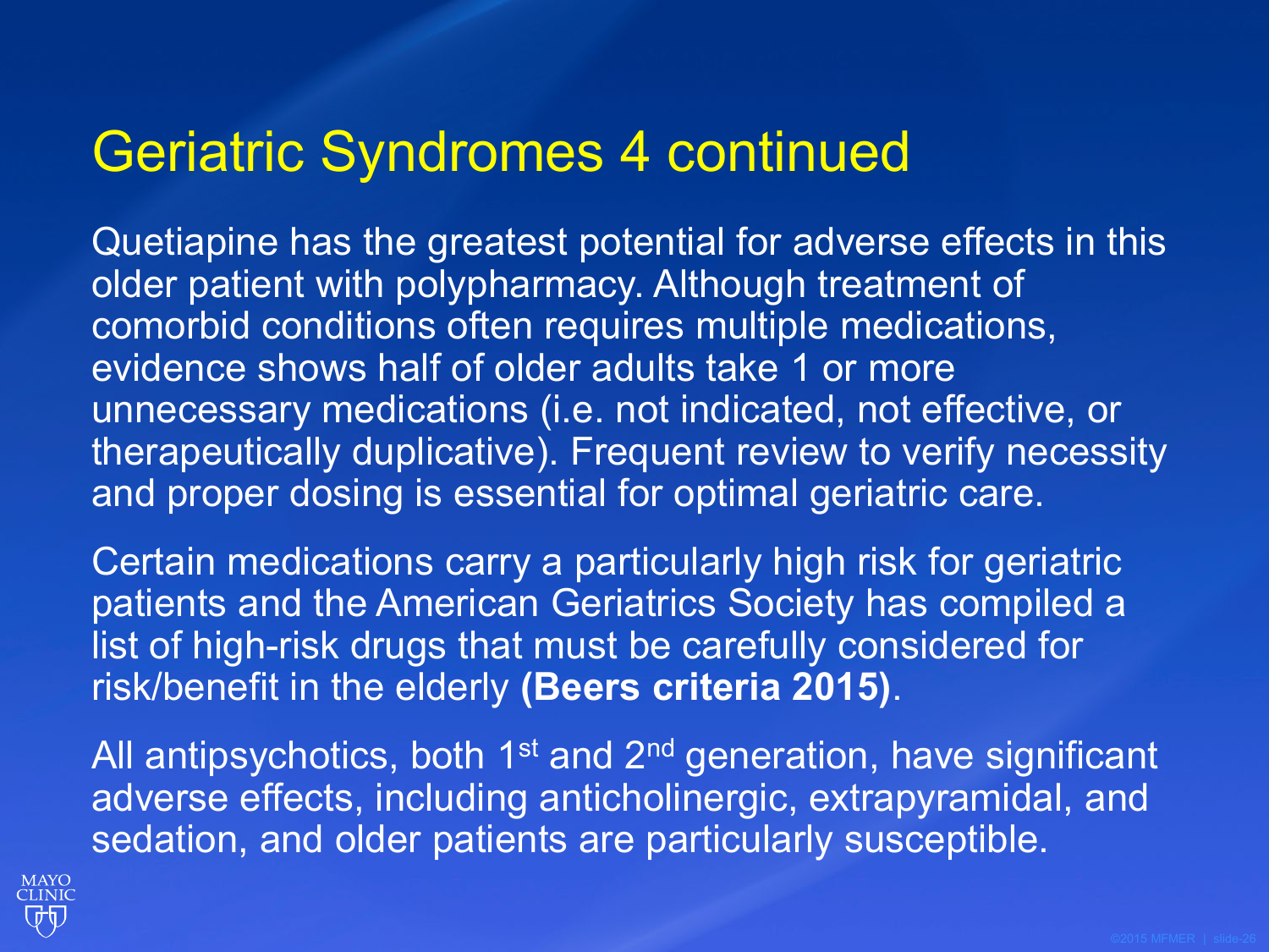# Geriatric Syndromes 4 continued

Quetiapine has the greatest potential for adverse effects in this older patient with polypharmacy. Although treatment of comorbid conditions often requires multiple medications, evidence shows half of older adults take 1 or more unnecessary medications (i.e. not indicated, not effective, or therapeutically duplicative). Frequent review to verify necessity and proper dosing is essential for optimal geriatric care.

Certain medications carry a particularly high risk for geriatric patients and the American Geriatrics Society has compiled a list of high-risk drugs that must be carefully considered for risk/benefit in the elderly **(Beers criteria 2015)**.

All antipsychotics, both 1st and 2nd generation, have significant adverse effects, including anticholinergic, extrapyramidal, and sedation, and older patients are particularly susceptible.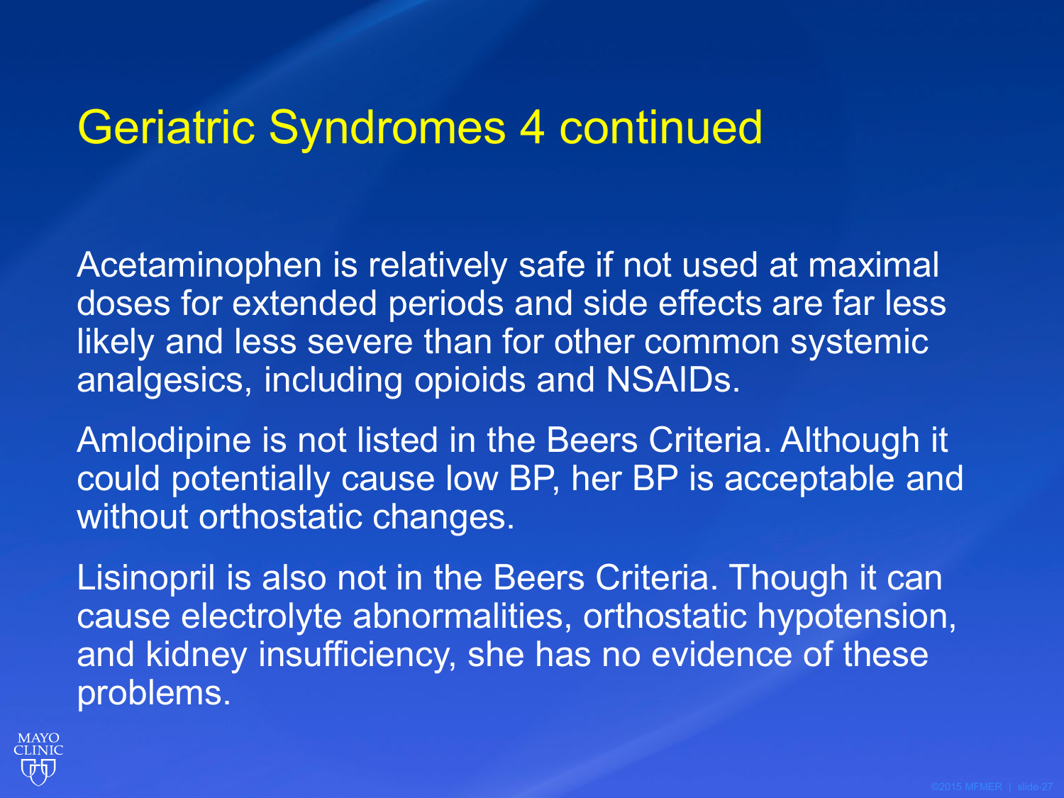# Geriatric Syndromes 4 continued

Acetaminophen is relatively safe if not used at maximal doses for extended periods and side effects are far less likely and less severe than for other common systemic analgesics, including opioids and NSAIDs.

Amlodipine is not listed in the Beers Criteria. Although it could potentially cause low BP, her BP is acceptable and without orthostatic changes.

Lisinopril is also not in the Beers Criteria. Though it can cause electrolyte abnormalities, orthostatic hypotension, and kidney insufficiency, she has no evidence of these problems.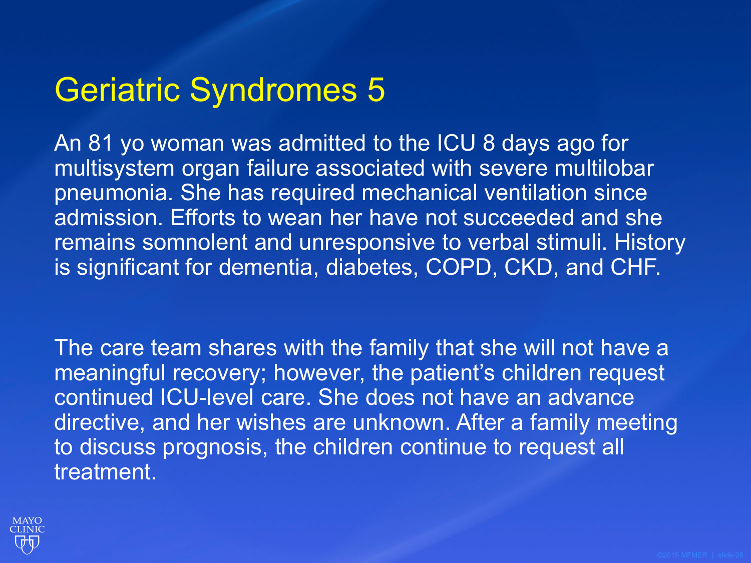# Geriatric Syndromes 5

An 81 yo woman was admitted to the ICU 8 days ago for multisystem organ failure associated with severe multilobar pneumonia. She has required mechanical ventilation since admission. Efforts to wean her have not succeeded and she remains somnolent and unresponsive to verbal stimuli. History is significant for dementia, diabetes, COPD, CKD, and CHF.

The care team shares with the family that she will not have a meaningful recovery; however, the patient's children request continued ICU-level care. She does not have an advance directive, and her wishes are unknown. After a family meeting to discuss prognosis, the children continue to request all treatment.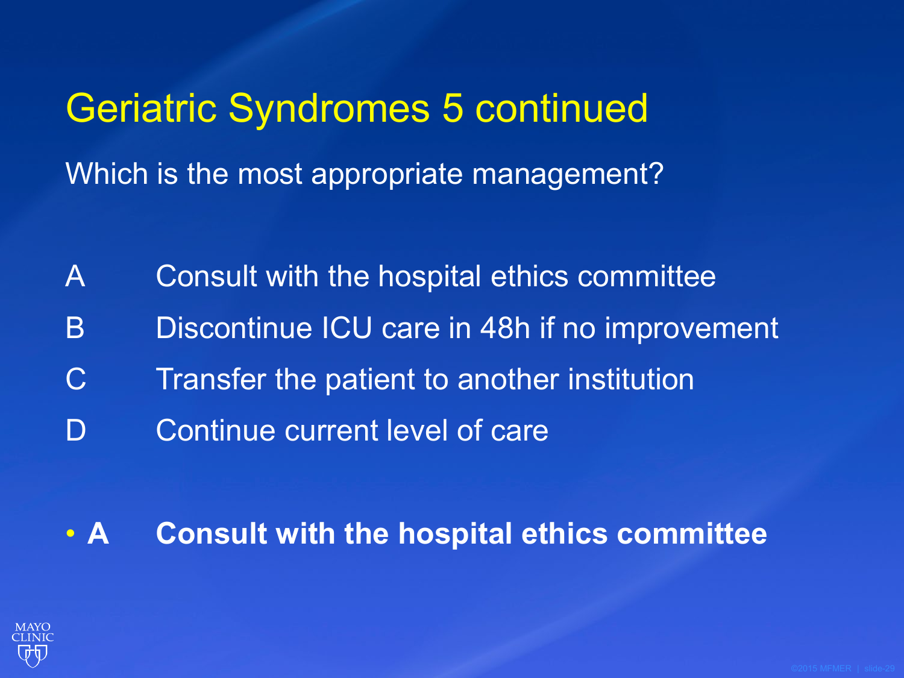# Geriatric Syndromes 5 continued

Which is the most appropriate management?

A Consult with the hospital ethics committee

B Discontinue ICU care in 48h if no improvement

C Transfer the patient to another institution

D Continue current level of care

- **A Consult with the hospital ethics committee**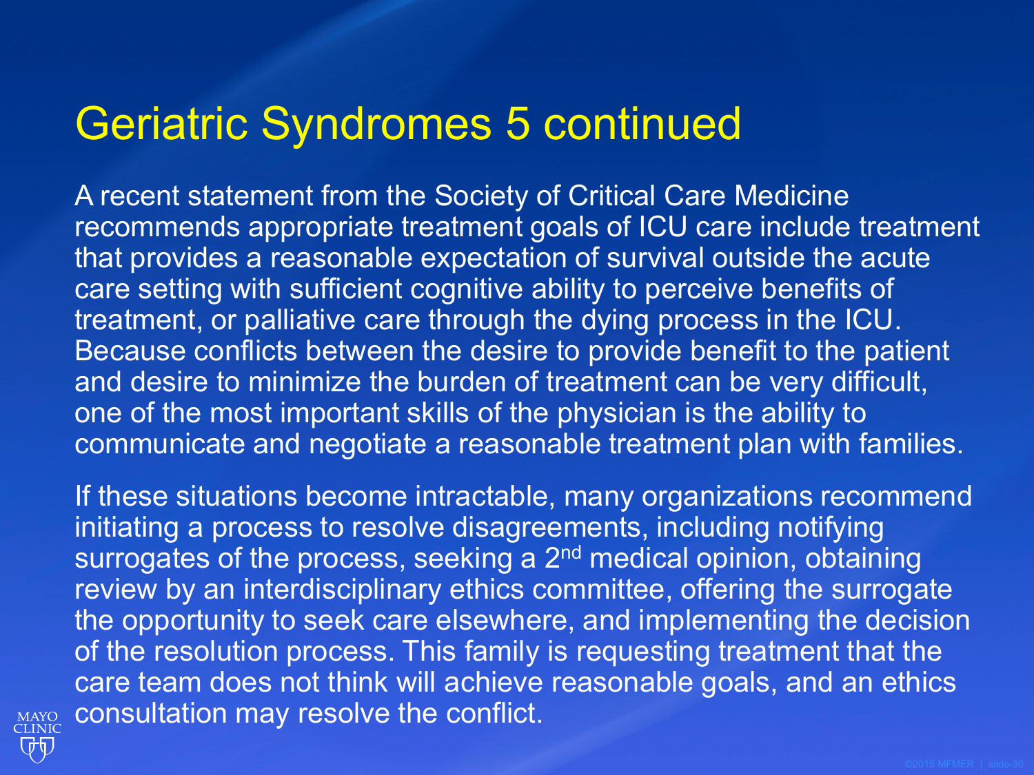# Geriatric Syndromes 5 continued

A recent statement from the Society of Critical Care Medicine recommends appropriate treatment goals of ICU care include treatment that provides a reasonable expectation of survival outside the acute care setting with sufficient cognitive ability to perceive benefits of treatment, or palliative care through the dying process in the ICU. Because conflicts between the desire to provide benefit to the patient and desire to minimize the burden of treatment can be very difficult, one of the most important skills of the physician is the ability to communicate and negotiate a reasonable treatment plan with families.

If these situations become intractable, many organizations recommend initiating a process to resolve disagreements, including notifying surrogates of the process, seeking a 2nd medical opinion, obtaining review by an interdisciplinary ethics committee, offering the surrogate the opportunity to seek care elsewhere, and implementing the decision of the resolution process. This family is requesting treatment that the care team does not think will achieve reasonable goals, and an ethics consultation may resolve the conflict.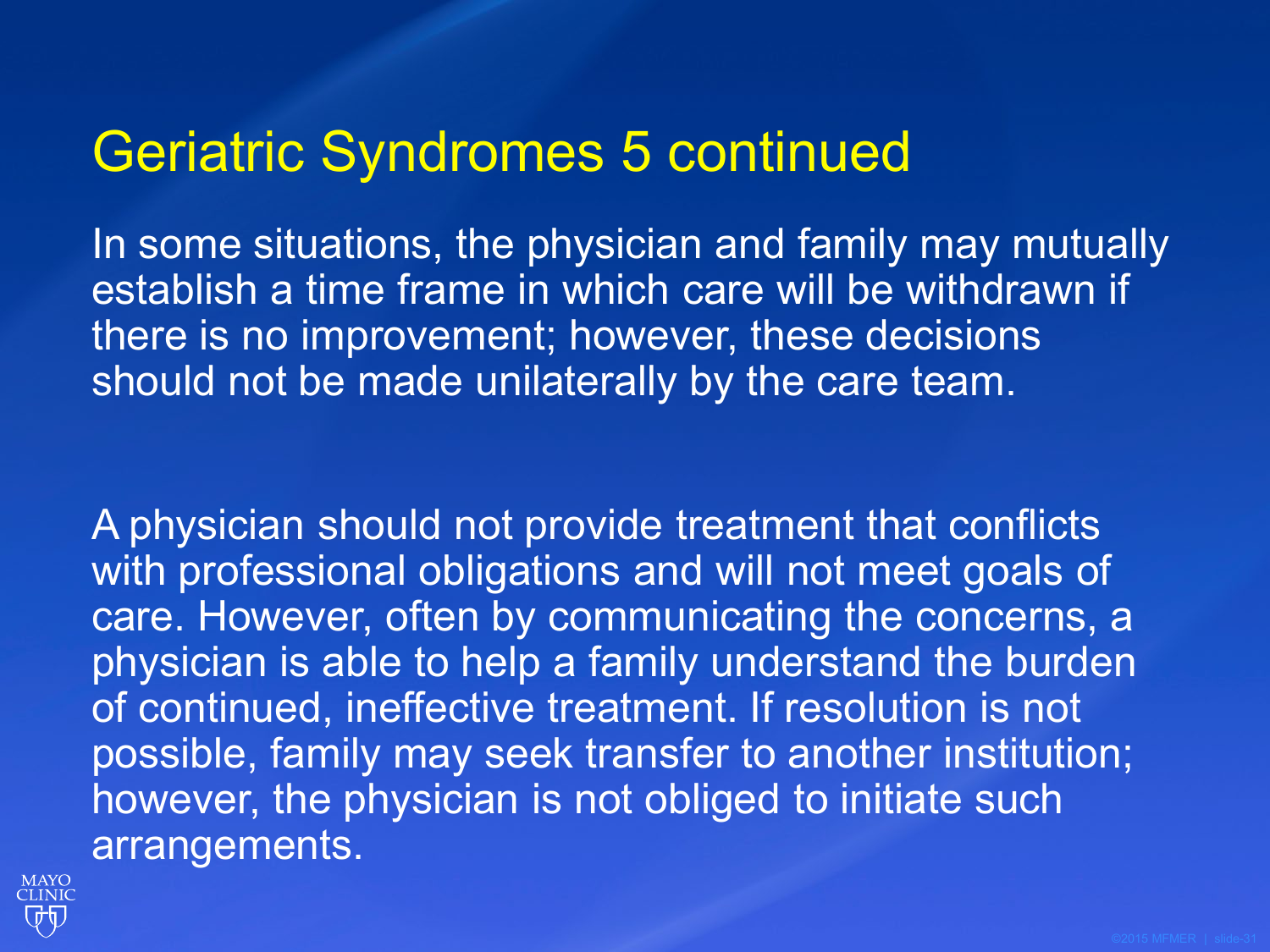# Geriatric Syndromes 5 continued

In some situations, the physician and family may mutually establish a time frame in which care will be withdrawn if there is no improvement; however, these decisions should not be made unilaterally by the care team.

A physician should not provide treatment that conflicts with professional obligations and will not meet goals of care. However, often by communicating the concerns, a physician is able to help a family understand the burden of continued, ineffective treatment. If resolution is not possible, family may seek transfer to another institution; however, the physician is not obliged to initiate such arrangements.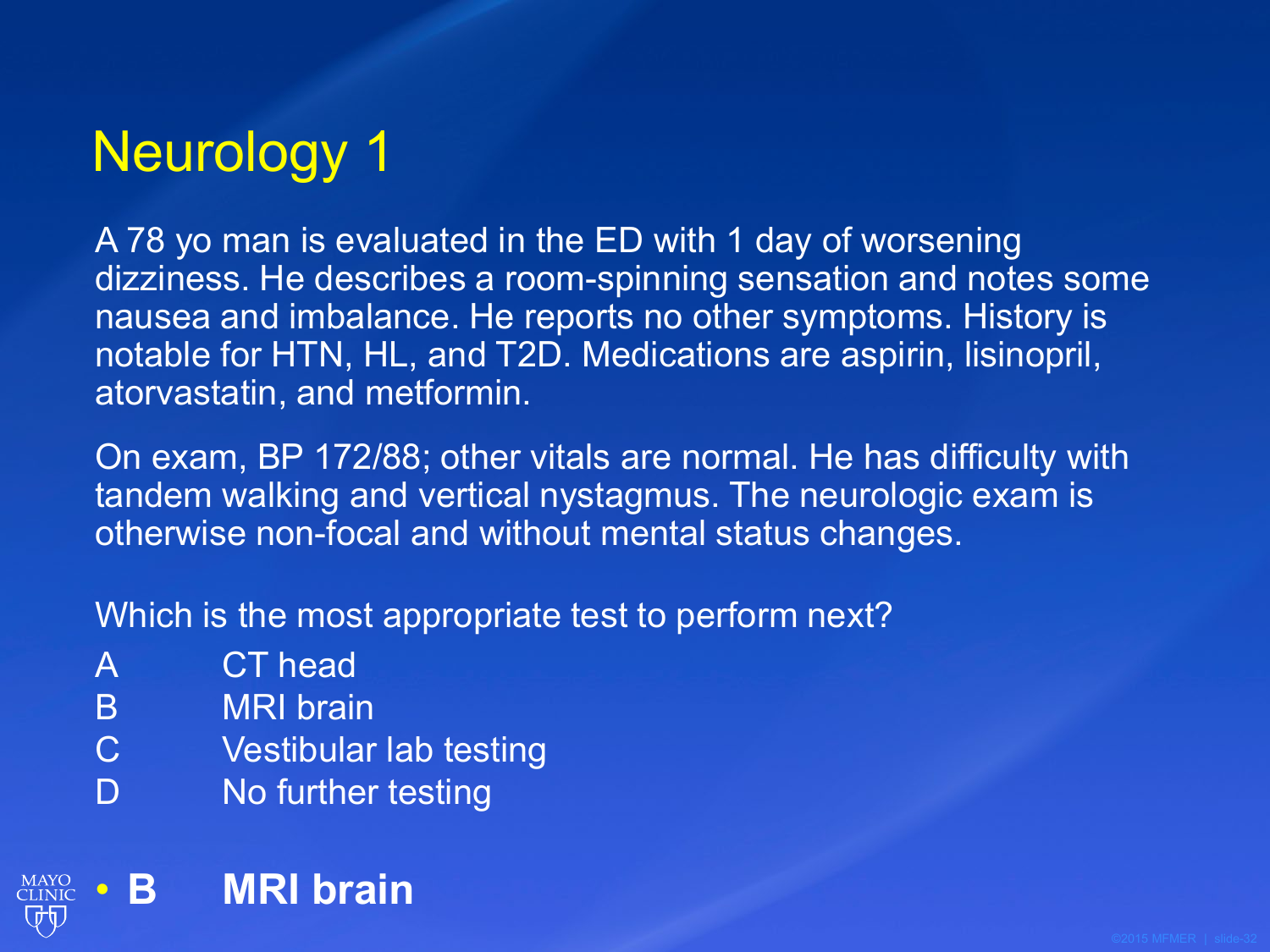# Neurology 1

A 78 yo man is evaluated in the ED with 1 day of worsening dizziness. He describes a room-spinning sensation and notes some nausea and imbalance. He reports no other symptoms. History is notable for HTN, HL, and T2D. Medications are aspirin, lisinopril, atorvastatin, and metformin.

On exam, BP 172/88; other vitals are normal. He has difficulty with tandem walking and vertical nystagmus. The neurologic exam is otherwise non-focal and without mental status changes.

Which is the most appropriate test to perform next?

A CT head
B MRI brain
C Vestibular lab testing
D No further testing

- **B MRI brain**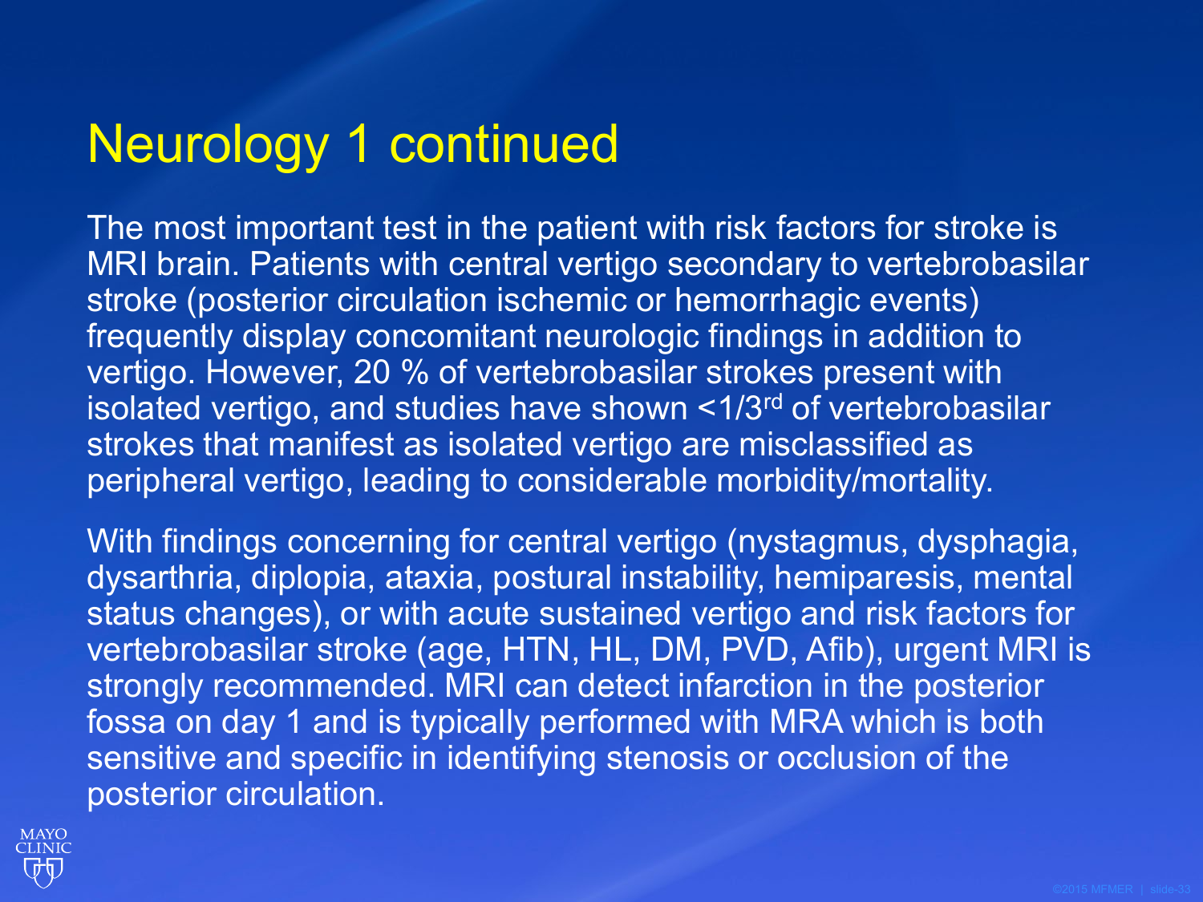# Neurology 1 continued

The most important test in the patient with risk factors for stroke is MRI brain. Patients with central vertigo secondary to vertebrobasilar stroke (posterior circulation ischemic or hemorrhagic events) frequently display concomitant neurologic findings in addition to vertigo. However, 20 % of vertebrobasilar strokes present with isolated vertigo, and studies have shown <1/3rd of vertebrobasilar strokes that manifest as isolated vertigo are misclassified as peripheral vertigo, leading to considerable morbidity/mortality.

With findings concerning for central vertigo (nystagmus, dysphagia, dysarthria, diplopia, ataxia, postural instability, hemiparesis, mental status changes), or with acute sustained vertigo and risk factors for vertebrobasilar stroke (age, HTN, HL, DM, PVD, Afib), urgent MRI is strongly recommended. MRI can detect infarction in the posterior fossa on day 1 and is typically performed with MRA which is both sensitive and specific in identifying stenosis or occlusion of the posterior circulation.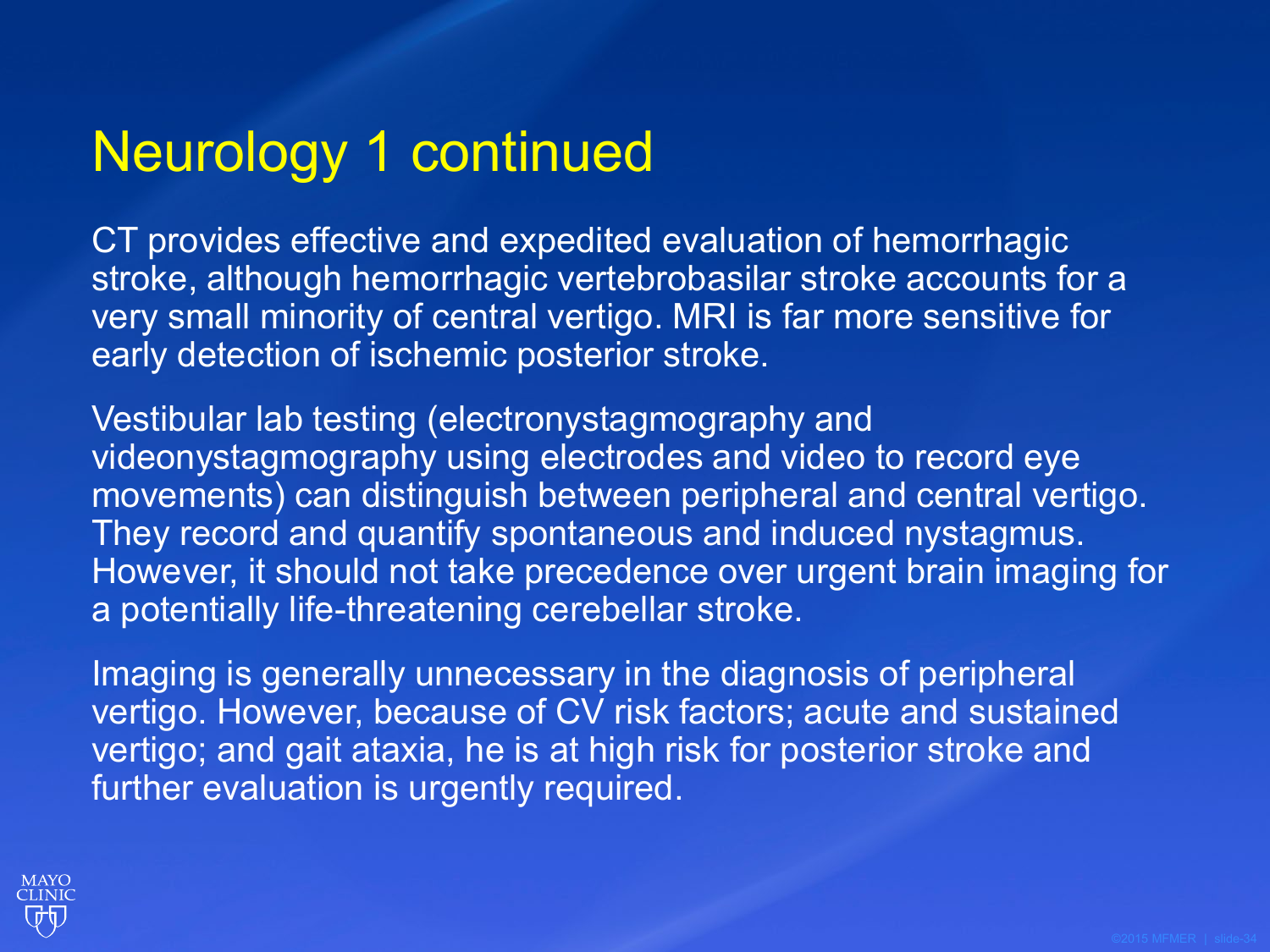# Neurology 1 continued

CT provides effective and expedited evaluation of hemorrhagic stroke, although hemorrhagic vertebrobasilar stroke accounts for a very small minority of central vertigo. MRI is far more sensitive for early detection of ischemic posterior stroke.

Vestibular lab testing (electronystagmography and videonystagmography using electrodes and video to record eye movements) can distinguish between peripheral and central vertigo. They record and quantify spontaneous and induced nystagmus. However, it should not take precedence over urgent brain imaging for a potentially life-threatening cerebellar stroke.

Imaging is generally unnecessary in the diagnosis of peripheral vertigo. However, because of CV risk factors; acute and sustained vertigo; and gait ataxia, he is at high risk for posterior stroke and further evaluation is urgently required.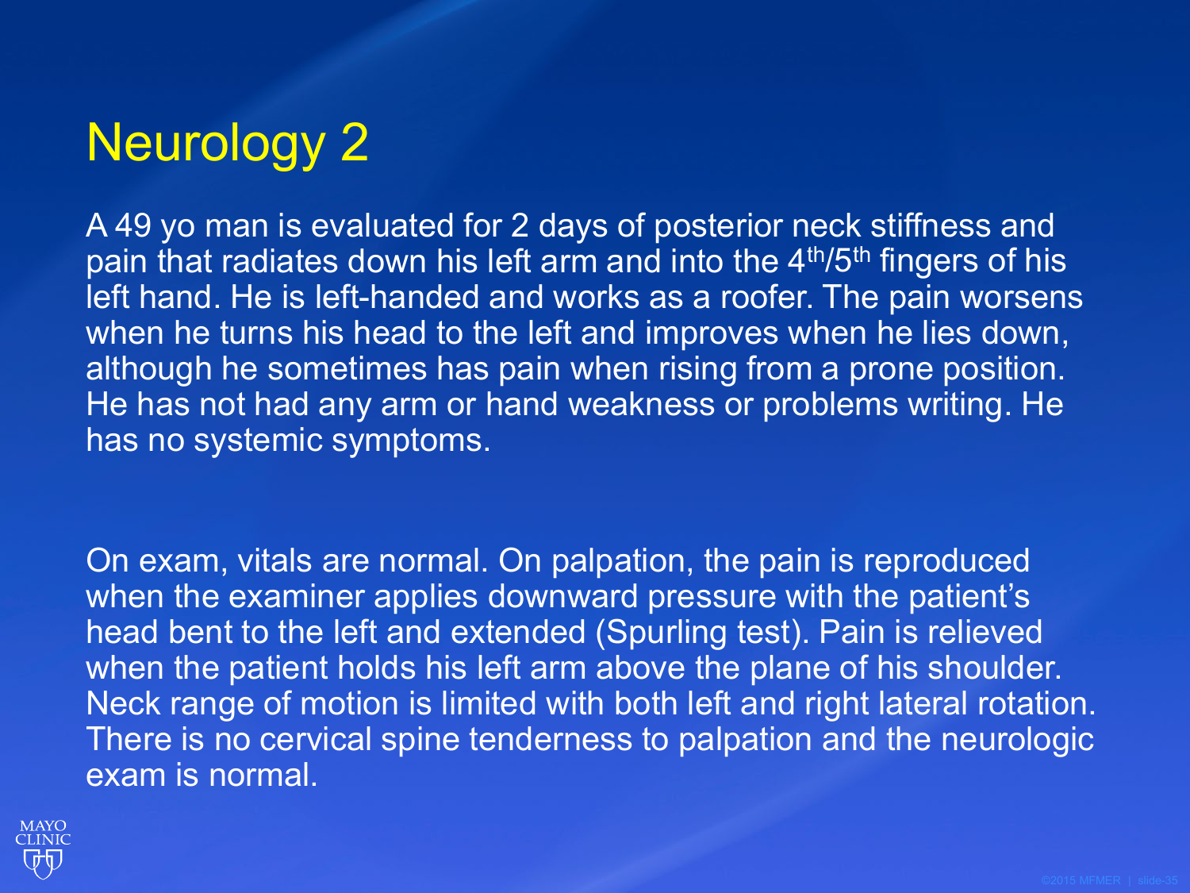# Neurology 2

A 49 yo man is evaluated for 2 days of posterior neck stiffness and pain that radiates down his left arm and into the $4^{th}$/$5^{th}$ fingers of his left hand. He is left-handed and works as a roofer. The pain worsens when he turns his head to the left and improves when he lies down, although he sometimes has pain when rising from a prone position. He has not had any arm or hand weakness or problems writing. He has no systemic symptoms.

On exam, vitals are normal. On palpation, the pain is reproduced when the examiner applies downward pressure with the patient's head bent to the left and extended (Spurling test). Pain is relieved when the patient holds his left arm above the plane of his shoulder. Neck range of motion is limited with both left and right lateral rotation. There is no cervical spine tenderness to palpation and the neurologic exam is normal.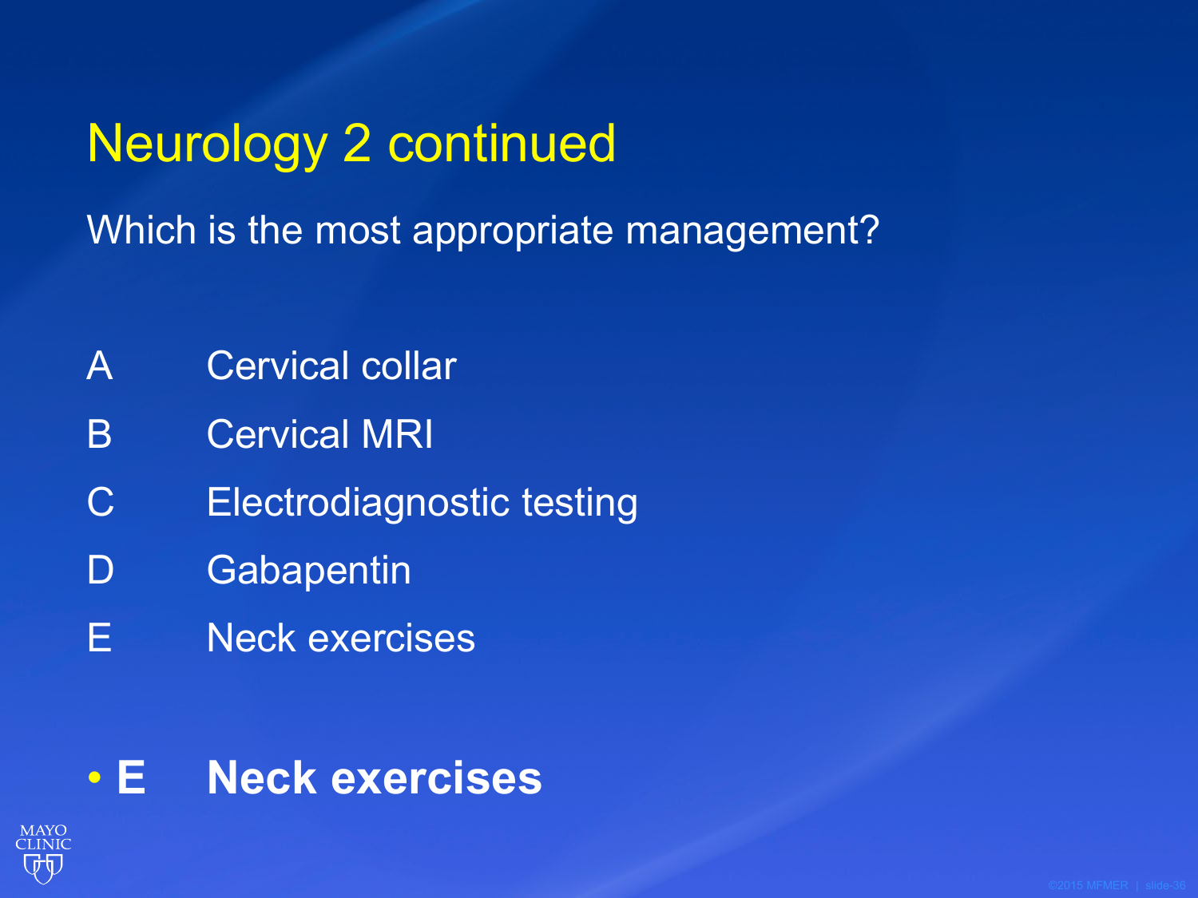# Neurology 2 continued

Which is the most appropriate management?

- A Cervical collar
- B Cervical MRI
- C Electrodiagnostic testing
- D Gabapentin
- E Neck exercises

- **E Neck exercises**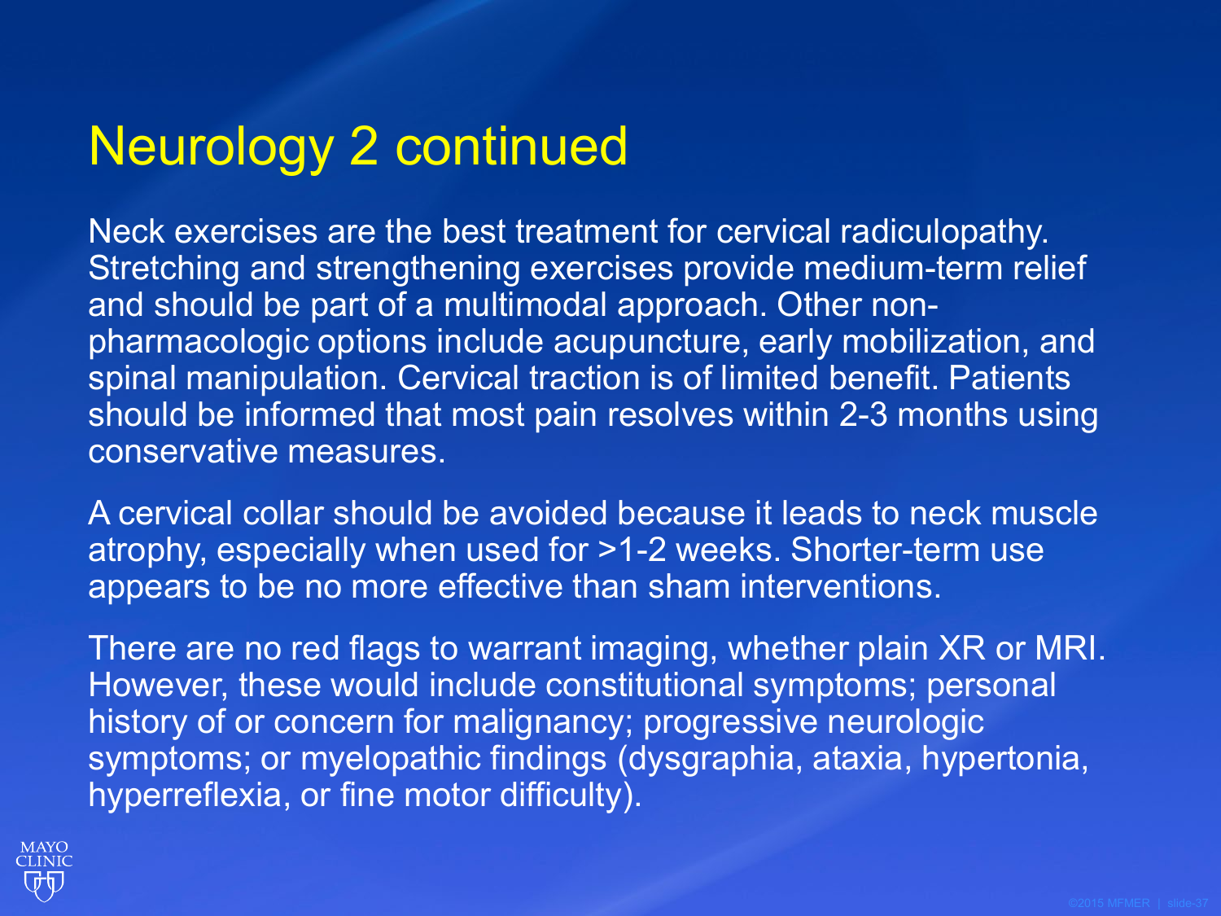# Neurology 2 continued

Neck exercises are the best treatment for cervical radiculopathy. Stretching and strengthening exercises provide medium-term relief and should be part of a multimodal approach. Other non-pharmacologic options include acupuncture, early mobilization, and spinal manipulation. Cervical traction is of limited benefit. Patients should be informed that most pain resolves within 2-3 months using conservative measures.

A cervical collar should be avoided because it leads to neck muscle atrophy, especially when used for >1-2 weeks. Shorter-term use appears to be no more effective than sham interventions.

There are no red flags to warrant imaging, whether plain XR or MRI. However, these would include constitutional symptoms; personal history of or concern for malignancy; progressive neurologic symptoms; or myelopathic findings (dysgraphia, ataxia, hypertonia, hyperreflexia, or fine motor difficulty).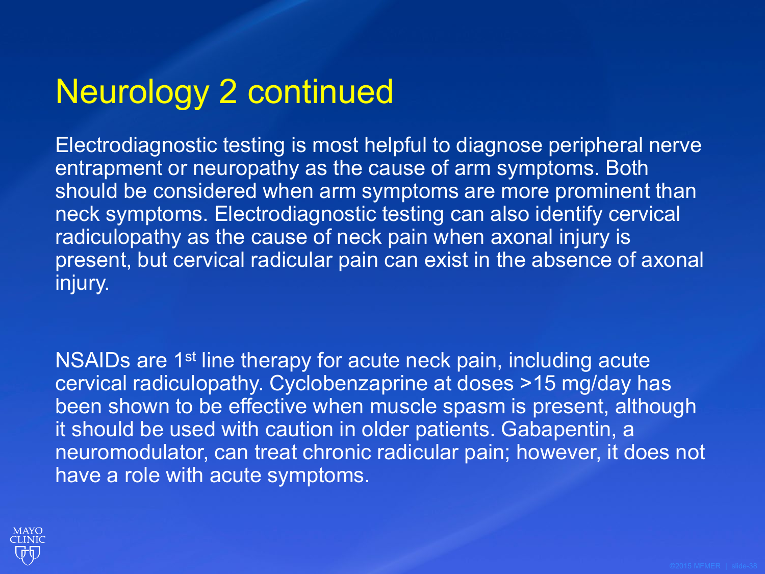# Neurology 2 continued

Electrodiagnostic testing is most helpful to diagnose peripheral nerve entrapment or neuropathy as the cause of arm symptoms. Both should be considered when arm symptoms are more prominent than neck symptoms. Electrodiagnostic testing can also identify cervical radiculopathy as the cause of neck pain when axonal injury is present, but cervical radicular pain can exist in the absence of axonal injury.

NSAIDs are 1st line therapy for acute neck pain, including acute cervical radiculopathy. Cyclobenzaprine at doses >15 mg/day has been shown to be effective when muscle spasm is present, although it should be used with caution in older patients. Gabapentin, a neuromodulator, can treat chronic radicular pain; however, it does not have a role with acute symptoms.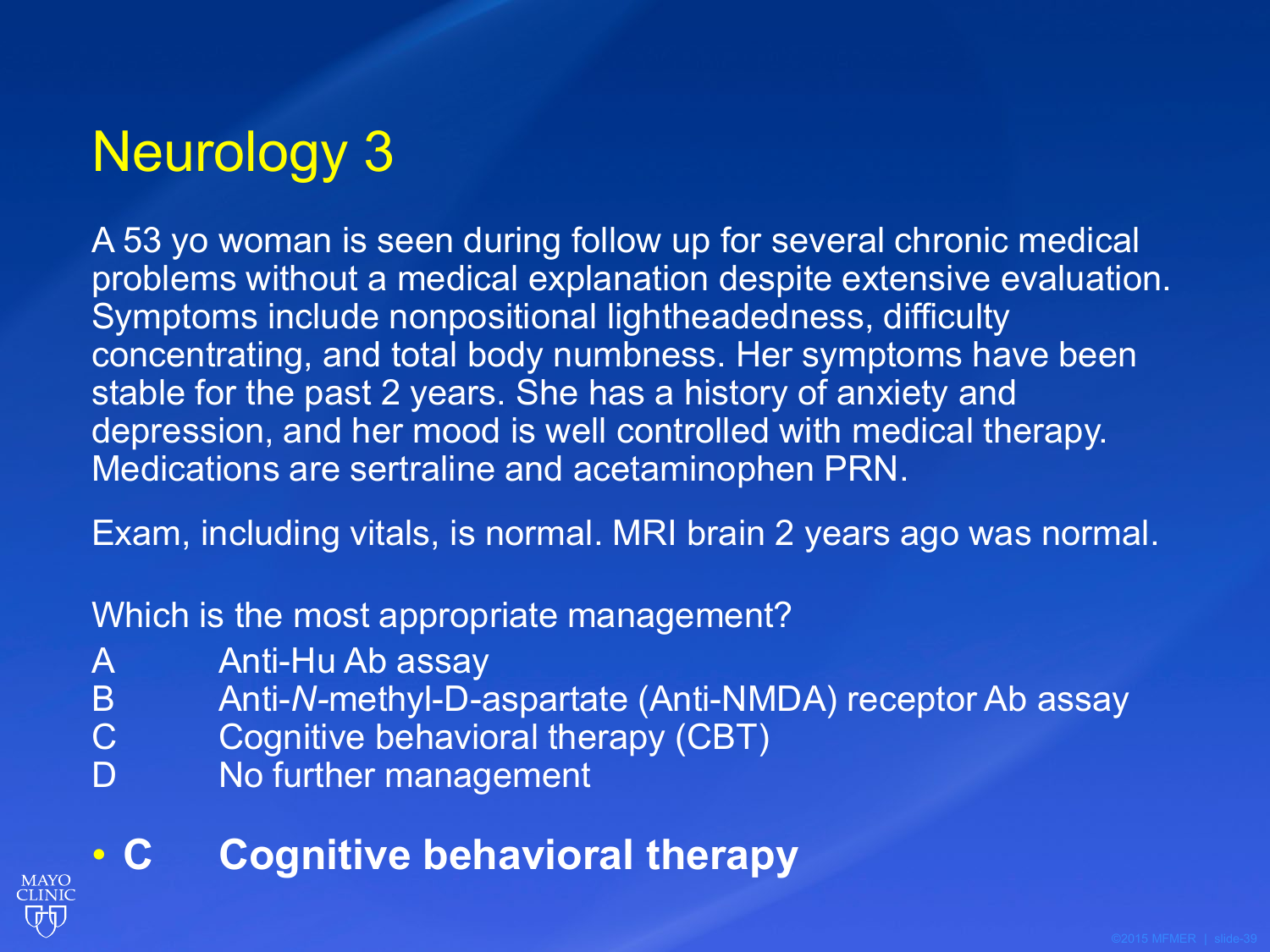# Neurology 3

A 53 yo woman is seen during follow up for several chronic medical problems without a medical explanation despite extensive evaluation. Symptoms include nonpositional lightheadedness, difficulty concentrating, and total body numbness. Her symptoms have been stable for the past 2 years. She has a history of anxiety and depression, and her mood is well controlled with medical therapy. Medications are sertraline and acetaminophen PRN.

Exam, including vitals, is normal. MRI brain 2 years ago was normal.

Which is the most appropriate management?

- A Anti-Hu Ab assay
- B Anti-*N*-methyl-D-aspartate (Anti-NMDA) receptor Ab assay
- C Cognitive behavioral therapy (CBT)
- D No further management

- **C Cognitive behavioral therapy**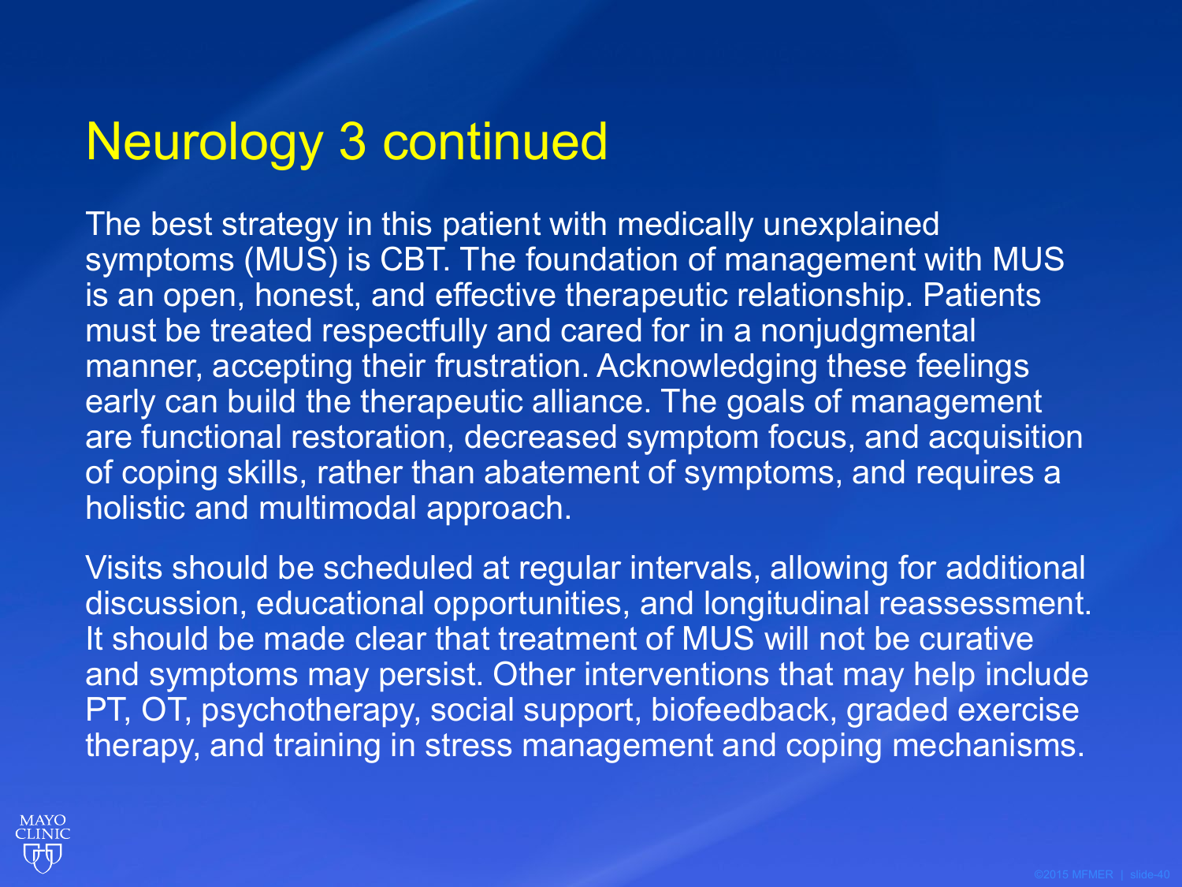# Neurology 3 continued

The best strategy in this patient with medically unexplained symptoms (MUS) is CBT. The foundation of management with MUS is an open, honest, and effective therapeutic relationship. Patients must be treated respectfully and cared for in a nonjudgmental manner, accepting their frustration. Acknowledging these feelings early can build the therapeutic alliance. The goals of management are functional restoration, decreased symptom focus, and acquisition of coping skills, rather than abatement of symptoms, and requires a holistic and multimodal approach.

Visits should be scheduled at regular intervals, allowing for additional discussion, educational opportunities, and longitudinal reassessment. It should be made clear that treatment of MUS will not be curative and symptoms may persist. Other interventions that may help include PT, OT, psychotherapy, social support, biofeedback, graded exercise therapy, and training in stress management and coping mechanisms.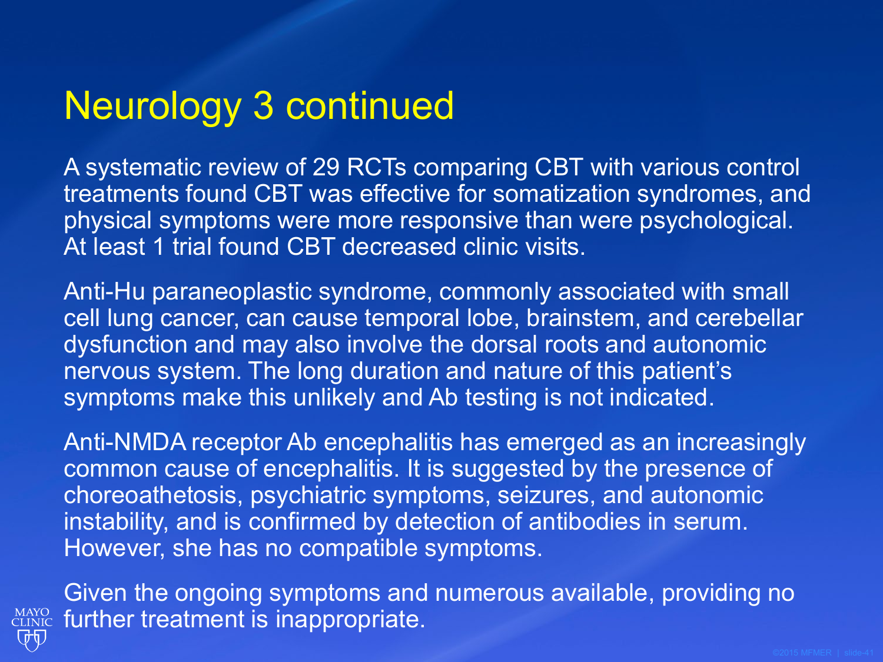# Neurology 3 continued

A systematic review of 29 RCTs comparing CBT with various control treatments found CBT was effective for somatization syndromes, and physical symptoms were more responsive than were psychological. At least 1 trial found CBT decreased clinic visits.

Anti-Hu paraneoplastic syndrome, commonly associated with small cell lung cancer, can cause temporal lobe, brainstem, and cerebellar dysfunction and may also involve the dorsal roots and autonomic nervous system. The long duration and nature of this patient's symptoms make this unlikely and Ab testing is not indicated.

Anti-NMDA receptor Ab encephalitis has emerged as an increasingly common cause of encephalitis. It is suggested by the presence of choreoathetosis, psychiatric symptoms, seizures, and autonomic instability, and is confirmed by detection of antibodies in serum. However, she has no compatible symptoms.

Given the ongoing symptoms and numerous available, providing no further treatment is inappropriate.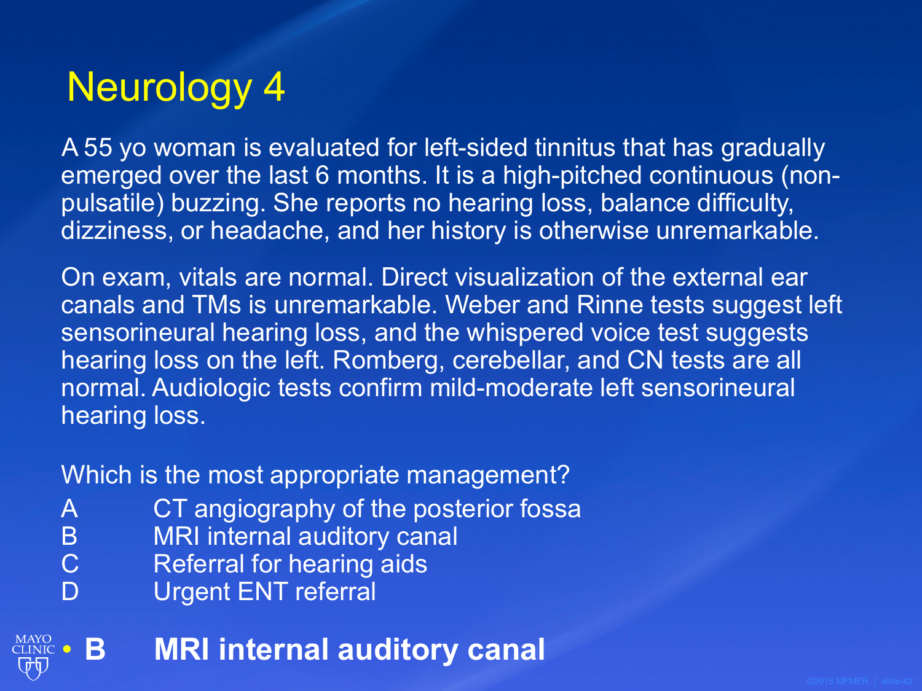# Neurology 4

A 55 yo woman is evaluated for left-sided tinnitus that has gradually emerged over the last 6 months. It is a high-pitched continuous (non-pulsatile) buzzing. She reports no hearing loss, balance difficulty, dizziness, or headache, and her history is otherwise unremarkable.

On exam, vitals are normal. Direct visualization of the external ear canals and TMs is unremarkable. Weber and Rinne tests suggest left sensorineural hearing loss, and the whispered voice test suggests hearing loss on the left. Romberg, cerebellar, and CN tests are all normal. Audiologic tests confirm mild-moderate left sensorineural hearing loss.

Which is the most appropriate management?

- A CT angiography of the posterior fossa
- B MRI internal auditory canal
- C Referral for hearing aids
- D Urgent ENT referral

- **B MRI internal auditory canal**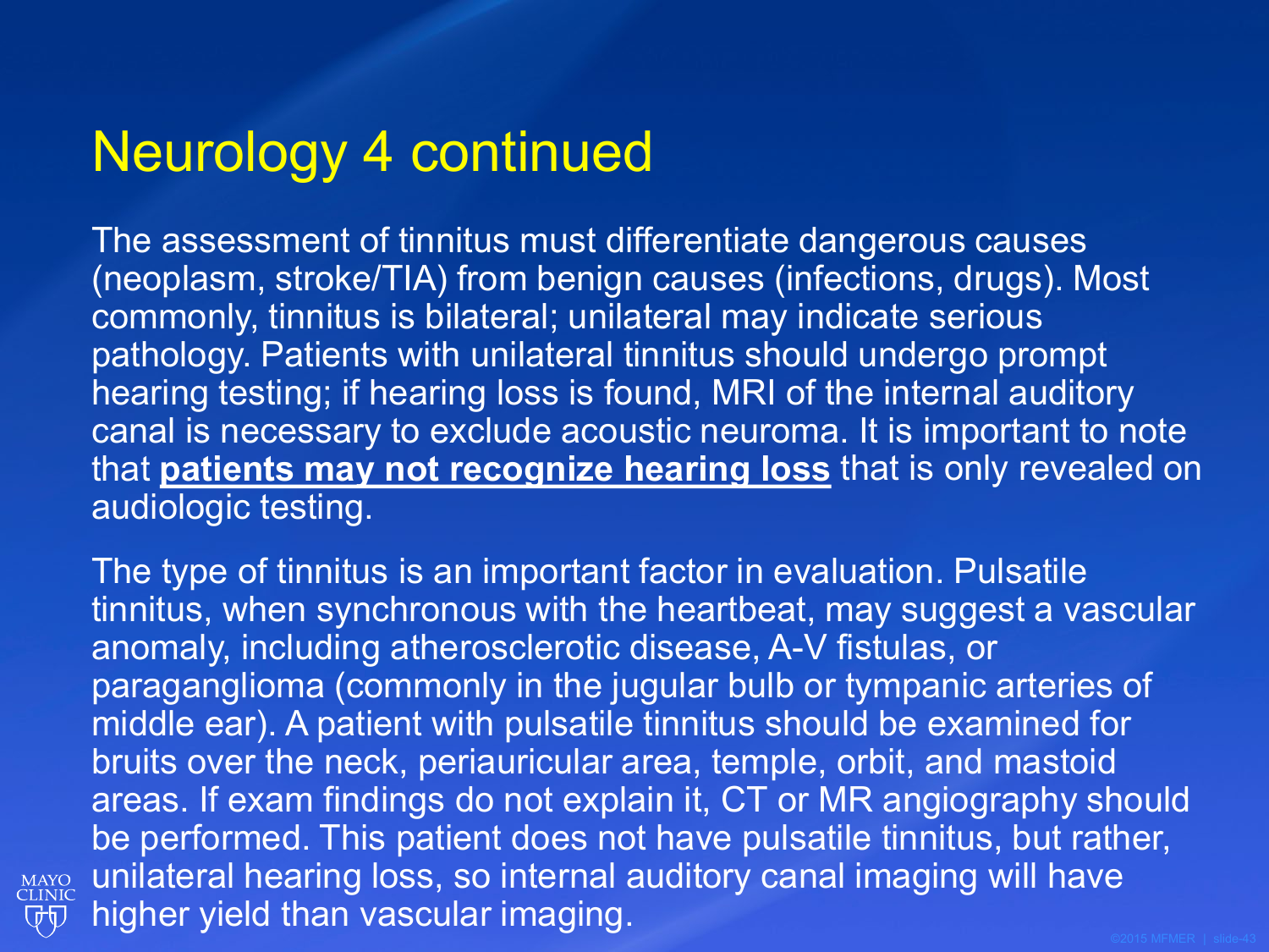# Neurology 4 continued

The assessment of tinnitus must differentiate dangerous causes (neoplasm, stroke/TIA) from benign causes (infections, drugs). Most commonly, tinnitus is bilateral; unilateral may indicate serious pathology. Patients with unilateral tinnitus should undergo prompt hearing testing; if hearing loss is found, MRI of the internal auditory canal is necessary to exclude acoustic neuroma. It is important to note that **patients may not recognize hearing loss** that is only revealed on audiologic testing.

The type of tinnitus is an important factor in evaluation. Pulsatile tinnitus, when synchronous with the heartbeat, may suggest a vascular anomaly, including atherosclerotic disease, A-V fistulas, or paraganglioma (commonly in the jugular bulb or tympanic arteries of middle ear). A patient with pulsatile tinnitus should be examined for bruits over the neck, periauricular area, temple, orbit, and mastoid areas. If exam findings do not explain it, CT or MR angiography should be performed. This patient does not have pulsatile tinnitus, but rather, unilateral hearing loss, so internal auditory canal imaging will have higher yield than vascular imaging.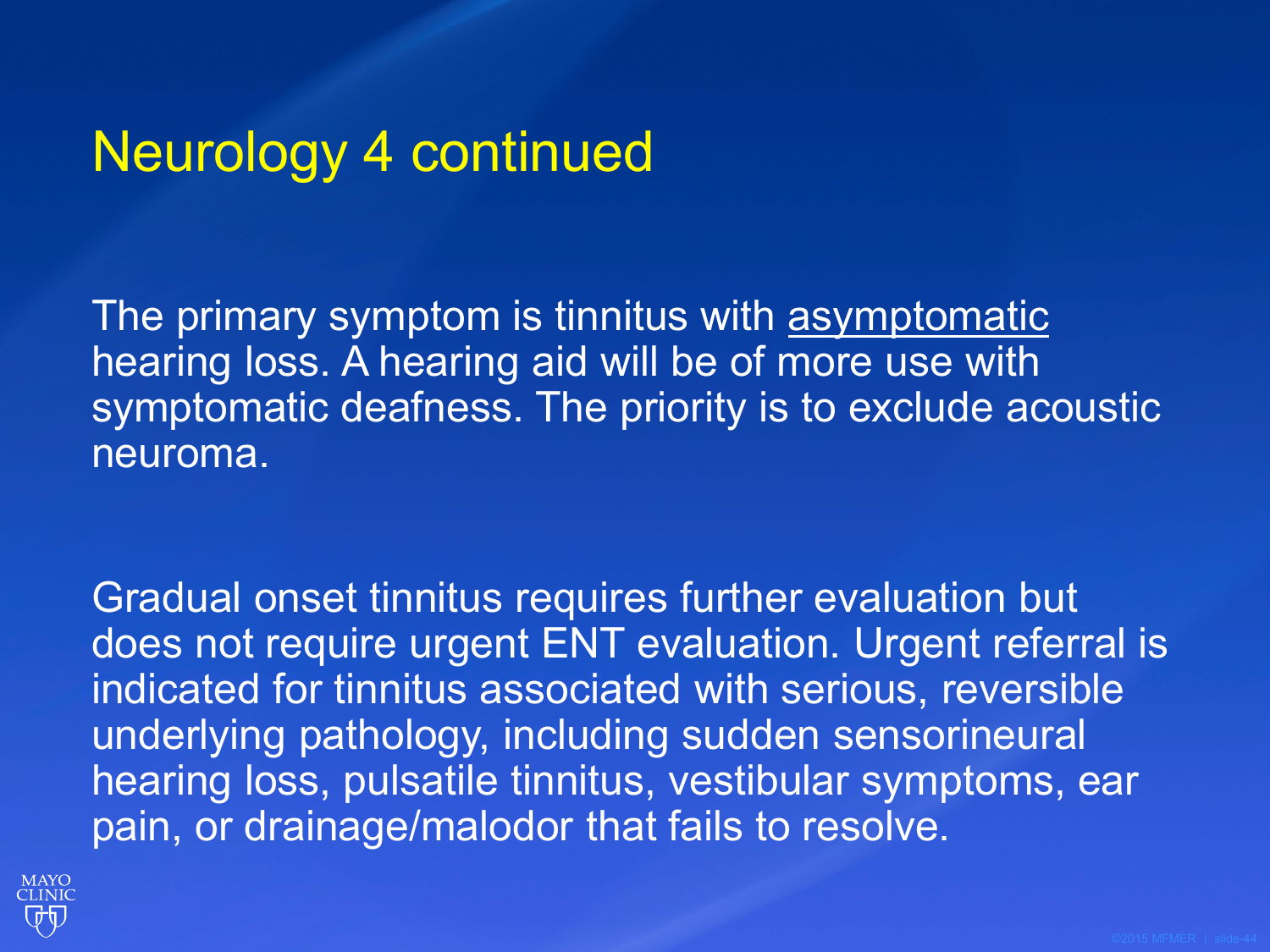# Neurology 4 continued

The primary symptom is tinnitus with <u>asymptomatic</u> hearing loss. A hearing aid will be of more use with symptomatic deafness. The priority is to exclude acoustic neuroma.

Gradual onset tinnitus requires further evaluation but does not require urgent ENT evaluation. Urgent referral is indicated for tinnitus associated with serious, reversible underlying pathology, including sudden sensorineural hearing loss, pulsatile tinnitus, vestibular symptoms, ear pain, or drainage/malodor that fails to resolve.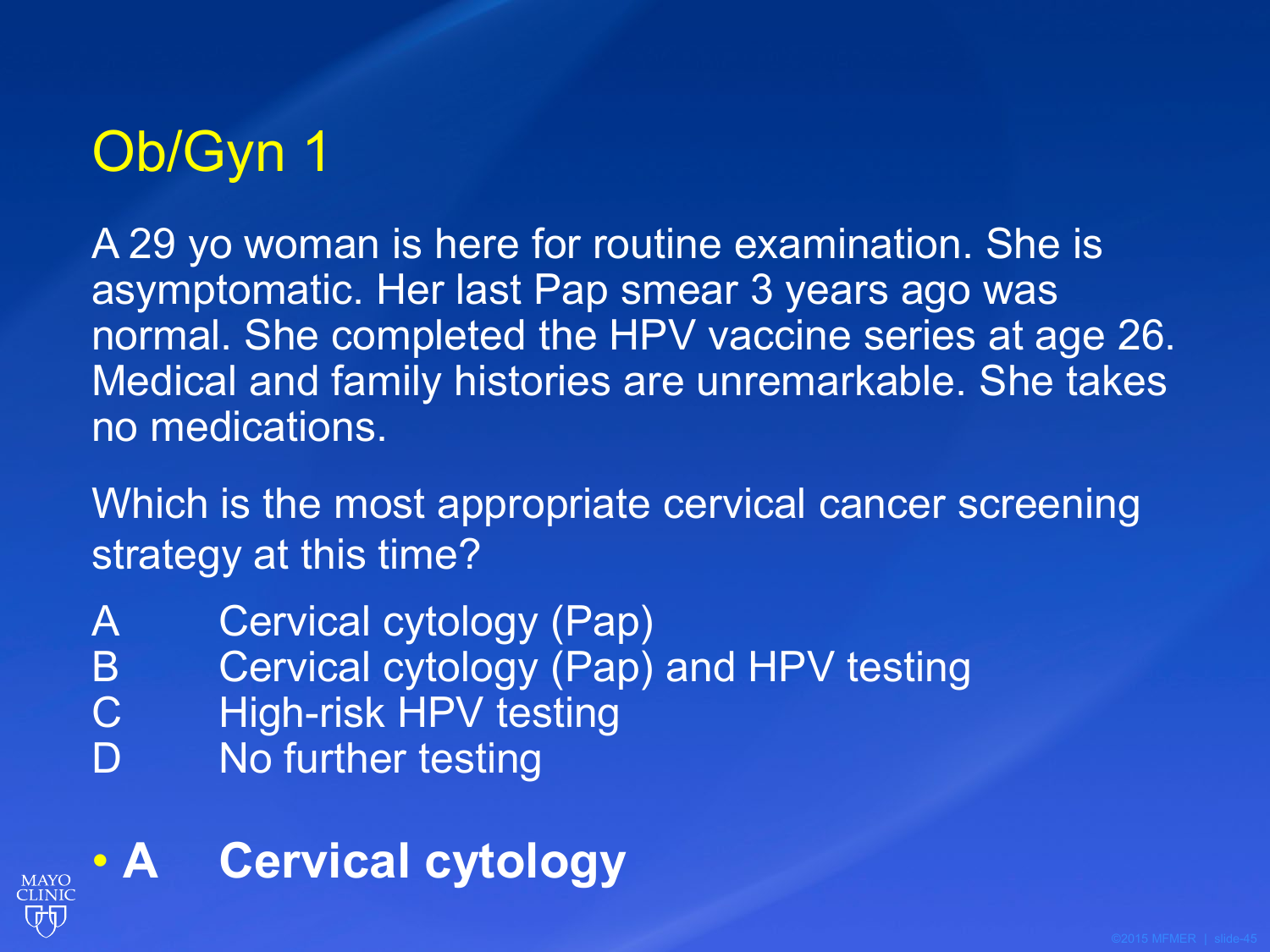# Ob/Gyn 1

A 29 yo woman is here for routine examination. She is asymptomatic. Her last Pap smear 3 years ago was normal. She completed the HPV vaccine series at age 26. Medical and family histories are unremarkable. She takes no medications.

Which is the most appropriate cervical cancer screening strategy at this time?

A Cervical cytology (Pap)
B Cervical cytology (Pap) and HPV testing
C High-risk HPV testing
D No further testing

- **A Cervical cytology**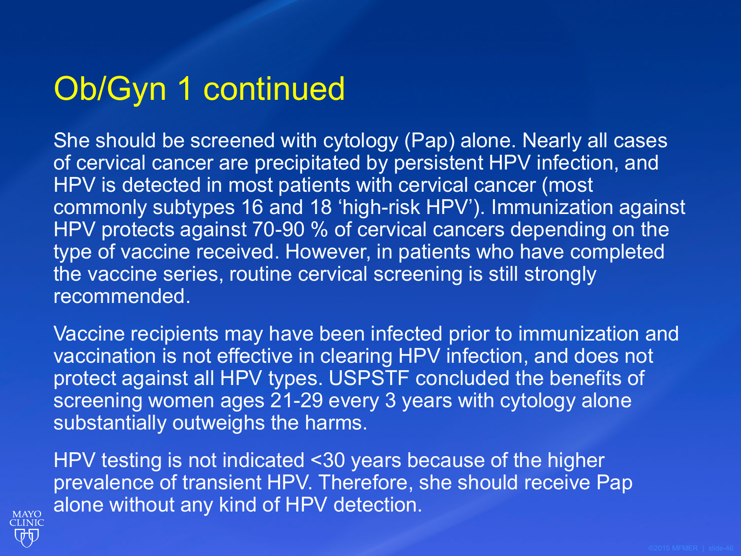# Ob/Gyn 1 continued

She should be screened with cytology (Pap) alone. Nearly all cases of cervical cancer are precipitated by persistent HPV infection, and HPV is detected in most patients with cervical cancer (most commonly subtypes 16 and 18 'high-risk HPV'). Immunization against HPV protects against 70-90 % of cervical cancers depending on the type of vaccine received. However, in patients who have completed the vaccine series, routine cervical screening is still strongly recommended.

Vaccine recipients may have been infected prior to immunization and vaccination is not effective in clearing HPV infection, and does not protect against all HPV types. USPSTF concluded the benefits of screening women ages 21-29 every 3 years with cytology alone substantially outweighs the harms.

HPV testing is not indicated <30 years because of the higher prevalence of transient HPV. Therefore, she should receive Pap alone without any kind of HPV detection.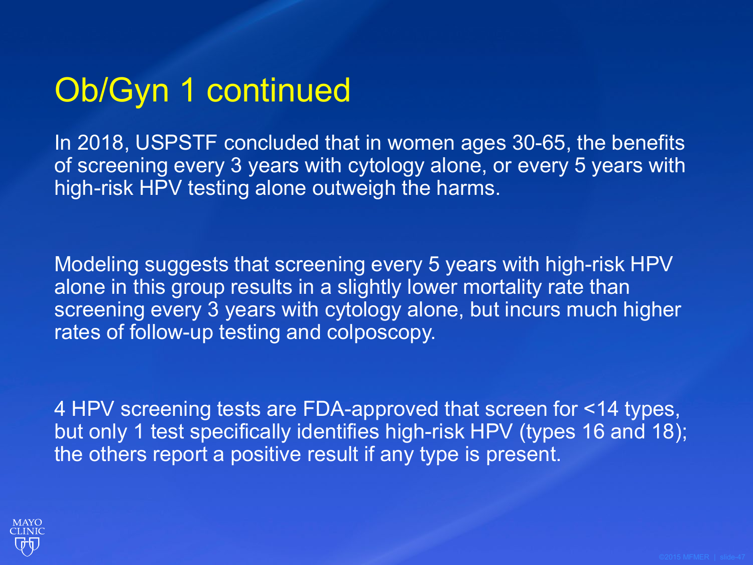# Ob/Gyn 1 continued

In 2018, USPSTF concluded that in women ages 30-65, the benefits of screening every 3 years with cytology alone, or every 5 years with high-risk HPV testing alone outweigh the harms.

Modeling suggests that screening every 5 years with high-risk HPV alone in this group results in a slightly lower mortality rate than screening every 3 years with cytology alone, but incurs much higher rates of follow-up testing and colposcopy.

4 HPV screening tests are FDA-approved that screen for <14 types, but only 1 test specifically identifies high-risk HPV (types 16 and 18); the others report a positive result if any type is present.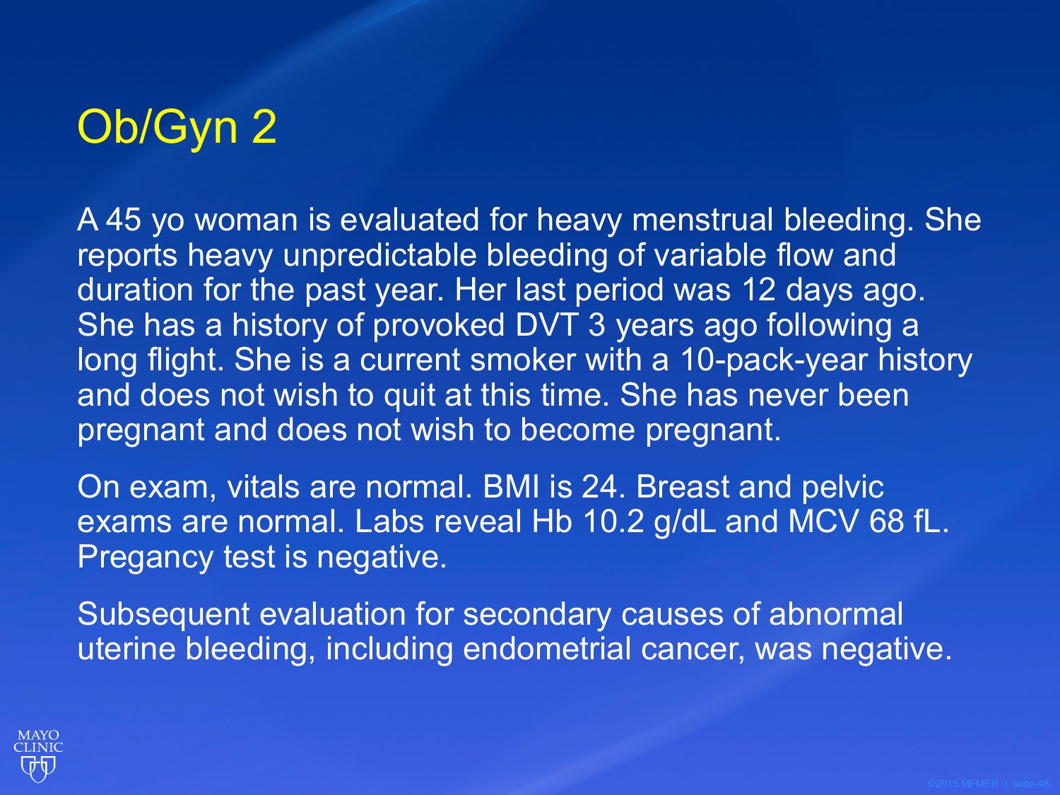# Ob/Gyn 2

A 45 yo woman is evaluated for heavy menstrual bleeding. She reports heavy unpredictable bleeding of variable flow and duration for the past year. Her last period was 12 days ago. She has a history of provoked DVT 3 years ago following a long flight. She is a current smoker with a 10-pack-year history and does not wish to quit at this time. She has never been pregnant and does not wish to become pregnant.

On exam, vitals are normal. BMI is 24. Breast and pelvic exams are normal. Labs reveal Hb 10.2 g/dL and MCV 68 fL. Pregancy test is negative.

Subsequent evaluation for secondary causes of abnormal uterine bleeding, including endometrial cancer, was negative.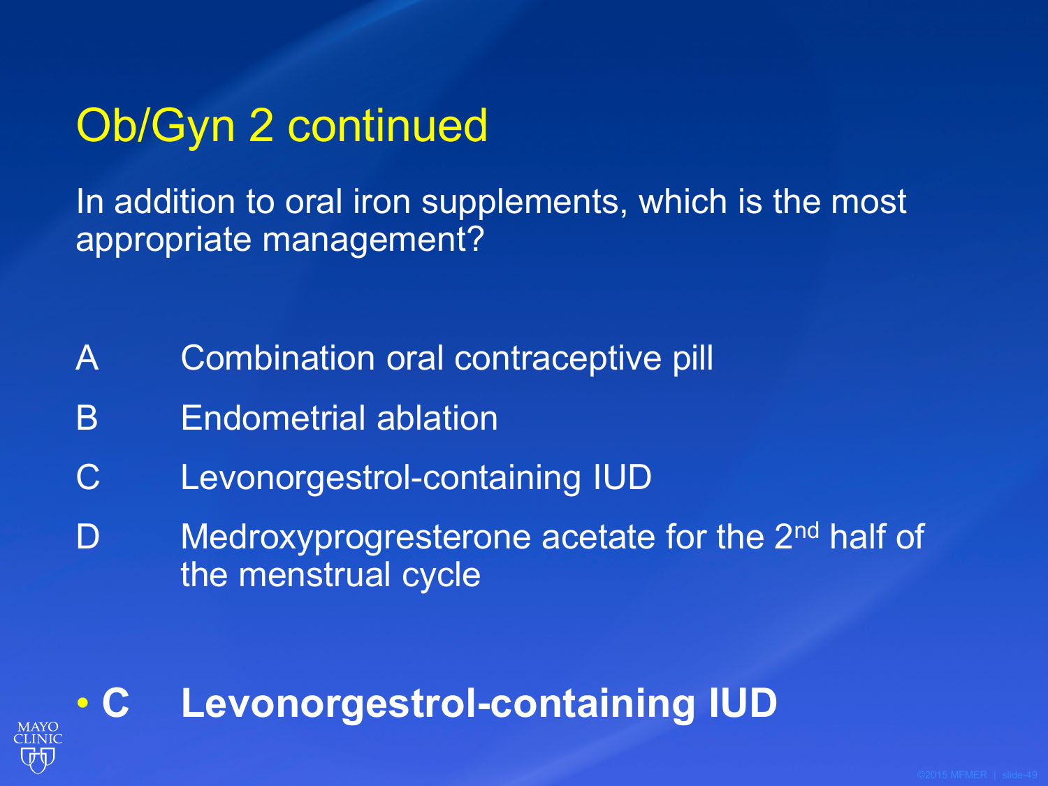# Ob/Gyn 2 continued

In addition to oral iron supplements, which is the most appropriate management?

A Combination oral contraceptive pill

B Endometrial ablation

C Levonorgestrol-containing IUD

D Medroxyprogresterone acetate for the 2nd half of the menstrual cycle

- **C Levonorgestrol-containing IUD**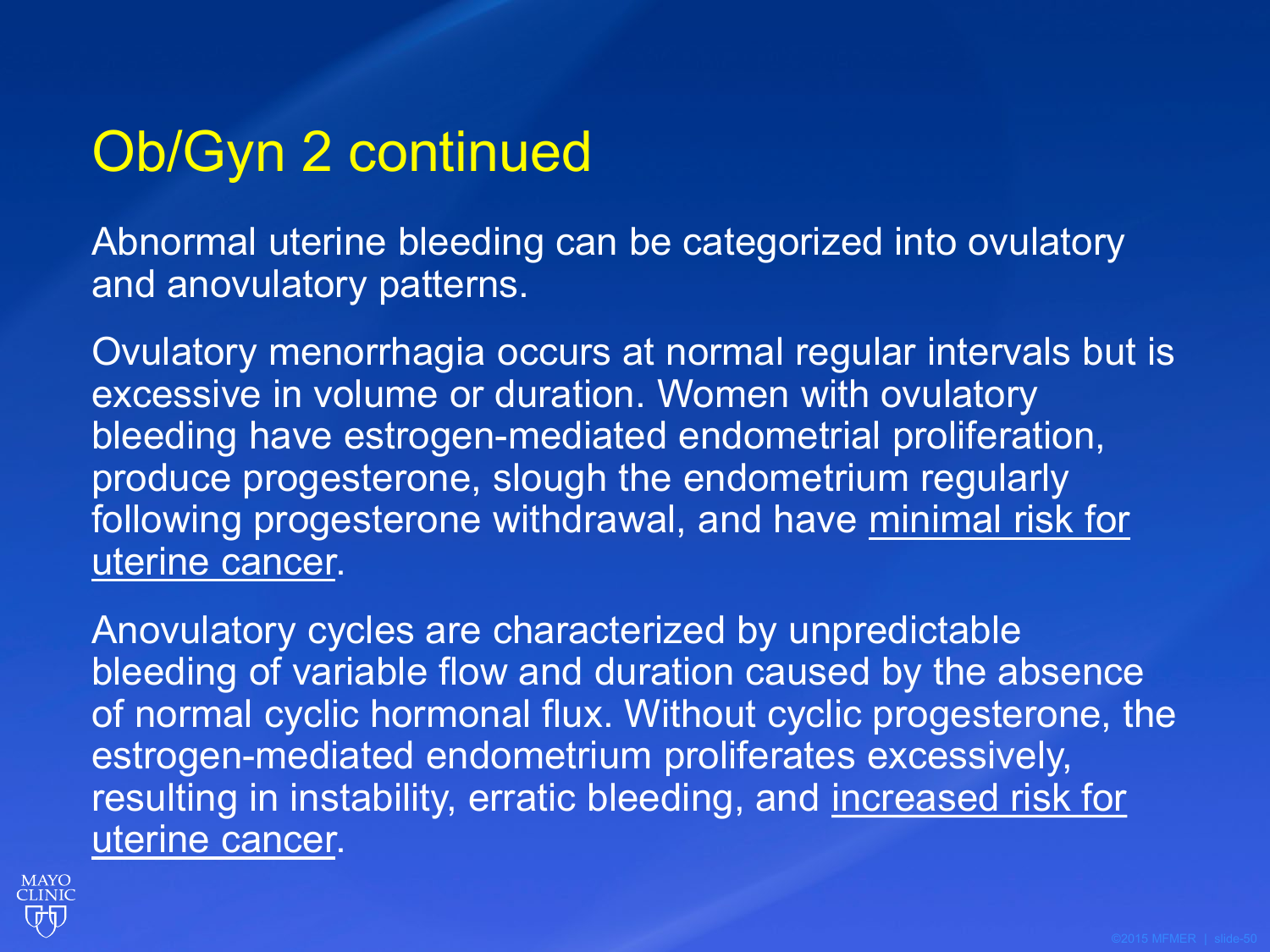# Ob/Gyn 2 continued

Abnormal uterine bleeding can be categorized into ovulatory and anovulatory patterns.

Ovulatory menorrhagia occurs at normal regular intervals but is excessive in volume or duration. Women with ovulatory bleeding have estrogen-mediated endometrial proliferation, produce progesterone, slough the endometrium regularly following progesterone withdrawal, and have <u>minimal risk for uterine cancer</u>.

Anovulatory cycles are characterized by unpredictable bleeding of variable flow and duration caused by the absence of normal cyclic hormonal flux. Without cyclic progesterone, the estrogen-mediated endometrium proliferates excessively, resulting in instability, erratic bleeding, and <u>increased risk for uterine cancer</u>.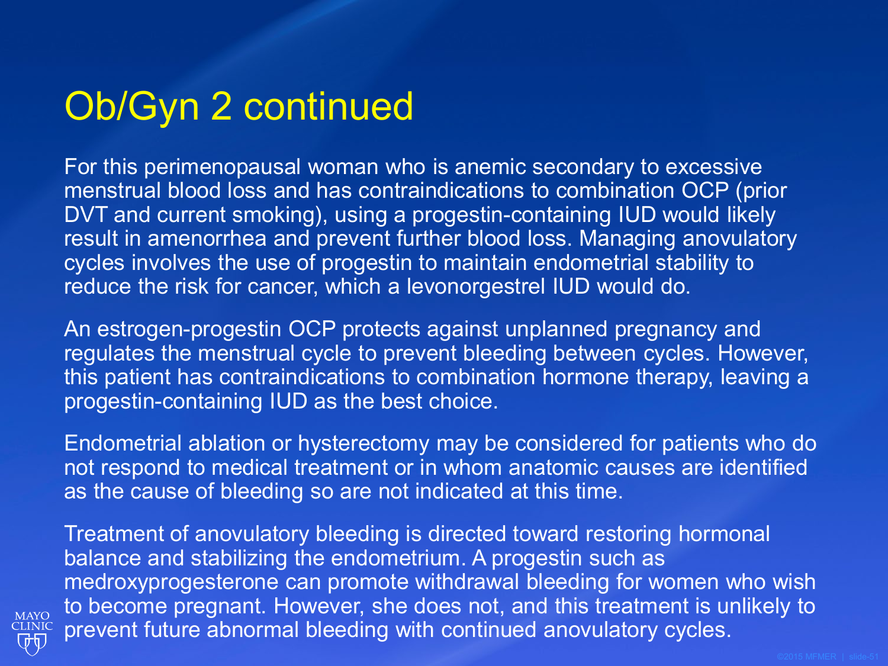# Ob/Gyn 2 continued

For this perimenopausal woman who is anemic secondary to excessive menstrual blood loss and has contraindications to combination OCP (prior DVT and current smoking), using a progestin-containing IUD would likely result in amenorrhea and prevent further blood loss. Managing anovulatory cycles involves the use of progestin to maintain endometrial stability to reduce the risk for cancer, which a levonorgestrel IUD would do.

An estrogen-progestin OCP protects against unplanned pregnancy and regulates the menstrual cycle to prevent bleeding between cycles. However, this patient has contraindications to combination hormone therapy, leaving a progestin-containing IUD as the best choice.

Endometrial ablation or hysterectomy may be considered for patients who do not respond to medical treatment or in whom anatomic causes are identified as the cause of bleeding so are not indicated at this time.

Treatment of anovulatory bleeding is directed toward restoring hormonal balance and stabilizing the endometrium. A progestin such as medroxyprogesterone can promote withdrawal bleeding for women who wish to become pregnant. However, she does not, and this treatment is unlikely to prevent future abnormal bleeding with continued anovulatory cycles.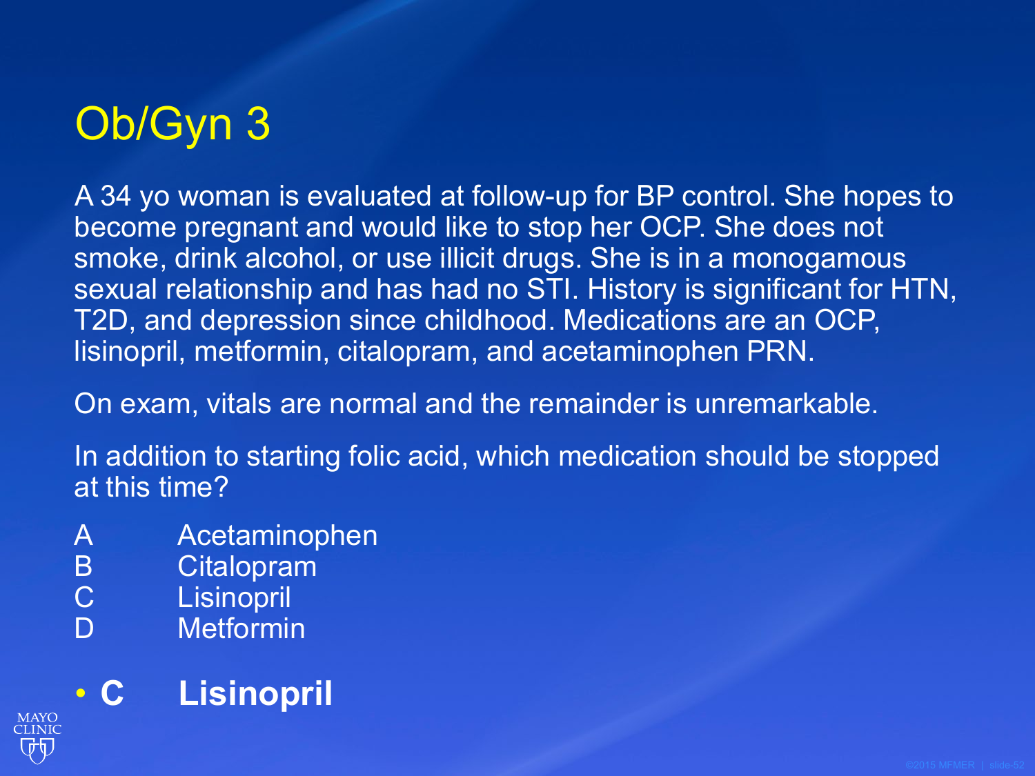# Ob/Gyn 3

A 34 yo woman is evaluated at follow-up for BP control. She hopes to become pregnant and would like to stop her OCP. She does not smoke, drink alcohol, or use illicit drugs. She is in a monogamous sexual relationship and has had no STI. History is significant for HTN, T2D, and depression since childhood. Medications are an OCP, lisinopril, metformin, citalopram, and acetaminophen PRN.

On exam, vitals are normal and the remainder is unremarkable.

In addition to starting folic acid, which medication should be stopped at this time?

A Acetaminophen
B Citalopram
C Lisinopril
D Metformin

- **C Lisinopril**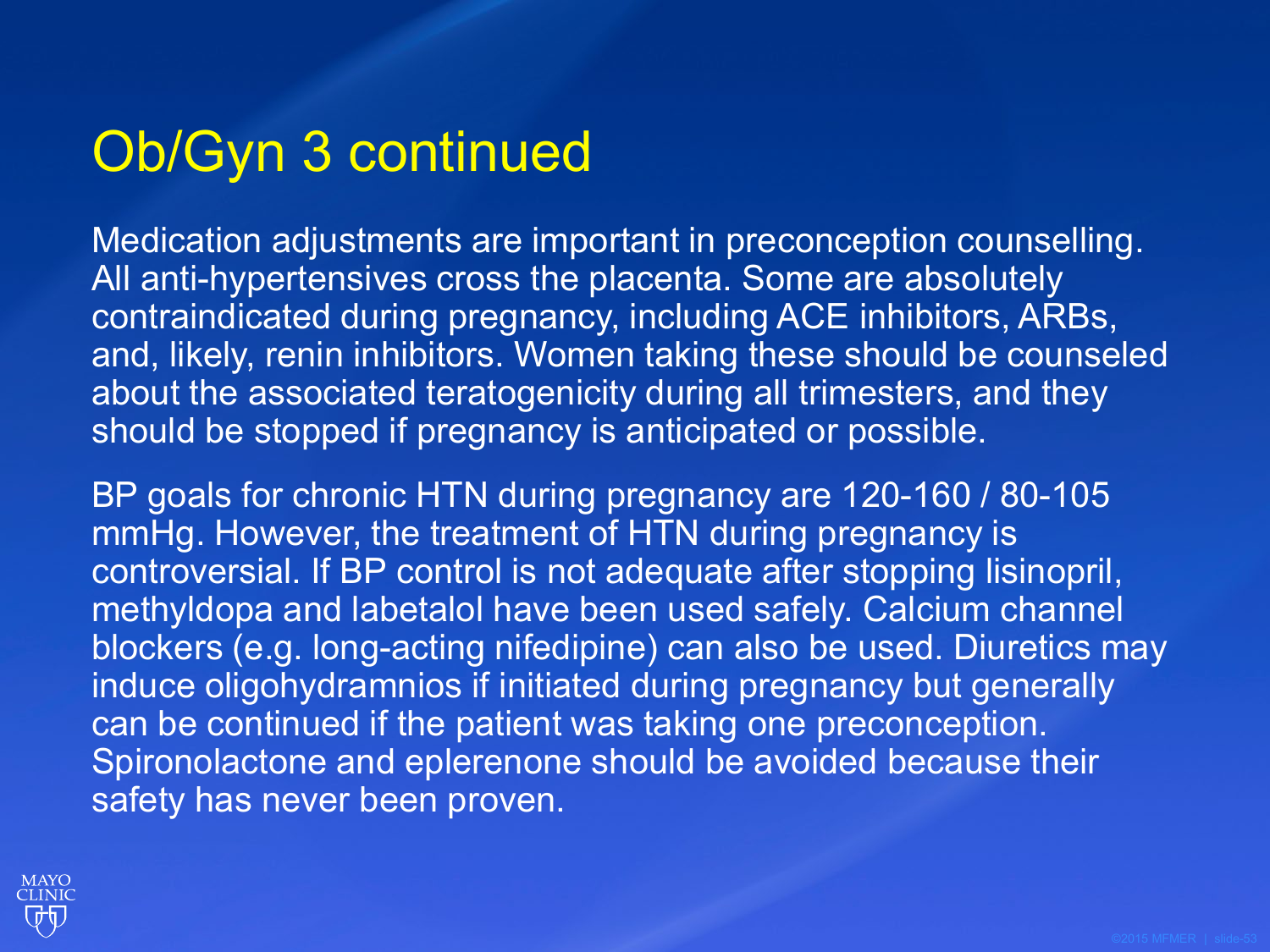# Ob/Gyn 3 continued

Medication adjustments are important in preconception counselling. All anti-hypertensives cross the placenta. Some are absolutely contraindicated during pregnancy, including ACE inhibitors, ARBs, and, likely, renin inhibitors. Women taking these should be counseled about the associated teratogenicity during all trimesters, and they should be stopped if pregnancy is anticipated or possible.

BP goals for chronic HTN during pregnancy are 120-160 / 80-105 mmHg. However, the treatment of HTN during pregnancy is controversial. If BP control is not adequate after stopping lisinopril, methyldopa and labetalol have been used safely. Calcium channel blockers (e.g. long-acting nifedipine) can also be used. Diuretics may induce oligohydramnios if initiated during pregnancy but generally can be continued if the patient was taking one preconception. Spironolactone and eplerenone should be avoided because their safety has never been proven.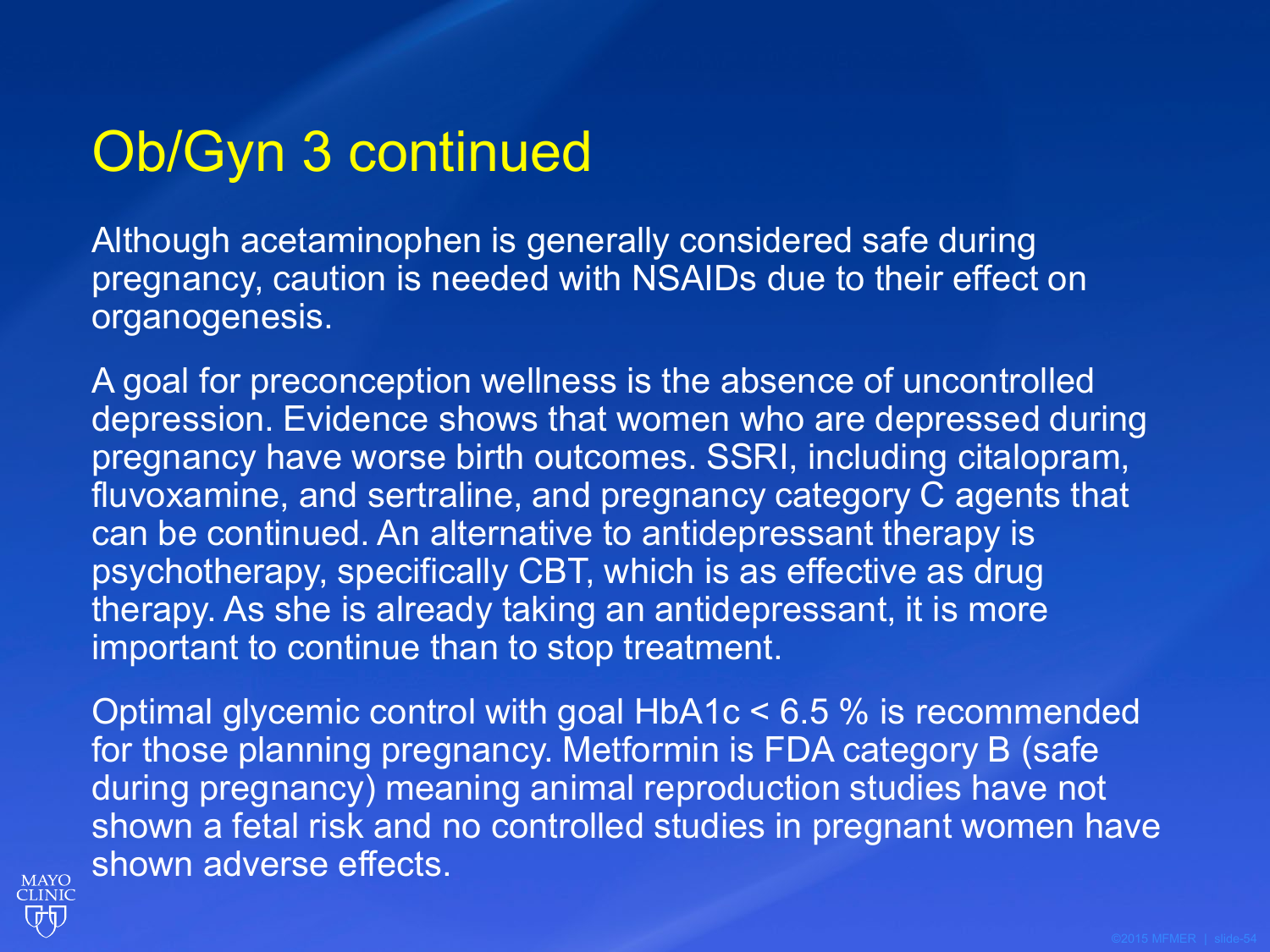# Ob/Gyn 3 continued

Although acetaminophen is generally considered safe during pregnancy, caution is needed with NSAIDs due to their effect on organogenesis.

A goal for preconception wellness is the absence of uncontrolled depression. Evidence shows that women who are depressed during pregnancy have worse birth outcomes. SSRI, including citalopram, fluvoxamine, and sertraline, and pregnancy category C agents that can be continued. An alternative to antidepressant therapy is psychotherapy, specifically CBT, which is as effective as drug therapy. As she is already taking an antidepressant, it is more important to continue than to stop treatment.

Optimal glycemic control with goal HbA1c < 6.5 % is recommended for those planning pregnancy. Metformin is FDA category B (safe during pregnancy) meaning animal reproduction studies have not shown a fetal risk and no controlled studies in pregnant women have shown adverse effects.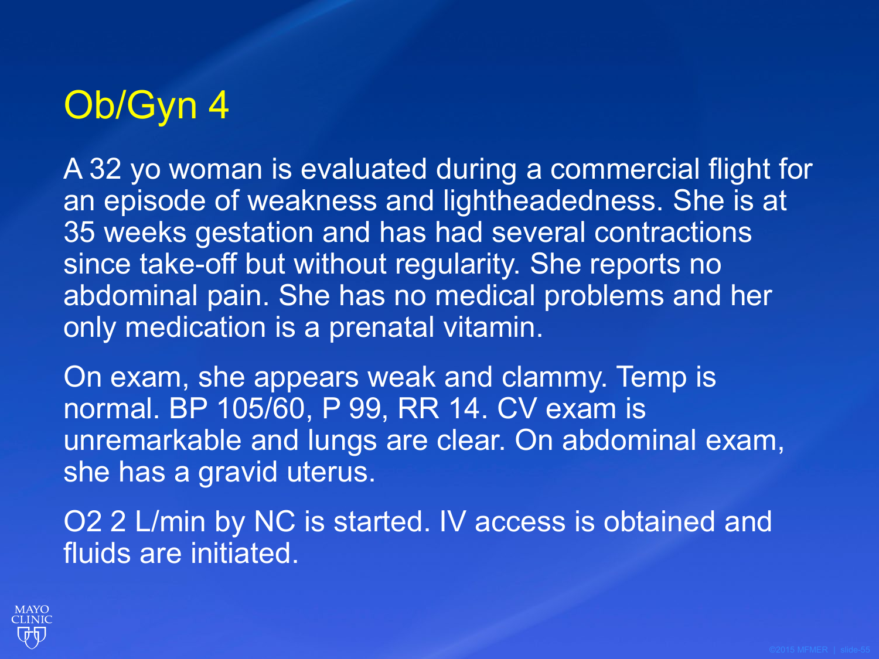# Ob/Gyn 4

A 32 yo woman is evaluated during a commercial flight for an episode of weakness and lightheadedness. She is at 35 weeks gestation and has had several contractions since take-off but without regularity. She reports no abdominal pain. She has no medical problems and her only medication is a prenatal vitamin.

On exam, she appears weak and clammy. Temp is normal. BP 105/60, P 99, RR 14. CV exam is unremarkable and lungs are clear. On abdominal exam, she has a gravid uterus.

$O_2$ 2 L/min by NC is started. IV access is obtained and fluids are initiated.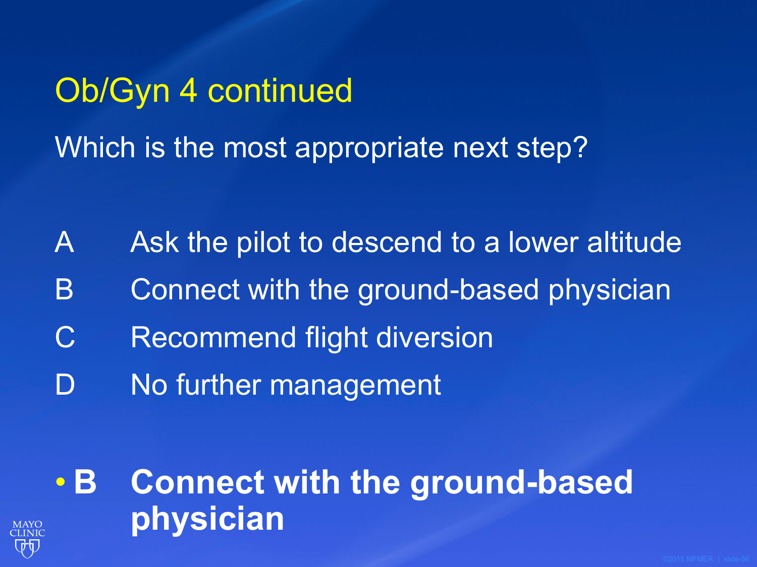# Ob/Gyn 4 continued

Which is the most appropriate next step?

A Ask the pilot to descend to a lower altitude

B Connect with the ground-based physician

C Recommend flight diversion

D No further management

- **B Connect with the ground-based physician**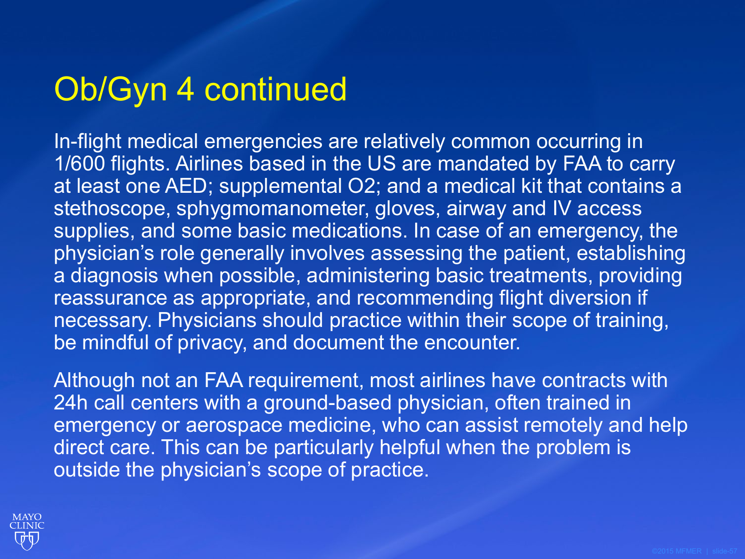# Ob/Gyn 4 continued

In-flight medical emergencies are relatively common occurring in 1/600 flights. Airlines based in the US are mandated by FAA to carry at least one AED; supplemental O2; and a medical kit that contains a stethoscope, sphygmomanometer, gloves, airway and IV access supplies, and some basic medications. In case of an emergency, the physician's role generally involves assessing the patient, establishing a diagnosis when possible, administering basic treatments, providing reassurance as appropriate, and recommending flight diversion if necessary. Physicians should practice within their scope of training, be mindful of privacy, and document the encounter.

Although not an FAA requirement, most airlines have contracts with 24h call centers with a ground-based physician, often trained in emergency or aerospace medicine, who can assist remotely and help direct care. This can be particularly helpful when the problem is outside the physician's scope of practice.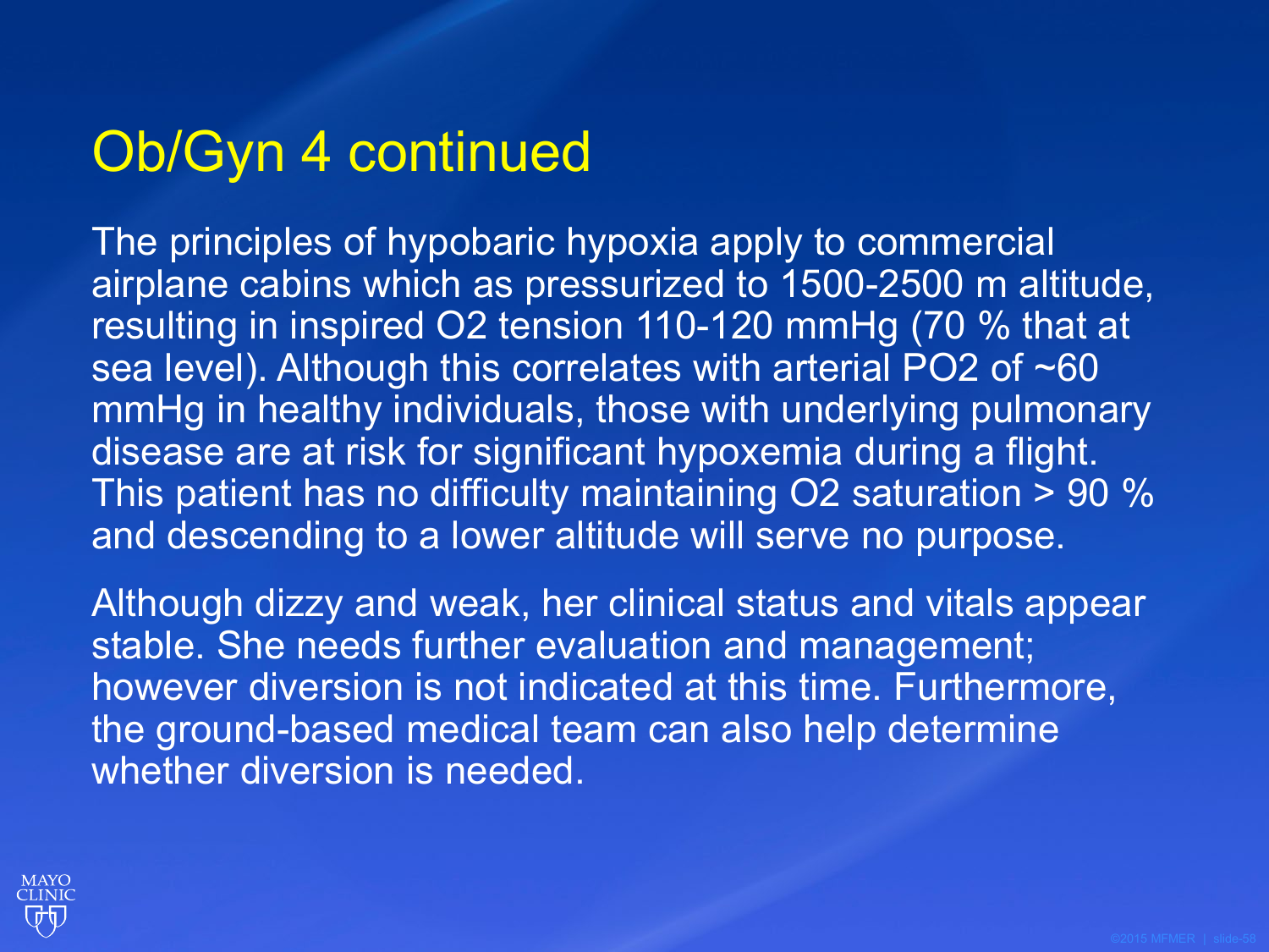# Ob/Gyn 4 continued

The principles of hypobaric hypoxia apply to commercial airplane cabins which as pressurized to 1500-2500 m altitude, resulting in inspired $O_2$ tension 110-120 mmHg (70 % that at sea level). Although this correlates with arterial $PO_2$ of ~60 mmHg in healthy individuals, those with underlying pulmonary disease are at risk for significant hypoxemia during a flight. This patient has no difficulty maintaining $O_2$ saturation > 90 % and descending to a lower altitude will serve no purpose.

Although dizzy and weak, her clinical status and vitals appear stable. She needs further evaluation and management; however diversion is not indicated at this time. Furthermore, the ground-based medical team can also help determine whether diversion is needed.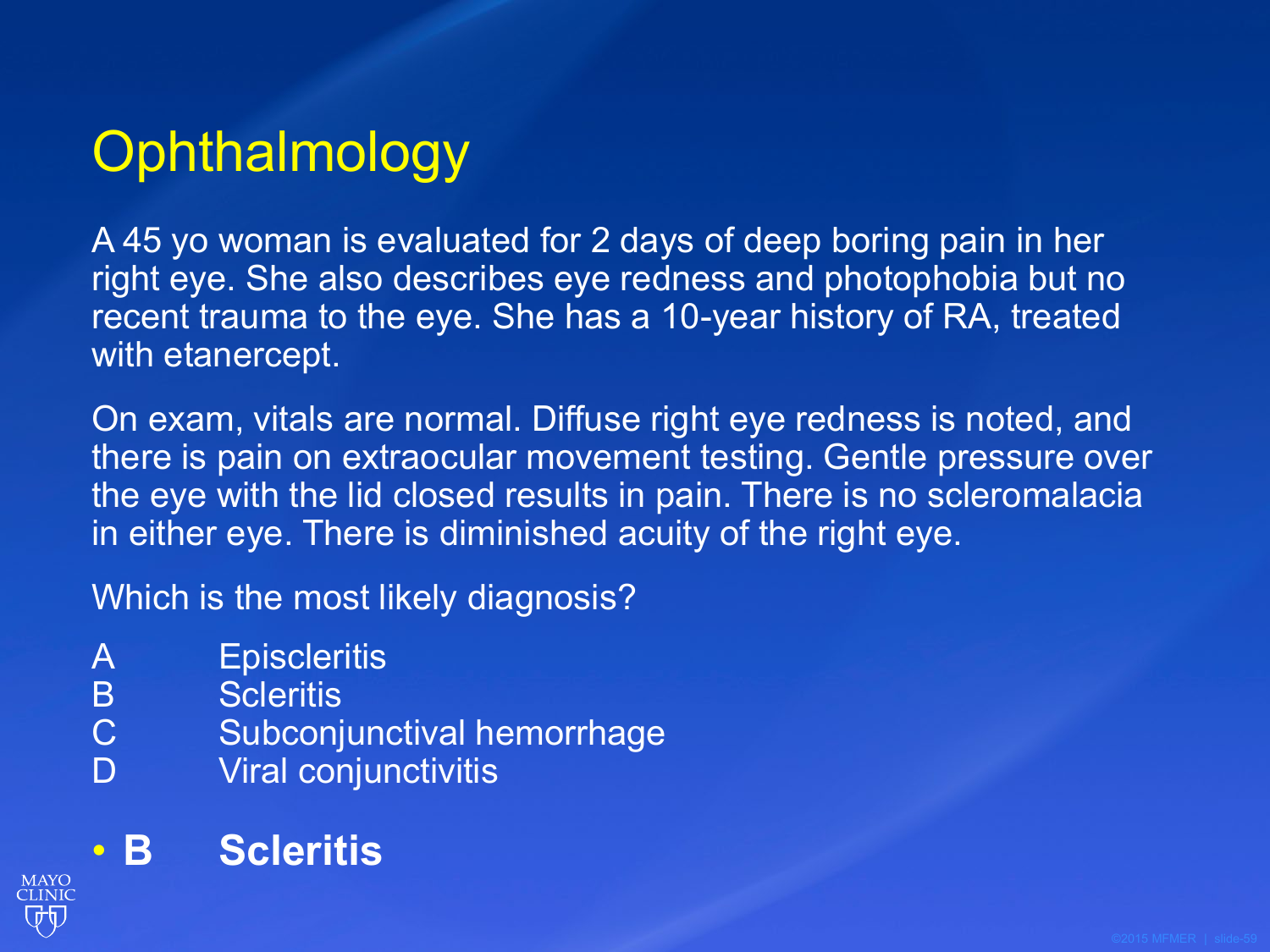# Ophthalmology

A 45 yo woman is evaluated for 2 days of deep boring pain in her right eye. She also describes eye redness and photophobia but no recent trauma to the eye. She has a 10-year history of RA, treated with etanercept.

On exam, vitals are normal. Diffuse right eye redness is noted, and there is pain on extraocular movement testing. Gentle pressure over the eye with the lid closed results in pain. There is no scleromalacia in either eye. There is diminished acuity of the right eye.

Which is the most likely diagnosis?

A Episcleritis
B Scleritis
C Subconjunctival hemorrhage
D Viral conjunctivitis

- **B Scleritis**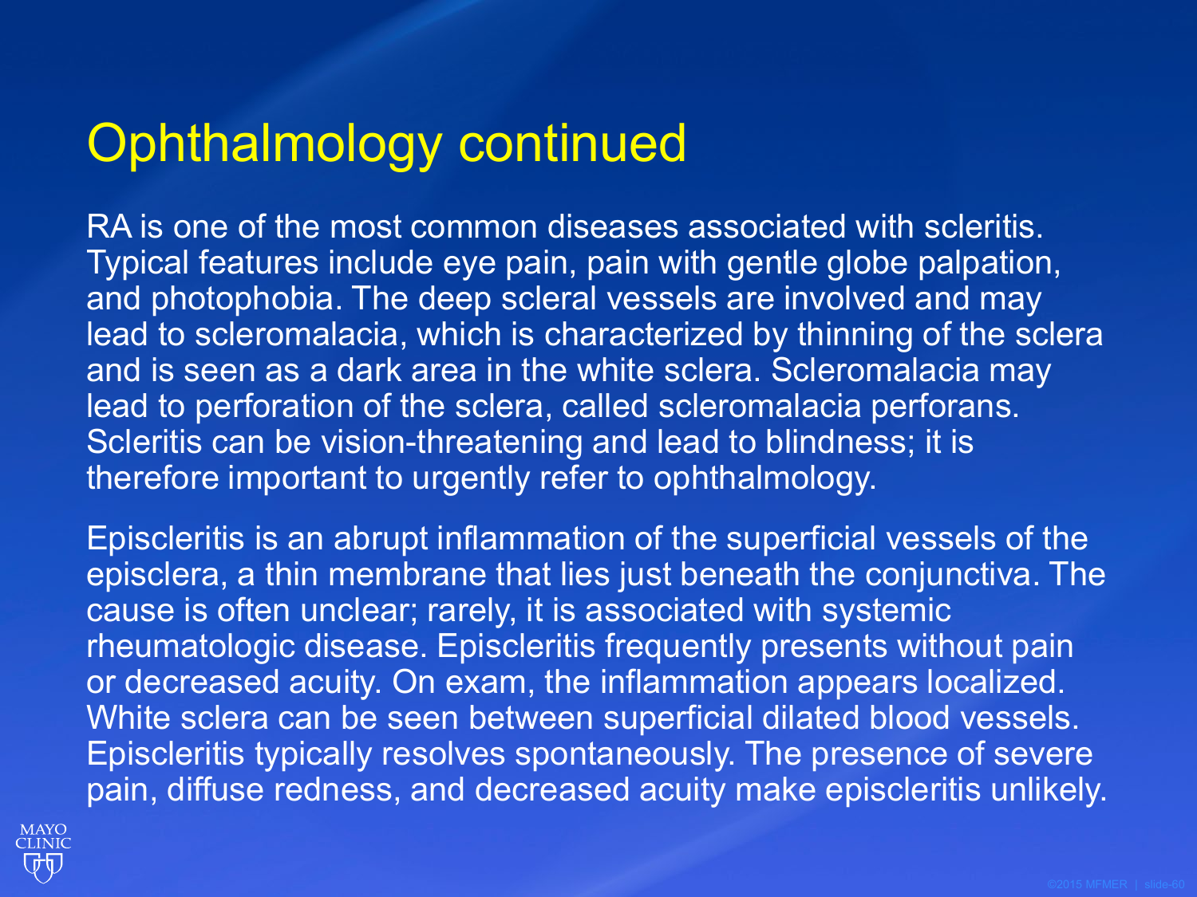# Ophthalmology continued

RA is one of the most common diseases associated with scleritis. Typical features include eye pain, pain with gentle globe palpation, and photophobia. The deep scleral vessels are involved and may lead to scleromalacia, which is characterized by thinning of the sclera and is seen as a dark area in the white sclera. Scleromalacia may lead to perforation of the sclera, called scleromalacia perforans. Scleritis can be vision-threatening and lead to blindness; it is therefore important to urgently refer to ophthalmology.

Episcleritis is an abrupt inflammation of the superficial vessels of the episclera, a thin membrane that lies just beneath the conjunctiva. The cause is often unclear; rarely, it is associated with systemic rheumatologic disease. Episcleritis frequently presents without pain or decreased acuity. On exam, the inflammation appears localized. White sclera can be seen between superficial dilated blood vessels. Episcleritis typically resolves spontaneously. The presence of severe pain, diffuse redness, and decreased acuity make episcleritis unlikely.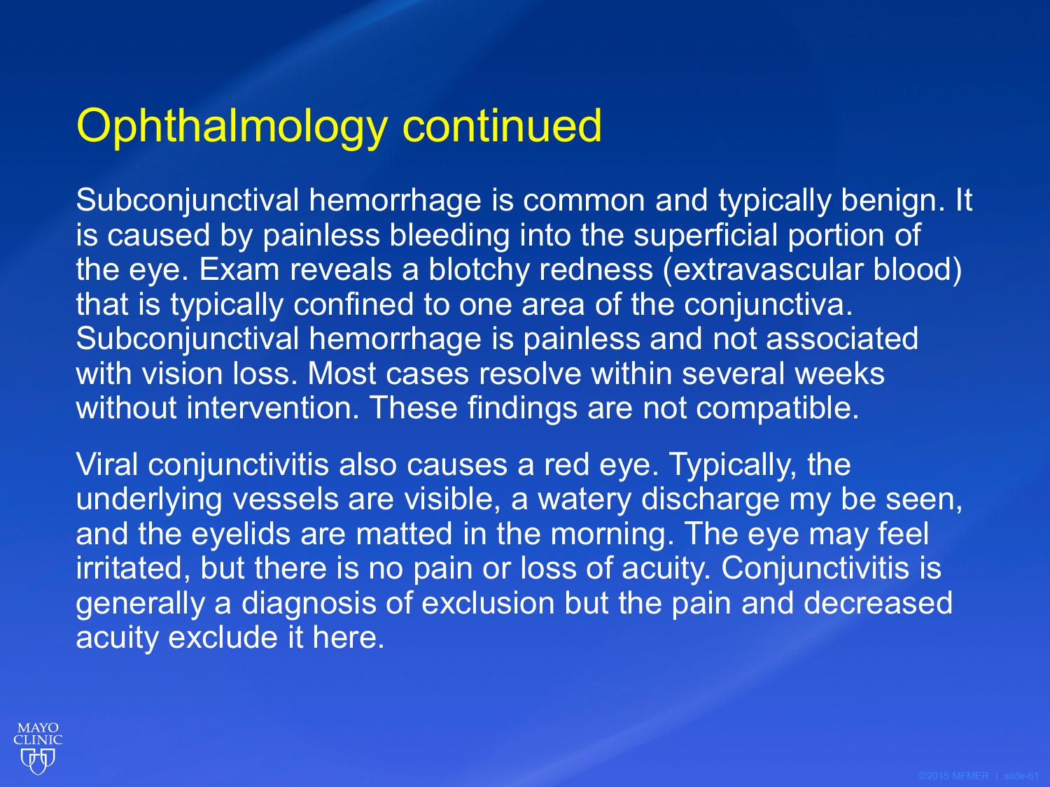# Ophthalmology continued

Subconjunctival hemorrhage is common and typically benign. It is caused by painless bleeding into the superficial portion of the eye. Exam reveals a blotchy redness (extravascular blood) that is typically confined to one area of the conjunctiva. Subconjunctival hemorrhage is painless and not associated with vision loss. Most cases resolve within several weeks without intervention. These findings are not compatible.

Viral conjunctivitis also causes a red eye. Typically, the underlying vessels are visible, a watery discharge my be seen, and the eyelids are matted in the morning. The eye may feel irritated, but there is no pain or loss of acuity. Conjunctivitis is generally a diagnosis of exclusion but the pain and decreased acuity exclude it here.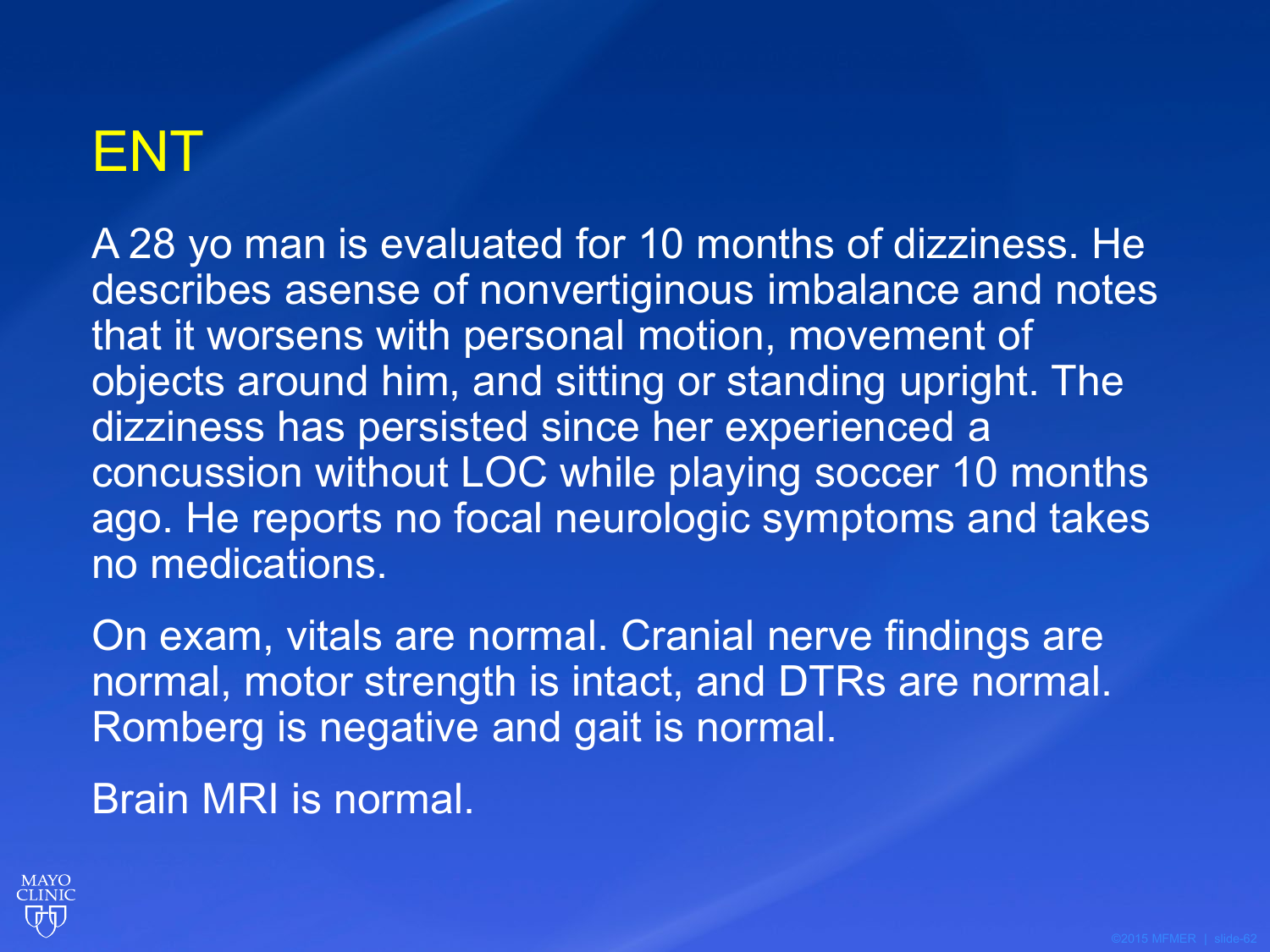# ENT

A 28 yo man is evaluated for 10 months of dizziness. He describes asense of nonvertiginous imbalance and notes that it worsens with personal motion, movement of objects around him, and sitting or standing upright. The dizziness has persisted since her experienced a concussion without LOC while playing soccer 10 months ago. He reports no focal neurologic symptoms and takes no medications.

On exam, vitals are normal. Cranial nerve findings are normal, motor strength is intact, and DTRs are normal. Romberg is negative and gait is normal.

Brain MRI is normal.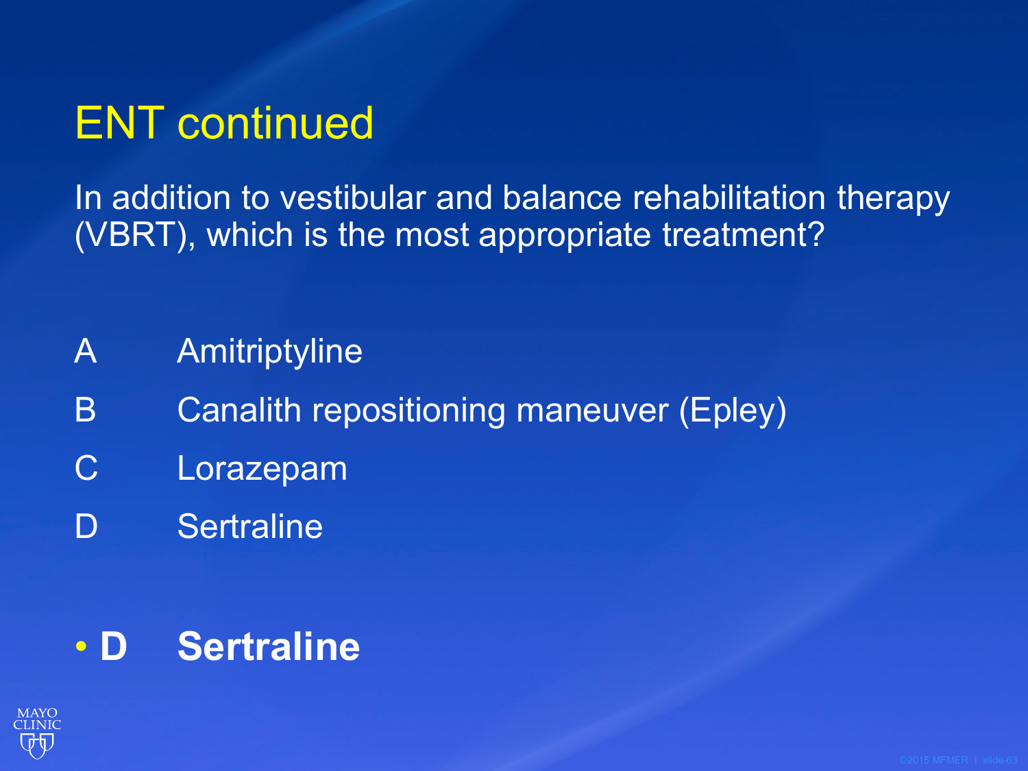# ENT continued

In addition to vestibular and balance rehabilitation therapy (VBRT), which is the most appropriate treatment?

A Amitriptyline

B Canalith repositioning maneuver (Epley)

C Lorazepam

D Sertraline

- **D Sertraline**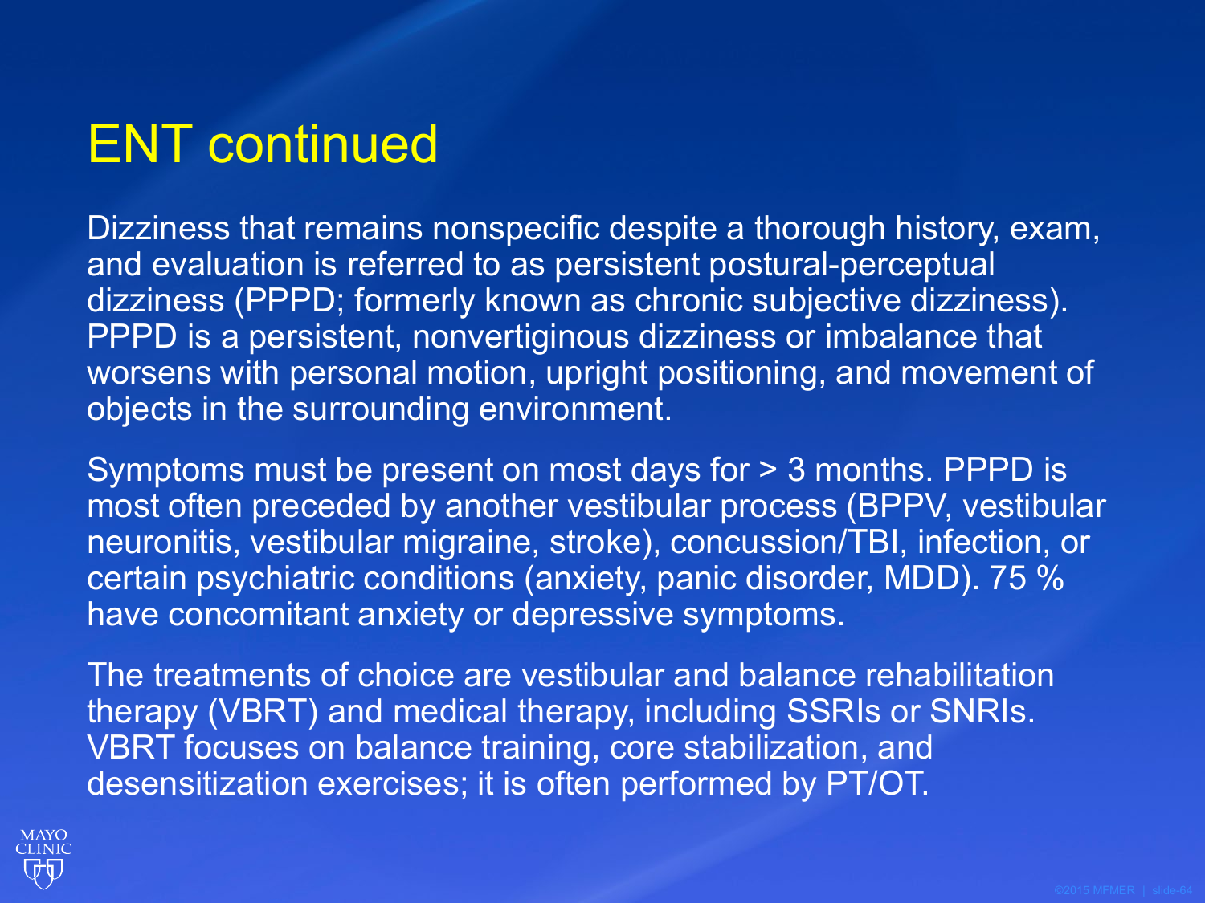# ENT continued

Dizziness that remains nonspecific despite a thorough history, exam, and evaluation is referred to as persistent postural-perceptual dizziness (PPPD; formerly known as chronic subjective dizziness). PPPD is a persistent, nonvertiginous dizziness or imbalance that worsens with personal motion, upright positioning, and movement of objects in the surrounding environment.

Symptoms must be present on most days for > 3 months. PPPD is most often preceded by another vestibular process (BPPV, vestibular neuronitis, vestibular migraine, stroke), concussion/TBI, infection, or certain psychiatric conditions (anxiety, panic disorder, MDD). 75 % have concomitant anxiety or depressive symptoms.

The treatments of choice are vestibular and balance rehabilitation therapy (VBRT) and medical therapy, including SSRIs or SNRIs. VBRT focuses on balance training, core stabilization, and desensitization exercises; it is often performed by PT/OT.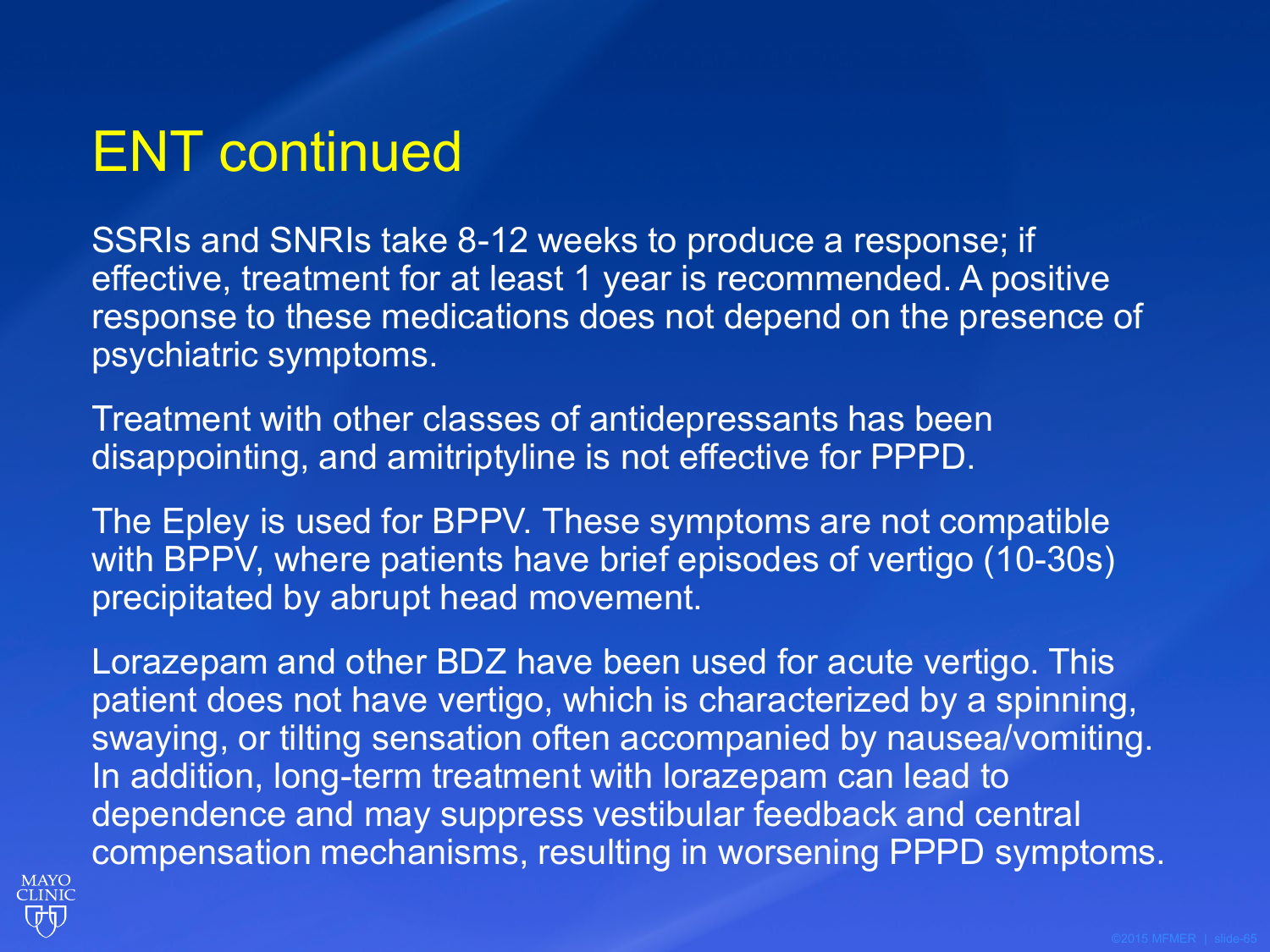# ENT continued

SSRIs and SNRIs take 8-12 weeks to produce a response; if effective, treatment for at least 1 year is recommended. A positive response to these medications does not depend on the presence of psychiatric symptoms.

Treatment with other classes of antidepressants has been disappointing, and amitriptyline is not effective for PPPD.

The Epley is used for BPPV. These symptoms are not compatible with BPPV, where patients have brief episodes of vertigo (10-30s) precipitated by abrupt head movement.

Lorazepam and other BDZ have been used for acute vertigo. This patient does not have vertigo, which is characterized by a spinning, swaying, or tilting sensation often accompanied by nausea/vomiting. In addition, long-term treatment with lorazepam can lead to dependence and may suppress vestibular feedback and central compensation mechanisms, resulting in worsening PPPD symptoms.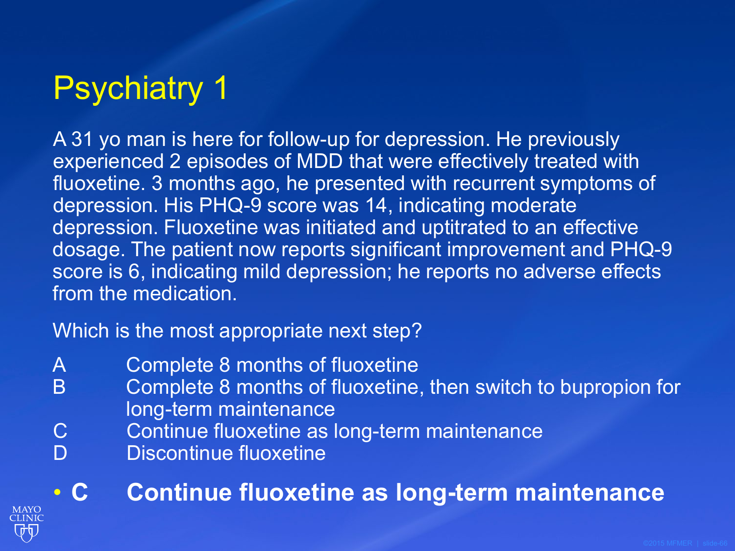# Psychiatry 1

A 31 yo man is here for follow-up for depression. He previously experienced 2 episodes of MDD that were effectively treated with fluoxetine. 3 months ago, he presented with recurrent symptoms of depression. His PHQ-9 score was 14, indicating moderate depression. Fluoxetine was initiated and uptitrated to an effective dosage. The patient now reports significant improvement and PHQ-9 score is 6, indicating mild depression; he reports no adverse effects from the medication.

Which is the most appropriate next step?

- A Complete 8 months of fluoxetine
- B Complete 8 months of fluoxetine, then switch to bupropion for long-term maintenance
- C Continue fluoxetine as long-term maintenance
- D Discontinue fluoxetine

- **C Continue fluoxetine as long-term maintenance**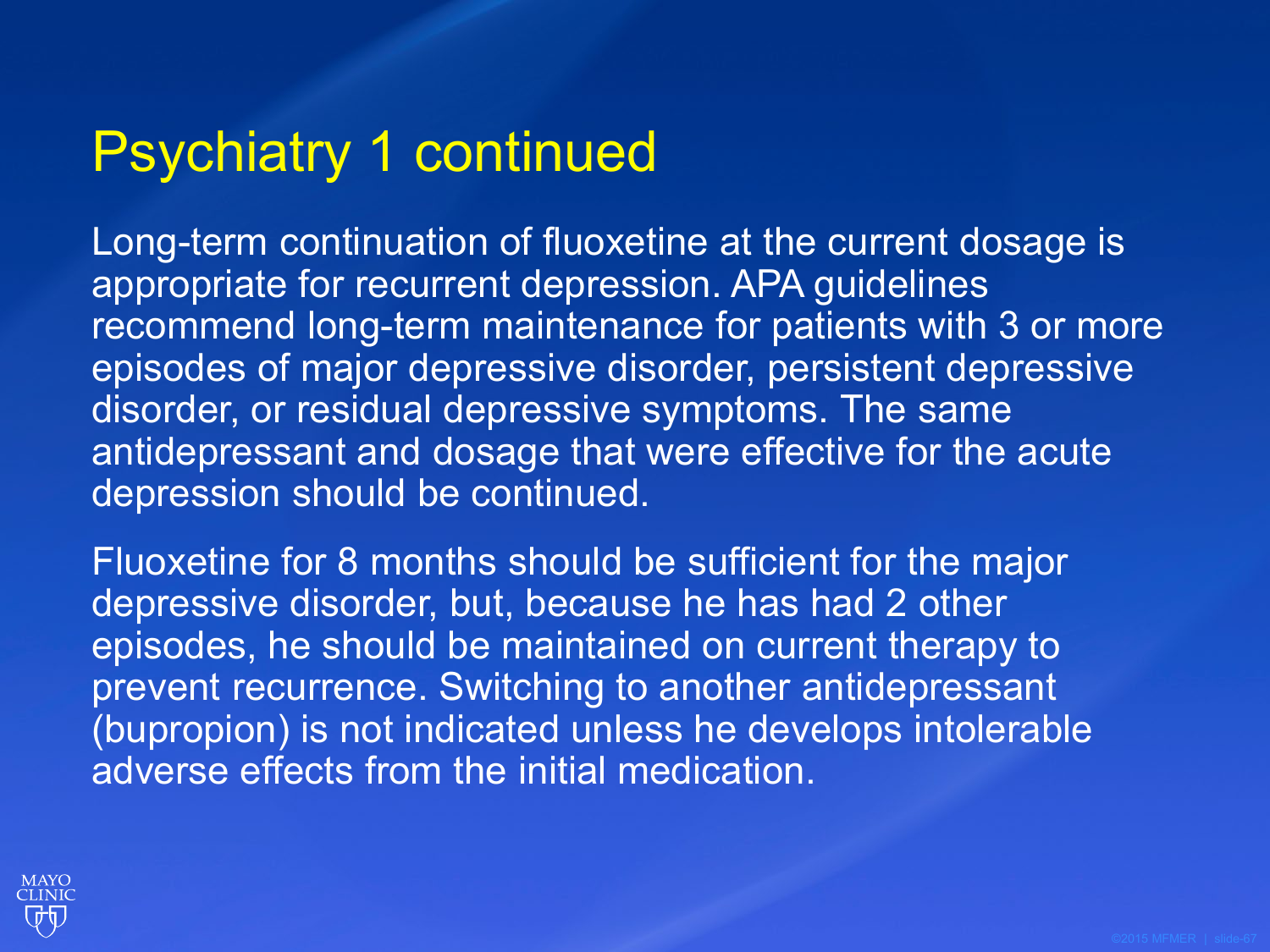# Psychiatry 1 continued

Long-term continuation of fluoxetine at the current dosage is appropriate for recurrent depression. APA guidelines recommend long-term maintenance for patients with 3 or more episodes of major depressive disorder, persistent depressive disorder, or residual depressive symptoms. The same antidepressant and dosage that were effective for the acute depression should be continued.

Fluoxetine for 8 months should be sufficient for the major depressive disorder, but, because he has had 2 other episodes, he should be maintained on current therapy to prevent recurrence. Switching to another antidepressant (bupropion) is not indicated unless he develops intolerable adverse effects from the initial medication.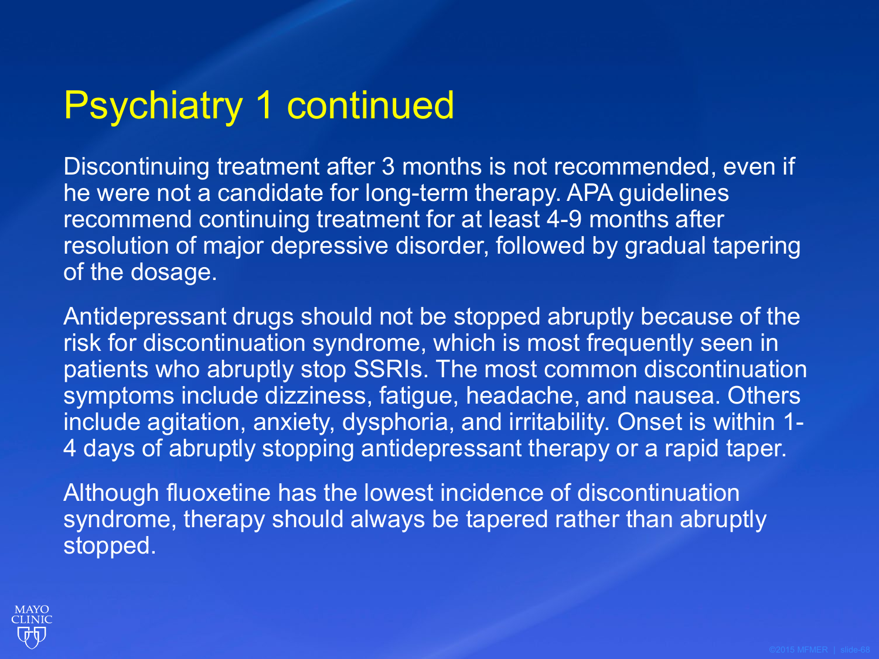# Psychiatry 1 continued

Discontinuing treatment after 3 months is not recommended, even if he were not a candidate for long-term therapy. APA guidelines recommend continuing treatment for at least 4-9 months after resolution of major depressive disorder, followed by gradual tapering of the dosage.

Antidepressant drugs should not be stopped abruptly because of the risk for discontinuation syndrome, which is most frequently seen in patients who abruptly stop SSRIs. The most common discontinuation symptoms include dizziness, fatigue, headache, and nausea. Others include agitation, anxiety, dysphoria, and irritability. Onset is within 1-4 days of abruptly stopping antidepressant therapy or a rapid taper.

Although fluoxetine has the lowest incidence of discontinuation syndrome, therapy should always be tapered rather than abruptly stopped.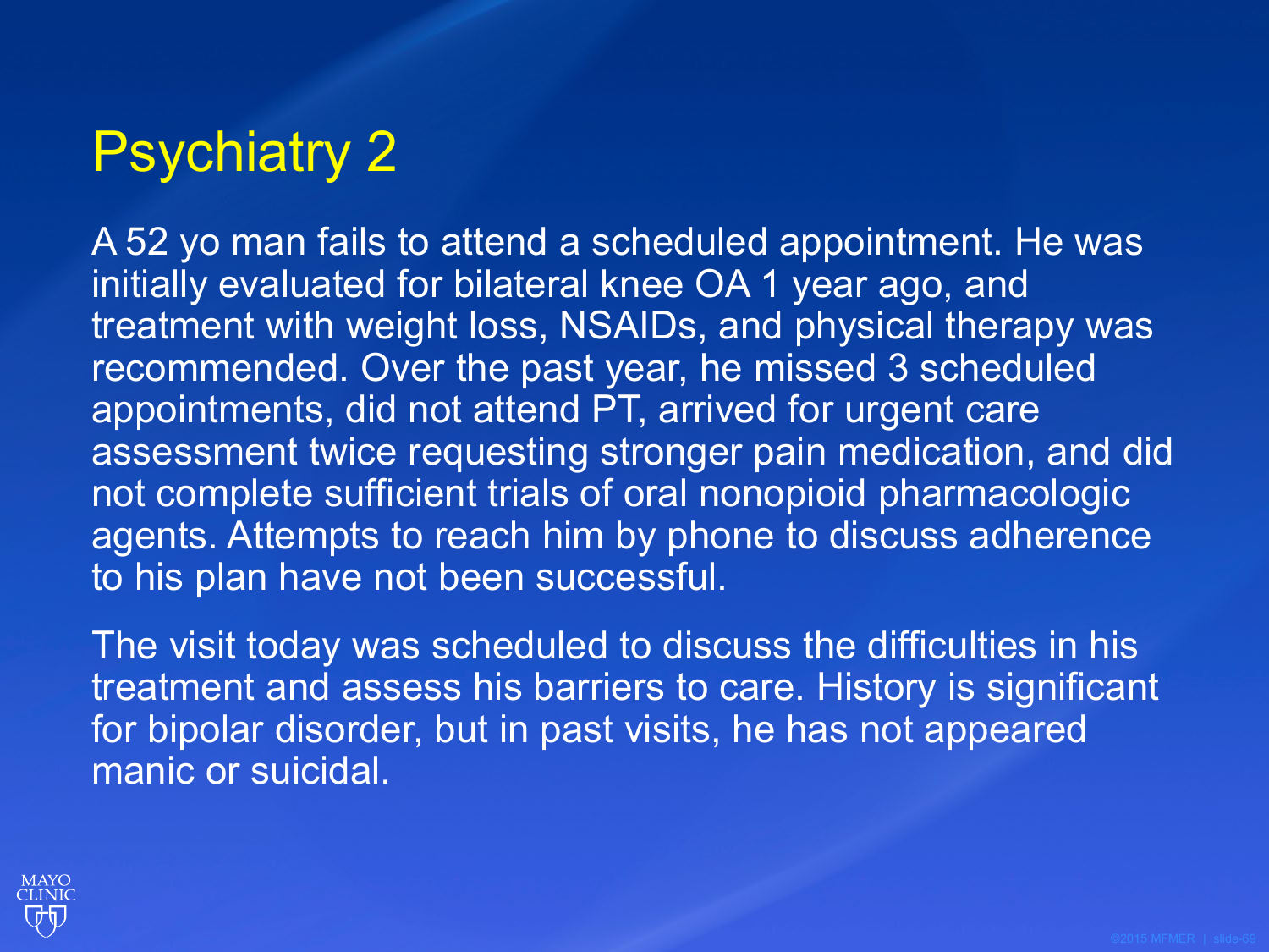# Psychiatry 2

A 52 yo man fails to attend a scheduled appointment. He was initially evaluated for bilateral knee OA 1 year ago, and treatment with weight loss, NSAIDs, and physical therapy was recommended. Over the past year, he missed 3 scheduled appointments, did not attend PT, arrived for urgent care assessment twice requesting stronger pain medication, and did not complete sufficient trials of oral nonopioid pharmacologic agents. Attempts to reach him by phone to discuss adherence to his plan have not been successful.

The visit today was scheduled to discuss the difficulties in his treatment and assess his barriers to care. History is significant for bipolar disorder, but in past visits, he has not appeared manic or suicidal.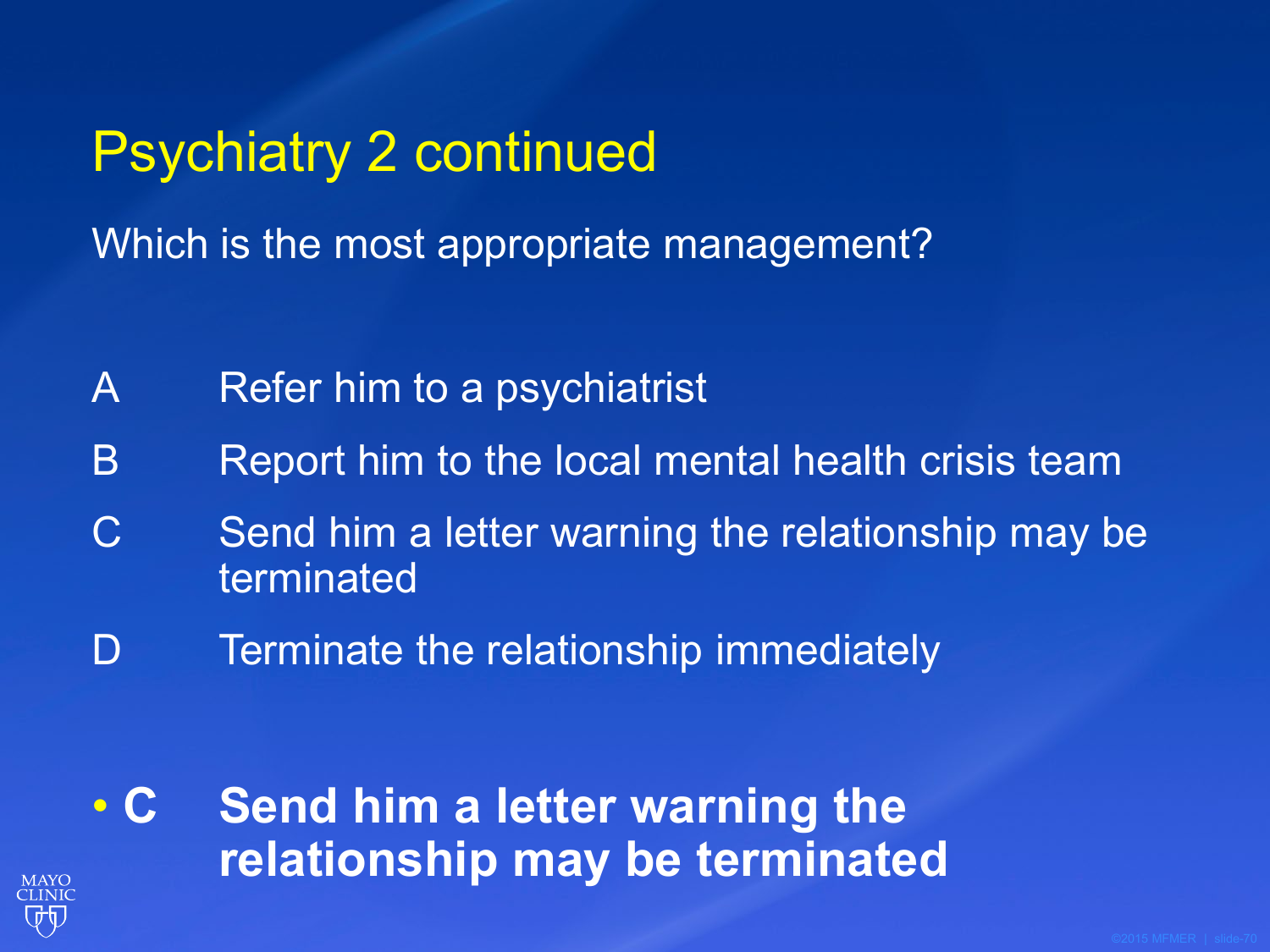# Psychiatry 2 continued

Which is the most appropriate management?

A Refer him to a psychiatrist

B Report him to the local mental health crisis team

C Send him a letter warning the relationship may be terminated

D Terminate the relationship immediately

- **C Send him a letter warning the relationship may be terminated**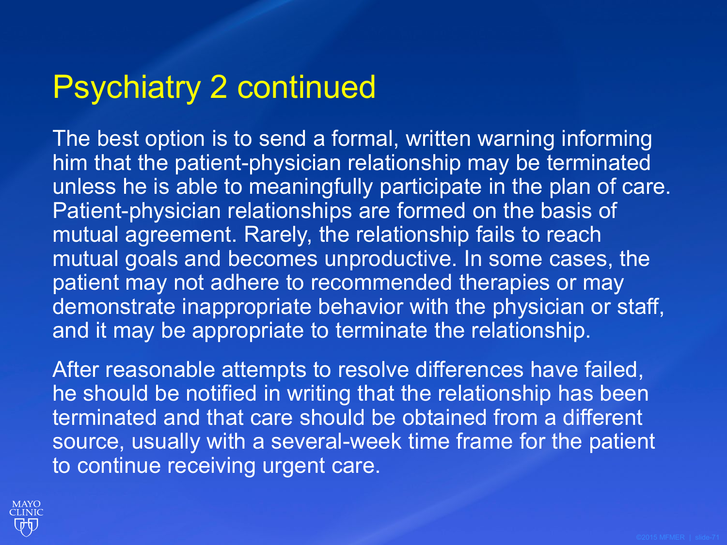# Psychiatry 2 continued

The best option is to send a formal, written warning informing him that the patient-physician relationship may be terminated unless he is able to meaningfully participate in the plan of care. Patient-physician relationships are formed on the basis of mutual agreement. Rarely, the relationship fails to reach mutual goals and becomes unproductive. In some cases, the patient may not adhere to recommended therapies or may demonstrate inappropriate behavior with the physician or staff, and it may be appropriate to terminate the relationship.

After reasonable attempts to resolve differences have failed, he should be notified in writing that the relationship has been terminated and that care should be obtained from a different source, usually with a several-week time frame for the patient to continue receiving urgent care.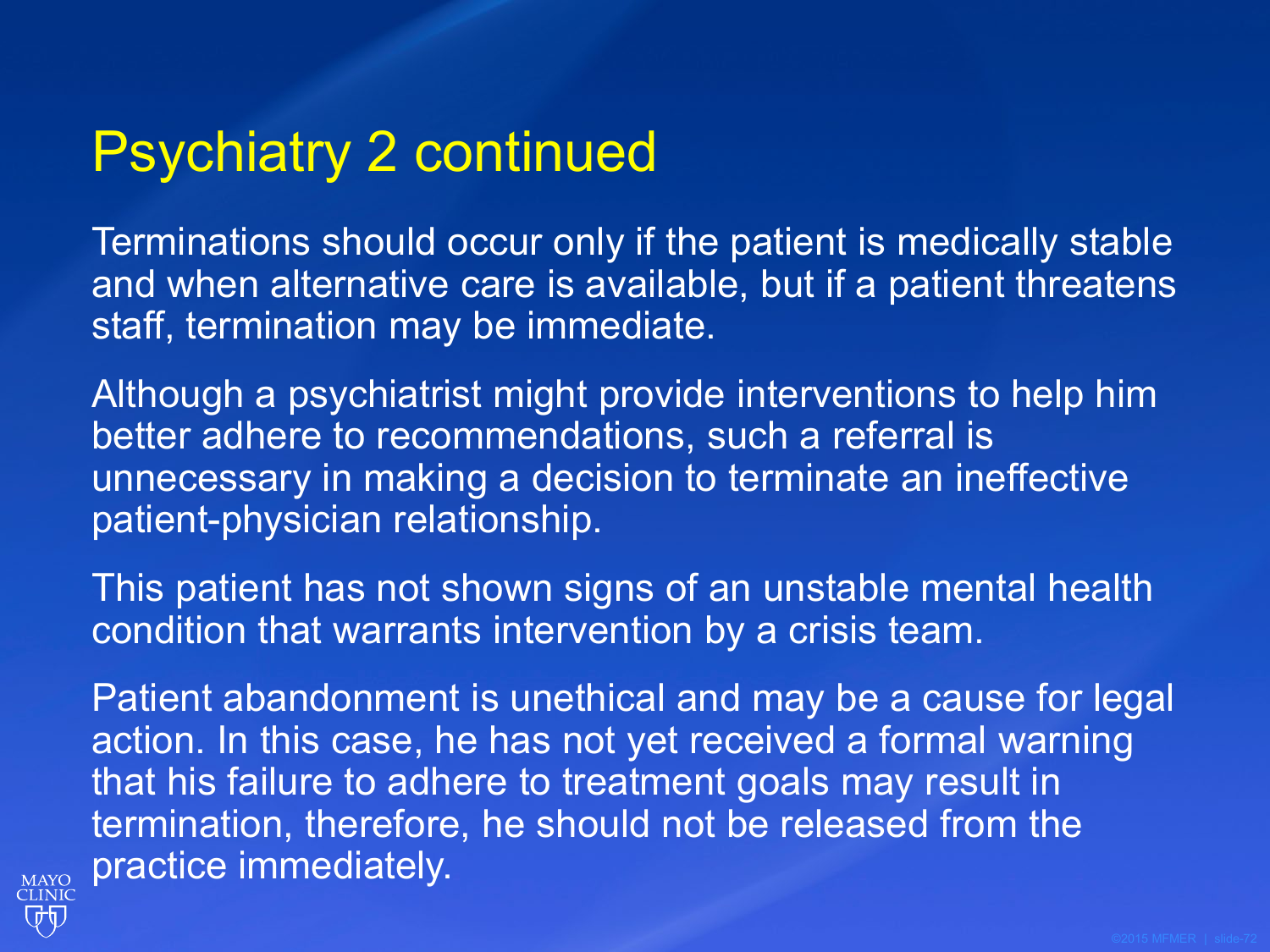# Psychiatry 2 continued

Terminations should occur only if the patient is medically stable and when alternative care is available, but if a patient threatens staff, termination may be immediate.

Although a psychiatrist might provide interventions to help him better adhere to recommendations, such a referral is unnecessary in making a decision to terminate an ineffective patient-physician relationship.

This patient has not shown signs of an unstable mental health condition that warrants intervention by a crisis team.

Patient abandonment is unethical and may be a cause for legal action. In this case, he has not yet received a formal warning that his failure to adhere to treatment goals may result in termination, therefore, he should not be released from the practice immediately.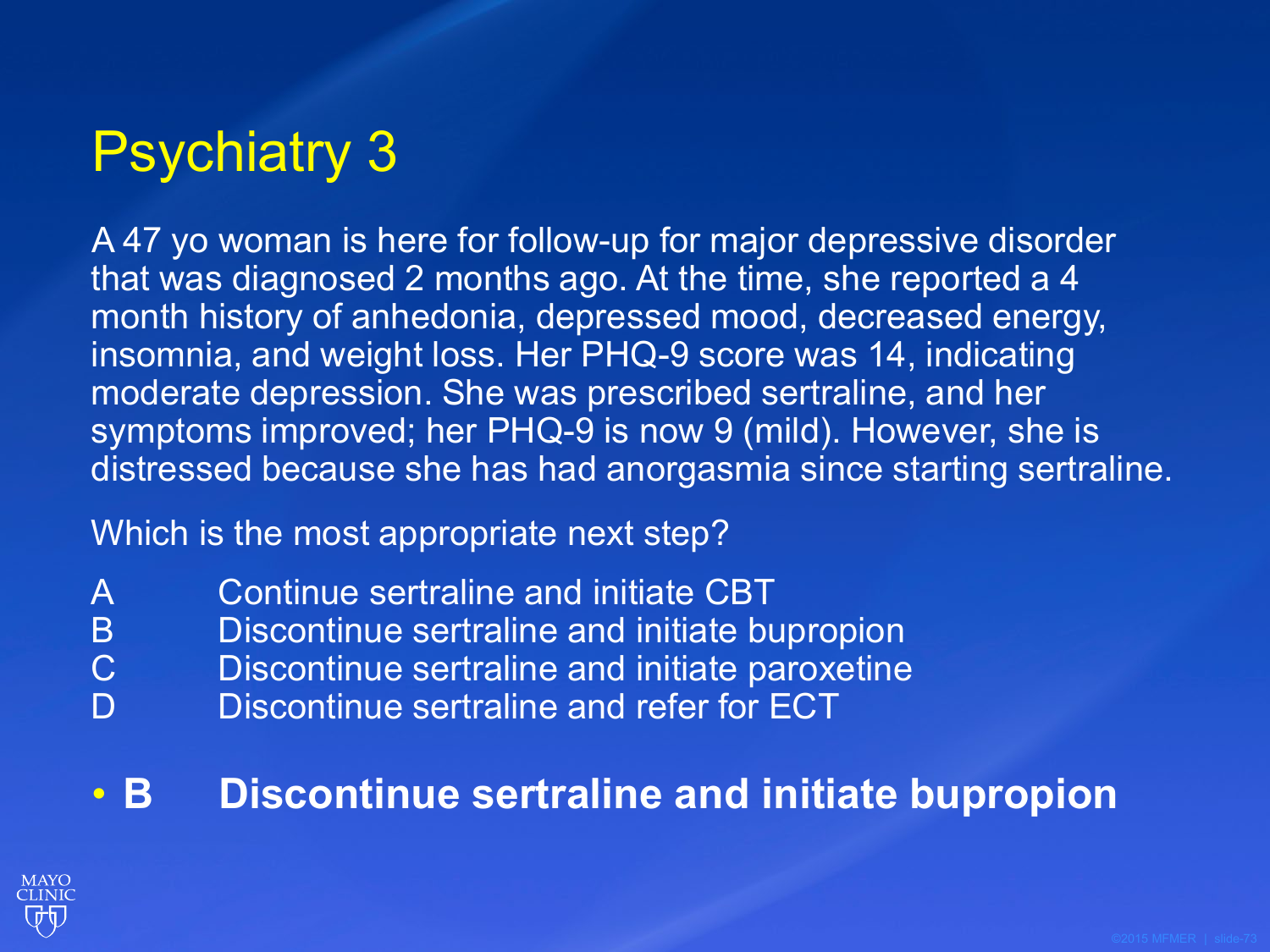# Psychiatry 3

A 47 yo woman is here for follow-up for major depressive disorder that was diagnosed 2 months ago. At the time, she reported a 4 month history of anhedonia, depressed mood, decreased energy, insomnia, and weight loss. Her PHQ-9 score was 14, indicating moderate depression. She was prescribed sertraline, and her symptoms improved; her PHQ-9 is now 9 (mild). However, she is distressed because she has had anorgasmia since starting sertraline.

Which is the most appropriate next step?

A Continue sertraline and initiate CBT
B Discontinue sertraline and initiate bupropion
C Discontinue sertraline and initiate paroxetine
D Discontinue sertraline and refer for ECT

- **B Discontinue sertraline and initiate bupropion**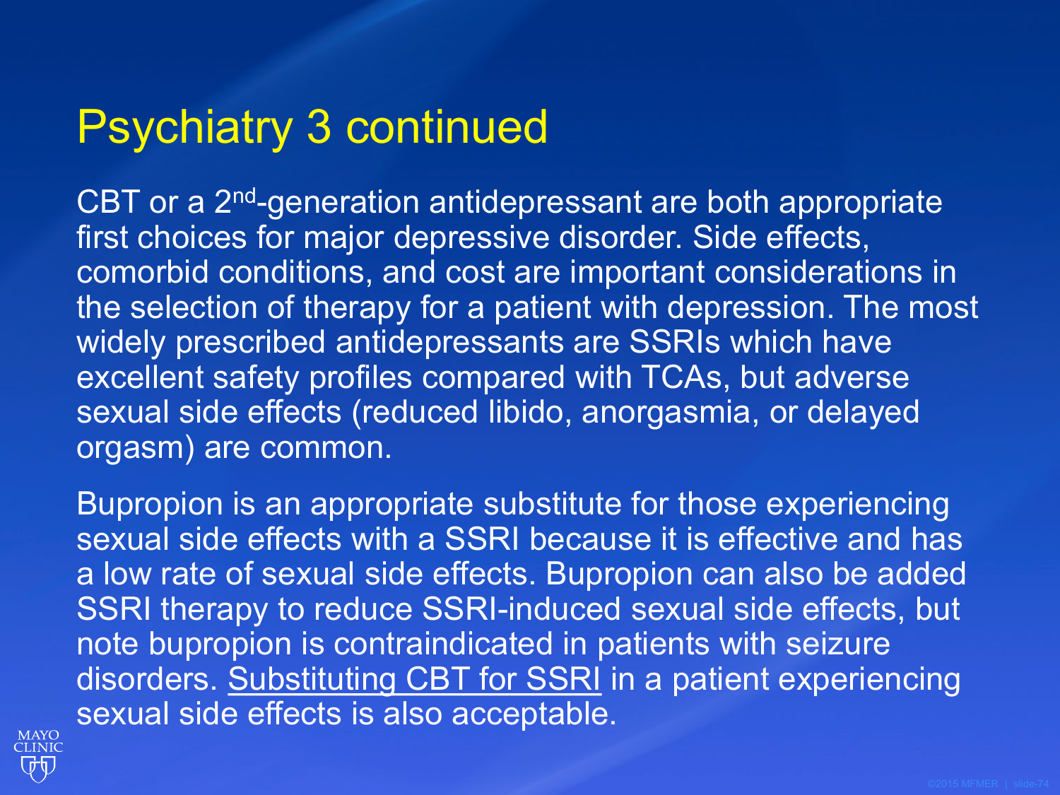# Psychiatry 3 continued

CBT or a 2nd-generation antidepressant are both appropriate first choices for major depressive disorder. Side effects, comorbid conditions, and cost are important considerations in the selection of therapy for a patient with depression. The most widely prescribed antidepressants are SSRIs which have excellent safety profiles compared with TCAs, but adverse sexual side effects (reduced libido, anorgasmia, or delayed orgasm) are common.

Bupropion is an appropriate substitute for those experiencing sexual side effects with a SSRI because it is effective and has a low rate of sexual side effects. Bupropion can also be added SSRI therapy to reduce SSRI-induced sexual side effects, but note bupropion is contraindicated in patients with seizure disorders. <u>Substituting CBT for SSRI</u> in a patient experiencing sexual side effects is also acceptable.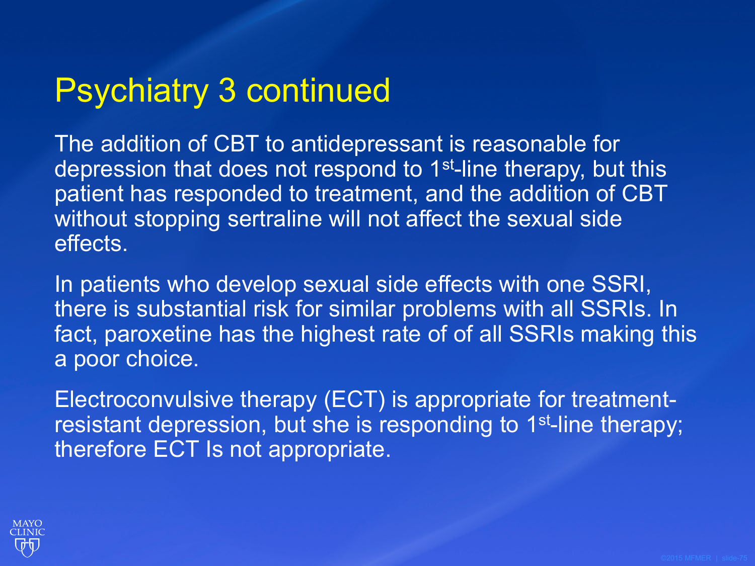# Psychiatry 3 continued

The addition of CBT to antidepressant is reasonable for depression that does not respond to 1st-line therapy, but this patient has responded to treatment, and the addition of CBT without stopping sertraline will not affect the sexual side effects.

In patients who develop sexual side effects with one SSRI, there is substantial risk for similar problems with all SSRIs. In fact, paroxetine has the highest rate of of all SSRIs making this a poor choice.

Electroconvulsive therapy (ECT) is appropriate for treatment-resistant depression, but she is responding to 1st-line therapy; therefore ECT Is not appropriate.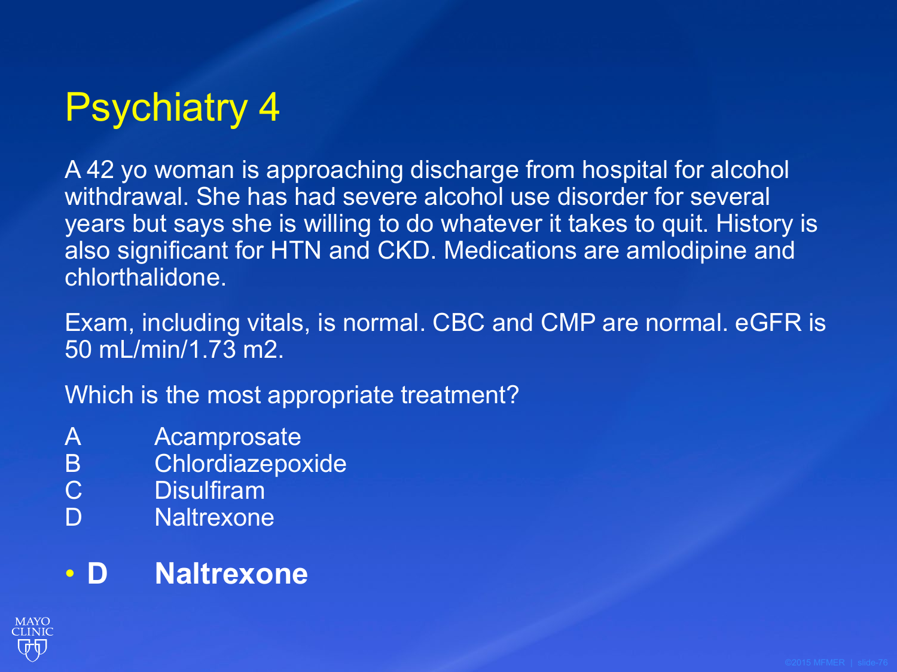# Psychiatry 4

A 42 yo woman is approaching discharge from hospital for alcohol withdrawal. She has had severe alcohol use disorder for several years but says she is willing to do whatever it takes to quit. History is also significant for HTN and CKD. Medications are amlodipine and chlorthalidone.

Exam, including vitals, is normal. CBC and CMP are normal. eGFR is 50 mL/min/1.73 m2.

Which is the most appropriate treatment?

A Acamprosate
B Chlordiazepoxide
C Disulfiram
D Naltrexone

- **D Naltrexone**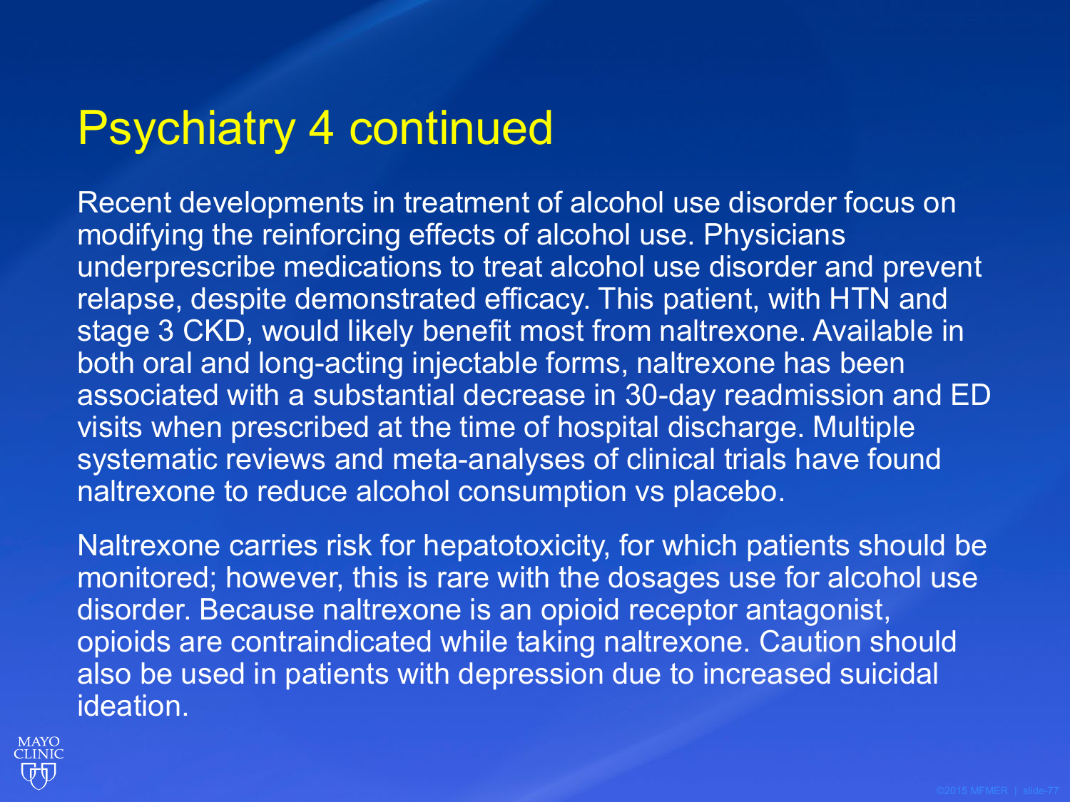# Psychiatry 4 continued

Recent developments in treatment of alcohol use disorder focus on modifying the reinforcing effects of alcohol use. Physicians underprescribe medications to treat alcohol use disorder and prevent relapse, despite demonstrated efficacy. This patient, with HTN and stage 3 CKD, would likely benefit most from naltrexone. Available in both oral and long-acting injectable forms, naltrexone has been associated with a substantial decrease in 30-day readmission and ED visits when prescribed at the time of hospital discharge. Multiple systematic reviews and meta-analyses of clinical trials have found naltrexone to reduce alcohol consumption vs placebo.

Naltrexone carries risk for hepatotoxicity, for which patients should be monitored; however, this is rare with the dosages use for alcohol use disorder. Because naltrexone is an opioid receptor antagonist, opioids are contraindicated while taking naltrexone. Caution should also be used in patients with depression due to increased suicidal ideation.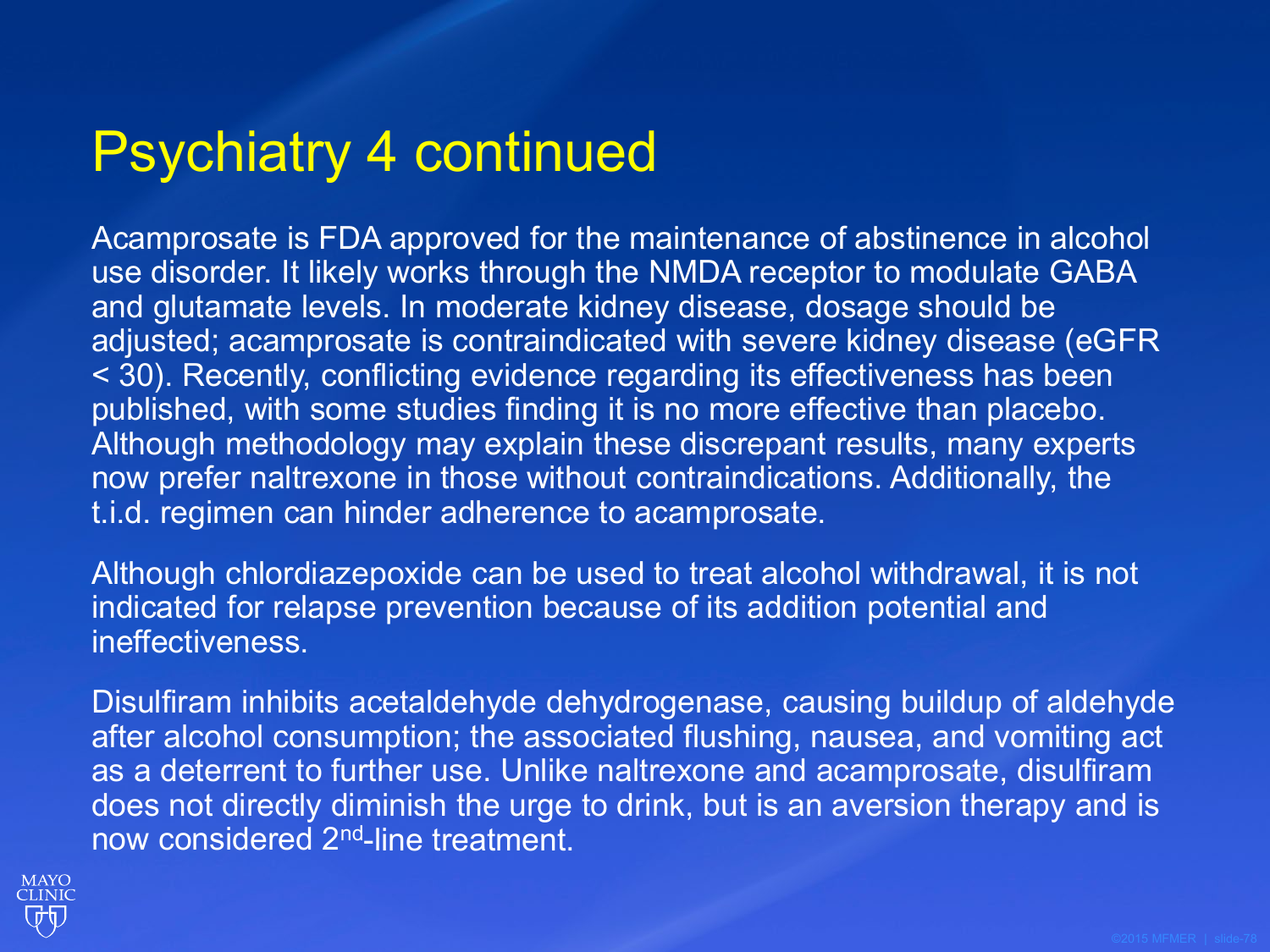# Psychiatry 4 continued

Acamprosate is FDA approved for the maintenance of abstinence in alcohol use disorder. It likely works through the NMDA receptor to modulate GABA and glutamate levels. In moderate kidney disease, dosage should be adjusted; acamprosate is contraindicated with severe kidney disease (eGFR < 30). Recently, conflicting evidence regarding its effectiveness has been published, with some studies finding it is no more effective than placebo. Although methodology may explain these discrepant results, many experts now prefer naltrexone in those without contraindications. Additionally, the t.i.d. regimen can hinder adherence to acamprosate.

Although chlordiazepoxide can be used to treat alcohol withdrawal, it is not indicated for relapse prevention because of its addition potential and ineffectiveness.

Disulfiram inhibits acetaldehyde dehydrogenase, causing buildup of aldehyde after alcohol consumption; the associated flushing, nausea, and vomiting act as a deterrent to further use. Unlike naltrexone and acamprosate, disulfiram does not directly diminish the urge to drink, but is an aversion therapy and is now considered 2nd-line treatment.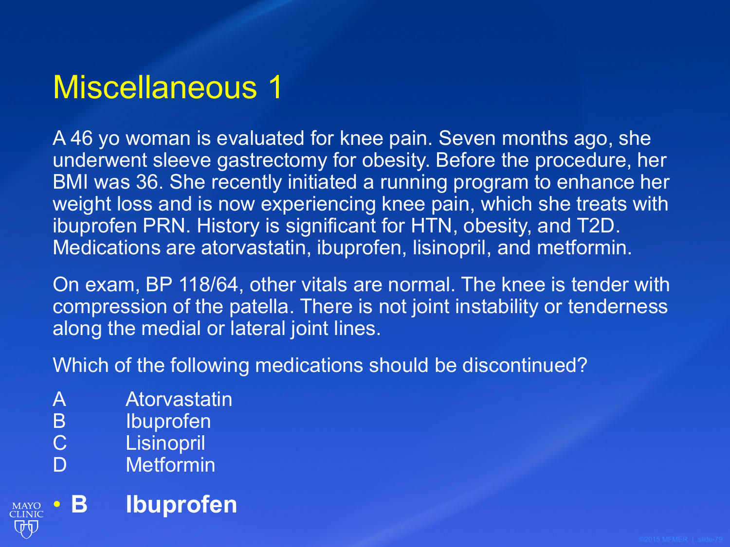# Miscellaneous 1

A 46 yo woman is evaluated for knee pain. Seven months ago, she underwent sleeve gastrectomy for obesity. Before the procedure, her BMI was 36. She recently initiated a running program to enhance her weight loss and is now experiencing knee pain, which she treats with ibuprofen PRN. History is significant for HTN, obesity, and T2D. Medications are atorvastatin, ibuprofen, lisinopril, and metformin.

On exam, BP 118/64, other vitals are normal. The knee is tender with compression of the patella. There is not joint instability or tenderness along the medial or lateral joint lines.

Which of the following medications should be discontinued?

A Atorvastatin
B Ibuprofen
C Lisinopril
D Metformin

- **B Ibuprofen**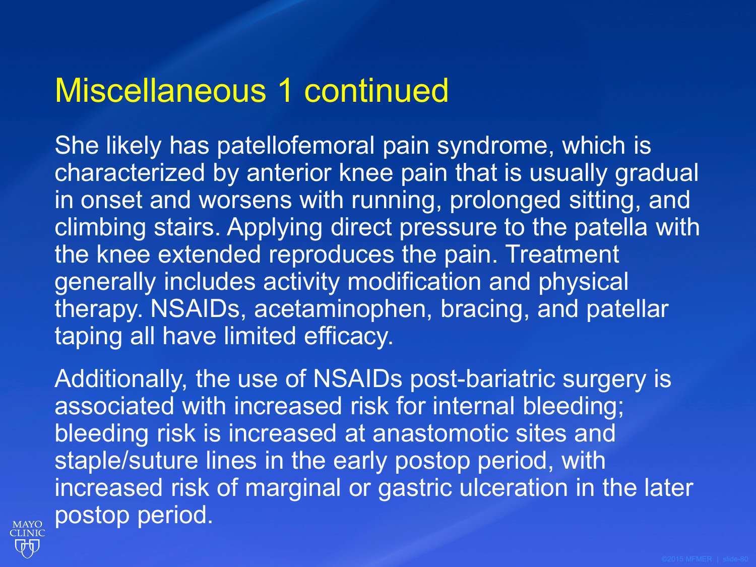# Miscellaneous 1 continued

She likely has patellofemoral pain syndrome, which is characterized by anterior knee pain that is usually gradual in onset and worsens with running, prolonged sitting, and climbing stairs. Applying direct pressure to the patella with the knee extended reproduces the pain. Treatment generally includes activity modification and physical therapy. NSAIDs, acetaminophen, bracing, and patellar taping all have limited efficacy.

Additionally, the use of NSAIDs post-bariatric surgery is associated with increased risk for internal bleeding; bleeding risk is increased at anastomotic sites and staple/suture lines in the early postop period, with increased risk of marginal or gastric ulceration in the later postop period.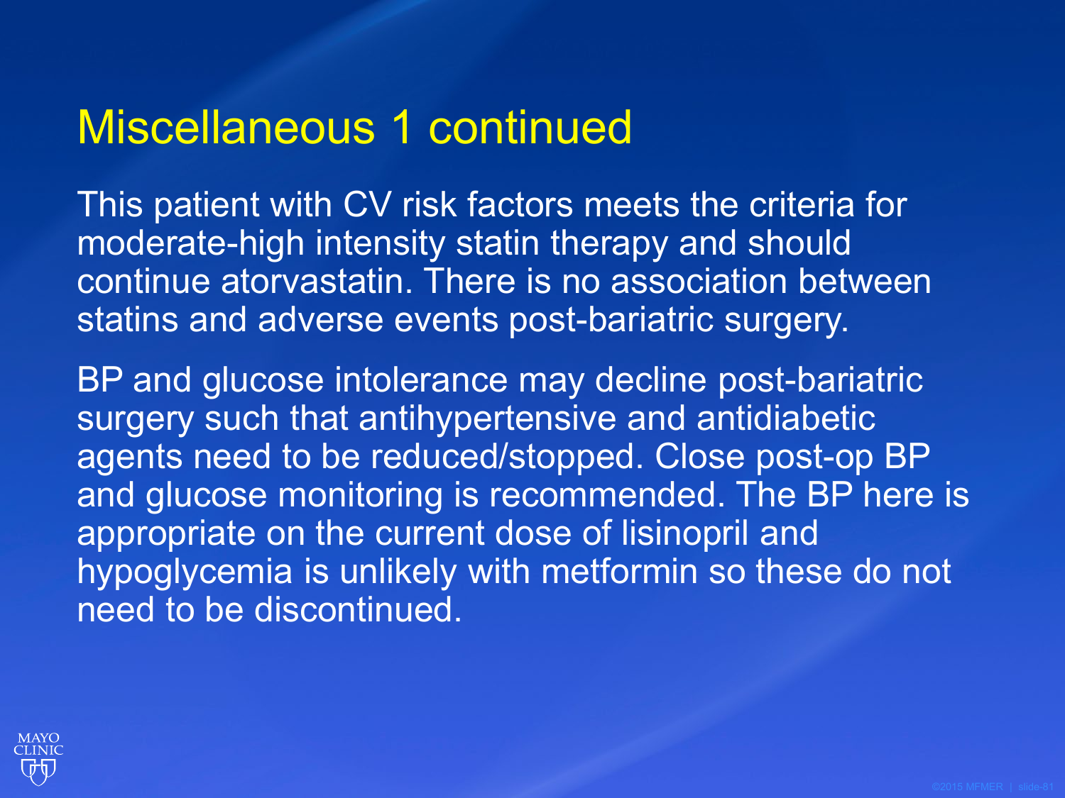# Miscellaneous 1 continued

This patient with CV risk factors meets the criteria for moderate-high intensity statin therapy and should continue atorvastatin. There is no association between statins and adverse events post-bariatric surgery.

BP and glucose intolerance may decline post-bariatric surgery such that antihypertensive and antidiabetic agents need to be reduced/stopped. Close post-op BP and glucose monitoring is recommended. The BP here is appropriate on the current dose of lisinopril and hypoglycemia is unlikely with metformin so these do not need to be discontinued.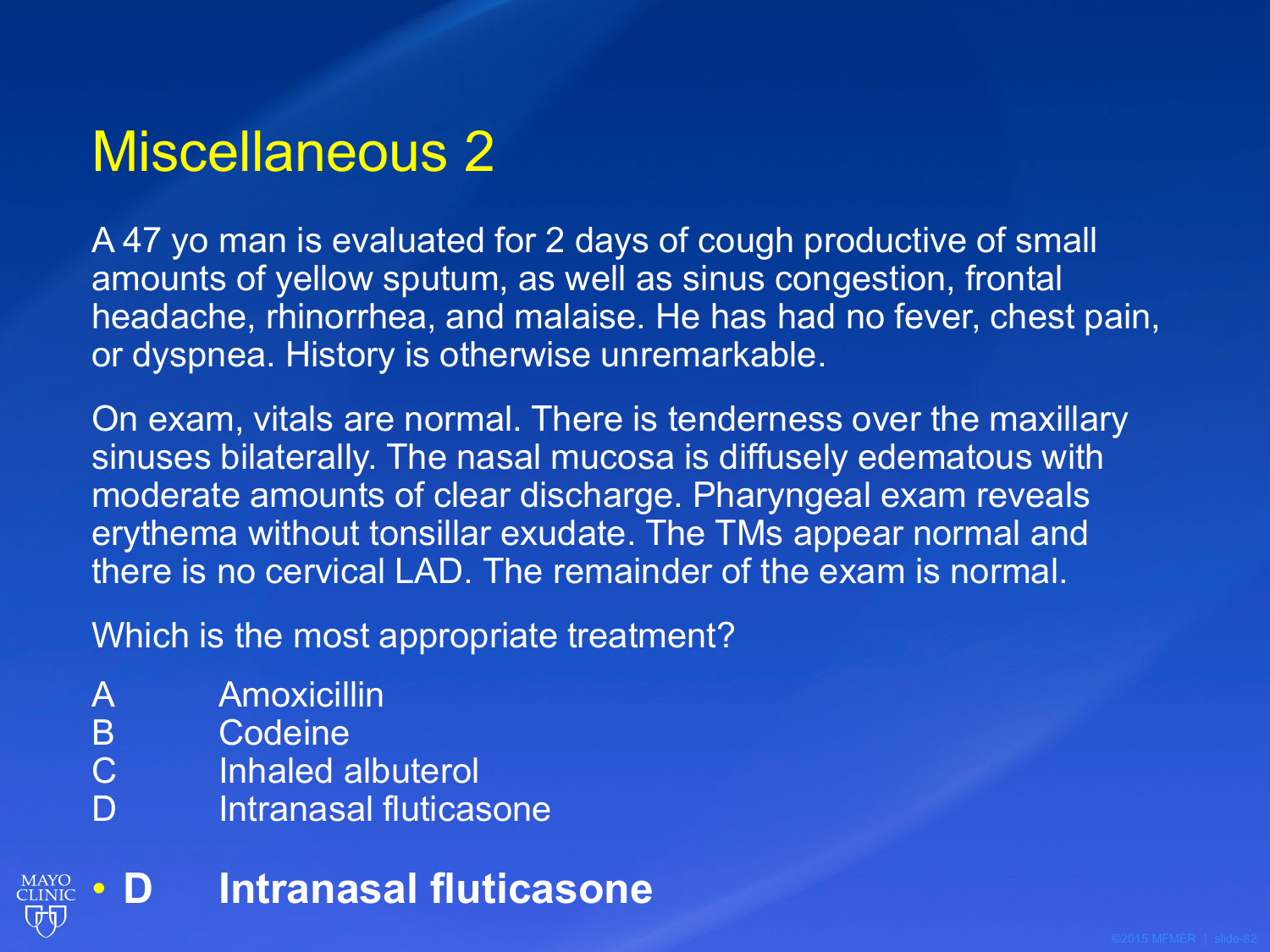# Miscellaneous 2

A 47 yo man is evaluated for 2 days of cough productive of small amounts of yellow sputum, as well as sinus congestion, frontal headache, rhinorrhea, and malaise. He has had no fever, chest pain, or dyspnea. History is otherwise unremarkable.

On exam, vitals are normal. There is tenderness over the maxillary sinuses bilaterally. The nasal mucosa is diffusely edematous with moderate amounts of clear discharge. Pharyngeal exam reveals erythema without tonsillar exudate. The TMs appear normal and there is no cervical LAD. The remainder of the exam is normal.

Which is the most appropriate treatment?

- A Amoxicillin
- B Codeine
- C Inhaled albuterol
- D Intranasal fluticasone

- **D Intranasal fluticasone**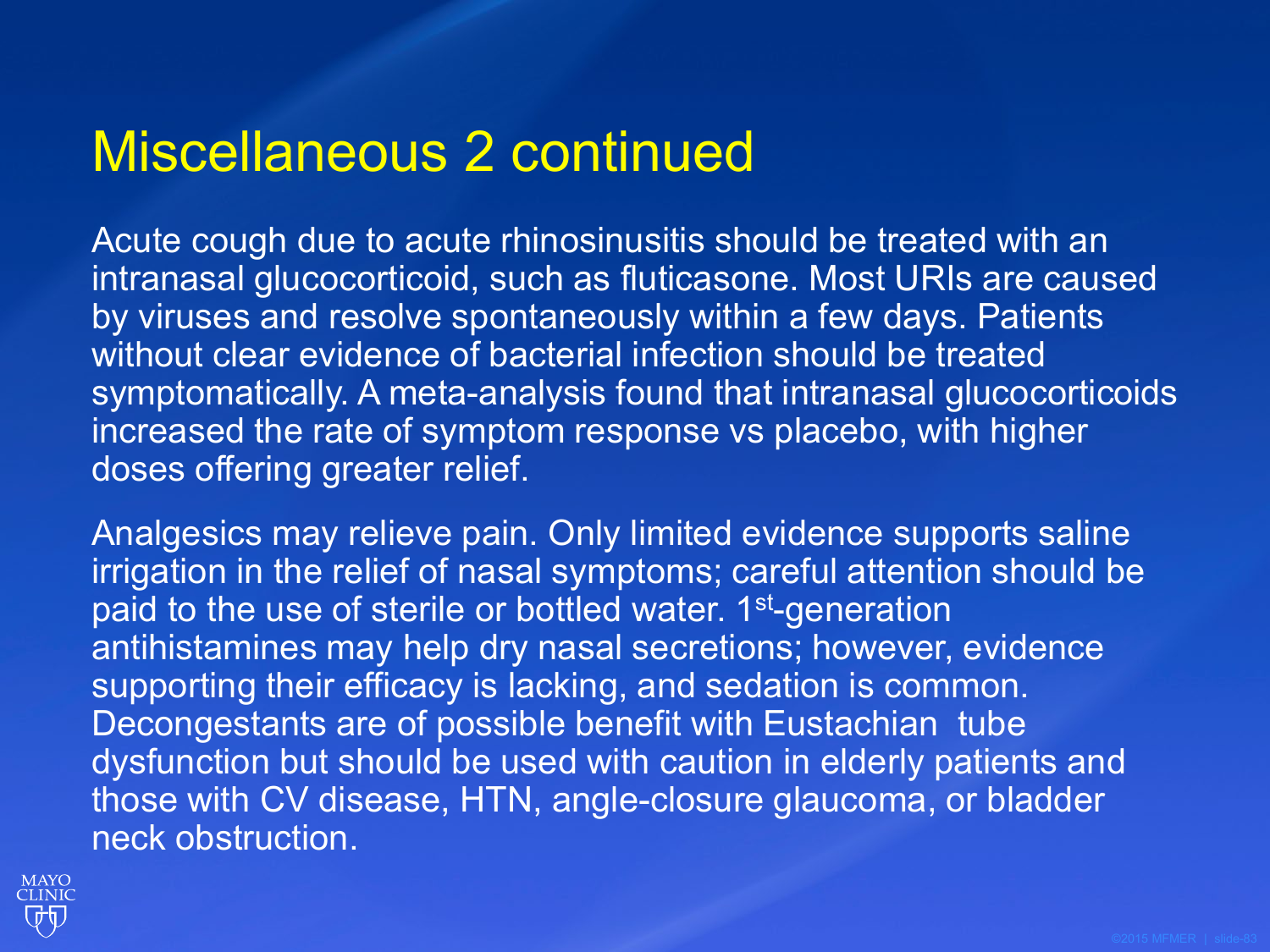# Miscellaneous 2 continued

Acute cough due to acute rhinosinusitis should be treated with an intranasal glucocorticoid, such as fluticasone. Most URIs are caused by viruses and resolve spontaneously within a few days. Patients without clear evidence of bacterial infection should be treated symptomatically. A meta-analysis found that intranasal glucocorticoids increased the rate of symptom response vs placebo, with higher doses offering greater relief.

Analgesics may relieve pain. Only limited evidence supports saline irrigation in the relief of nasal symptoms; careful attention should be paid to the use of sterile or bottled water. 1st-generation antihistamines may help dry nasal secretions; however, evidence supporting their efficacy is lacking, and sedation is common. Decongestants are of possible benefit with Eustachian tube dysfunction but should be used with caution in elderly patients and those with CV disease, HTN, angle-closure glaucoma, or bladder neck obstruction.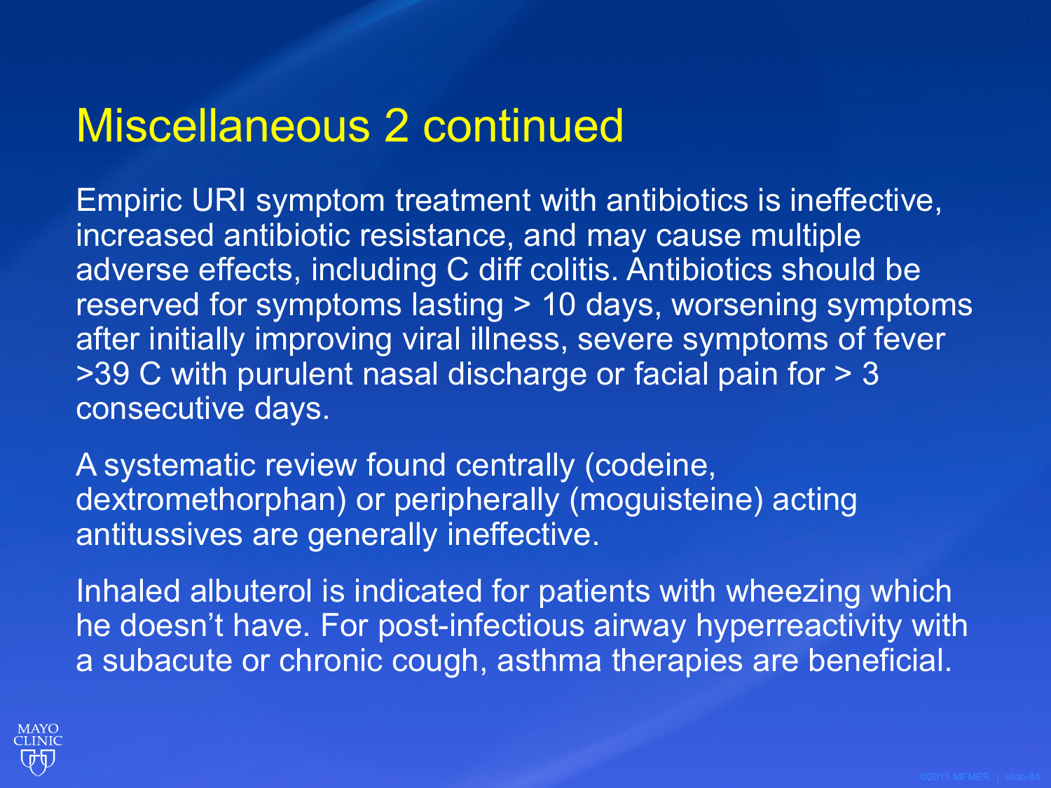# Miscellaneous 2 continued

Empiric URI symptom treatment with antibiotics is ineffective, increased antibiotic resistance, and may cause multiple adverse effects, including C diff colitis. Antibiotics should be reserved for symptoms lasting > 10 days, worsening symptoms after initially improving viral illness, severe symptoms of fever >39 C with purulent nasal discharge or facial pain for > 3 consecutive days.

A systematic review found centrally (codeine, dextromethorphan) or peripherally (moguisteine) acting antitussives are generally ineffective.

Inhaled albuterol is indicated for patients with wheezing which he doesn't have. For post-infectious airway hyperreactivity with a subacute or chronic cough, asthma therapies are beneficial.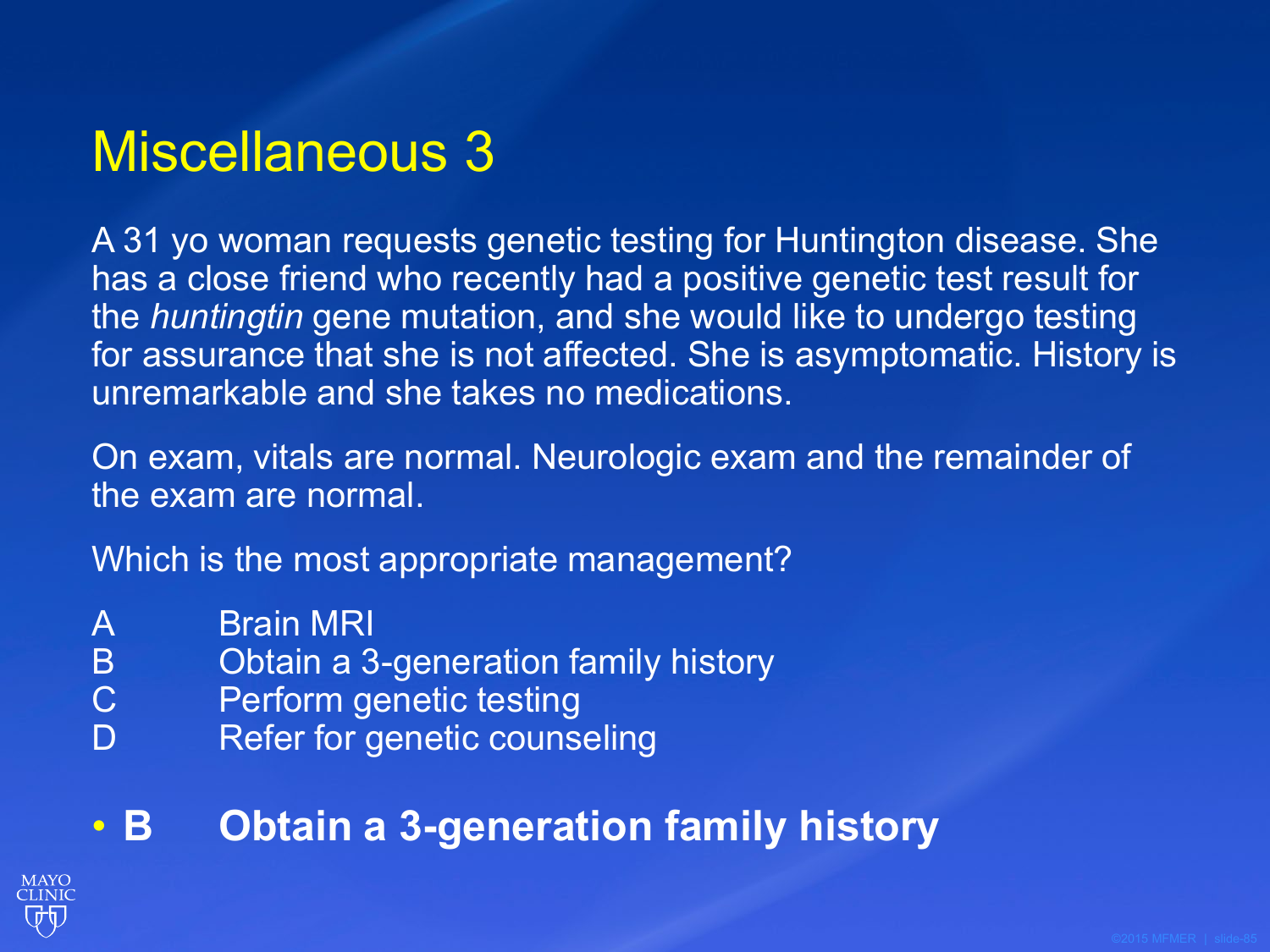# Miscellaneous 3

A 31 yo woman requests genetic testing for Huntington disease. She has a close friend who recently had a positive genetic test result for the *huntingtin* gene mutation, and she would like to undergo testing for assurance that she is not affected. She is asymptomatic. History is unremarkable and she takes no medications.

On exam, vitals are normal. Neurologic exam and the remainder of the exam are normal.

Which is the most appropriate management?

A Brain MRI
B Obtain a 3-generation family history
C Perform genetic testing
D Refer for genetic counseling

- **B Obtain a 3-generation family history**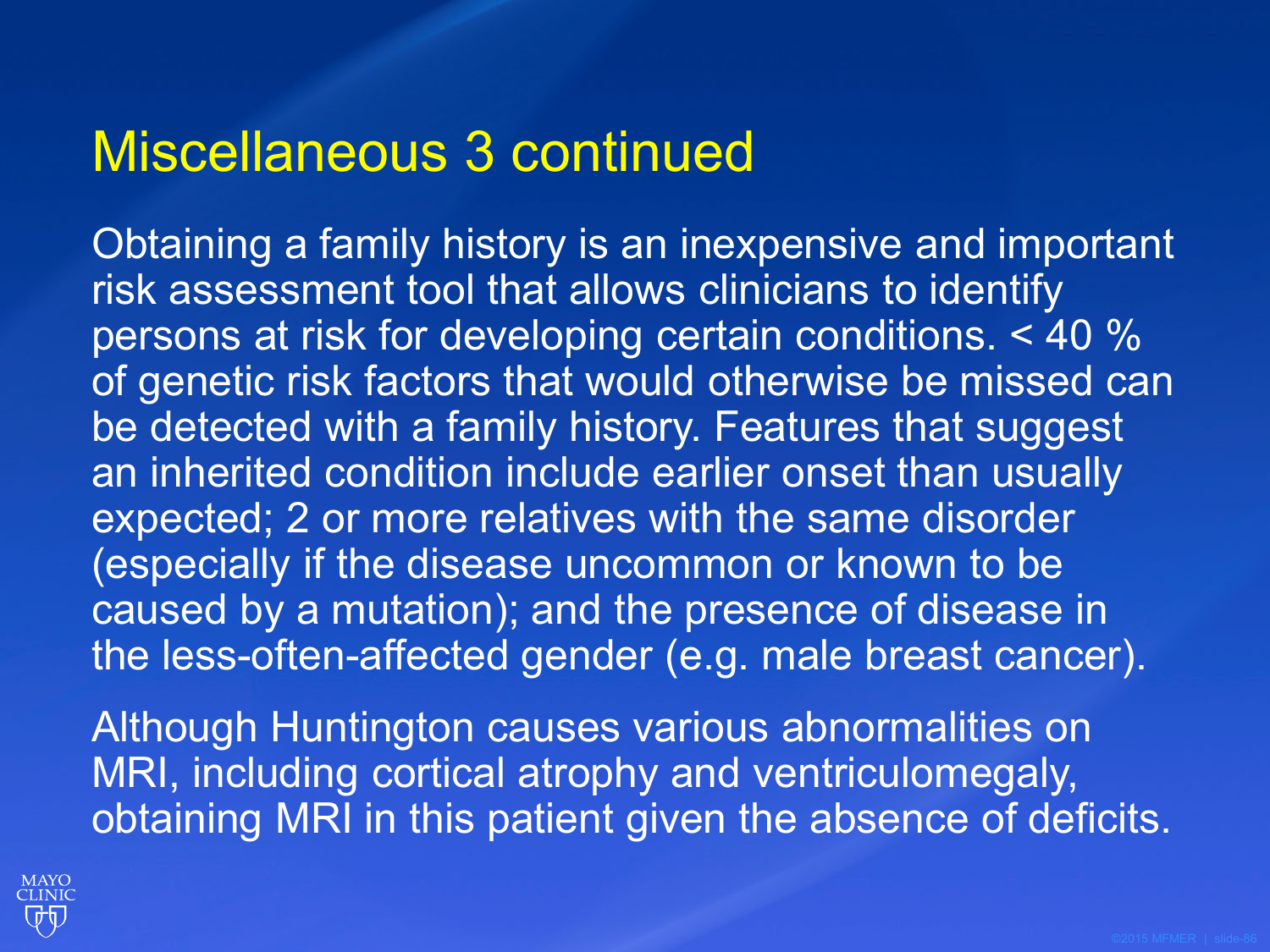# Miscellaneous 3 continued

Obtaining a family history is an inexpensive and important risk assessment tool that allows clinicians to identify persons at risk for developing certain conditions. < 40 % of genetic risk factors that would otherwise be missed can be detected with a family history. Features that suggest an inherited condition include earlier onset than usually expected; 2 or more relatives with the same disorder (especially if the disease uncommon or known to be caused by a mutation); and the presence of disease in the less-often-affected gender (e.g. male breast cancer).

Although Huntington causes various abnormalities on MRI, including cortical atrophy and ventriculomegaly, obtaining MRI in this patient given the absence of deficits.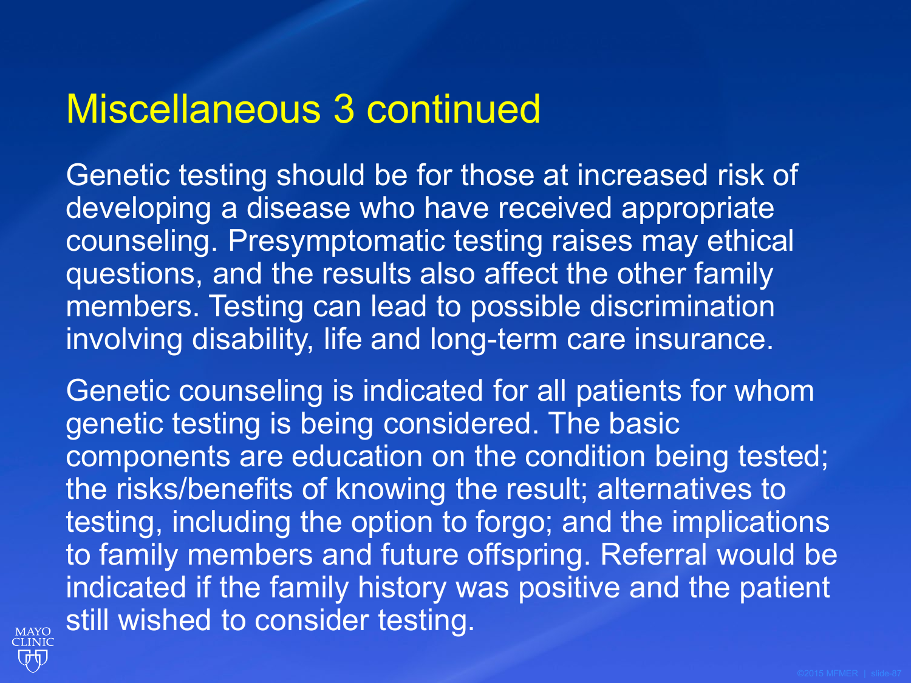# Miscellaneous 3 continued

Genetic testing should be for those at increased risk of developing a disease who have received appropriate counseling. Presymptomatic testing raises may ethical questions, and the results also affect the other family members. Testing can lead to possible discrimination involving disability, life and long-term care insurance.

Genetic counseling is indicated for all patients for whom genetic testing is being considered. The basic components are education on the condition being tested; the risks/benefits of knowing the result; alternatives to testing, including the option to forgo; and the implications to family members and future offspring. Referral would be indicated if the family history was positive and the patient still wished to consider testing.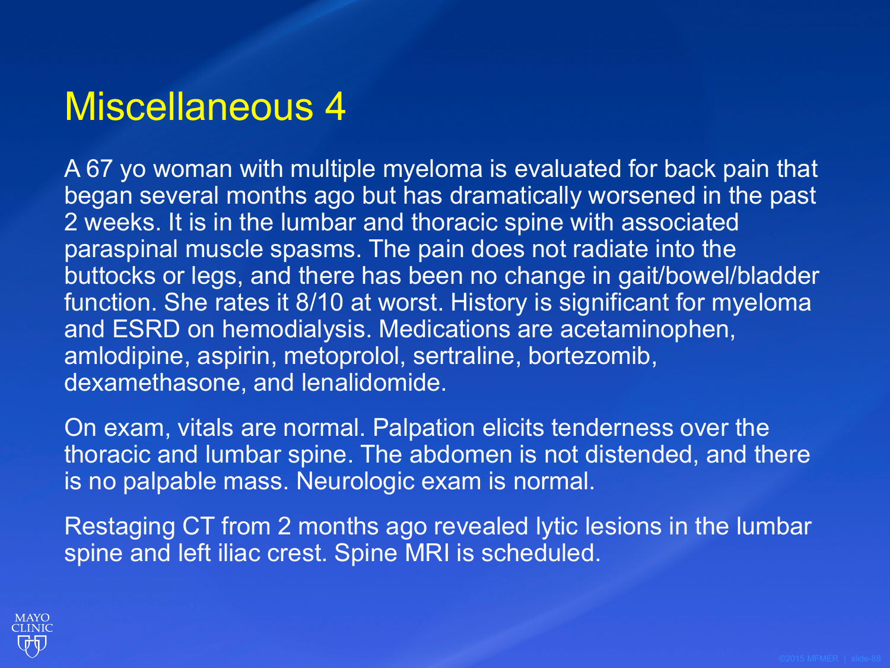# Miscellaneous 4

A 67 yo woman with multiple myeloma is evaluated for back pain that began several months ago but has dramatically worsened in the past 2 weeks. It is in the lumbar and thoracic spine with associated paraspinal muscle spasms. The pain does not radiate into the buttocks or legs, and there has been no change in gait/bowel/bladder function. She rates it 8/10 at worst. History is significant for myeloma and ESRD on hemodialysis. Medications are acetaminophen, amlodipine, aspirin, metoprolol, sertraline, bortezomib, dexamethasone, and lenalidomide.

On exam, vitals are normal. Palpation elicits tenderness over the thoracic and lumbar spine. The abdomen is not distended, and there is no palpable mass. Neurologic exam is normal.

Restaging CT from 2 months ago revealed lytic lesions in the lumbar spine and left iliac crest. Spine MRI is scheduled.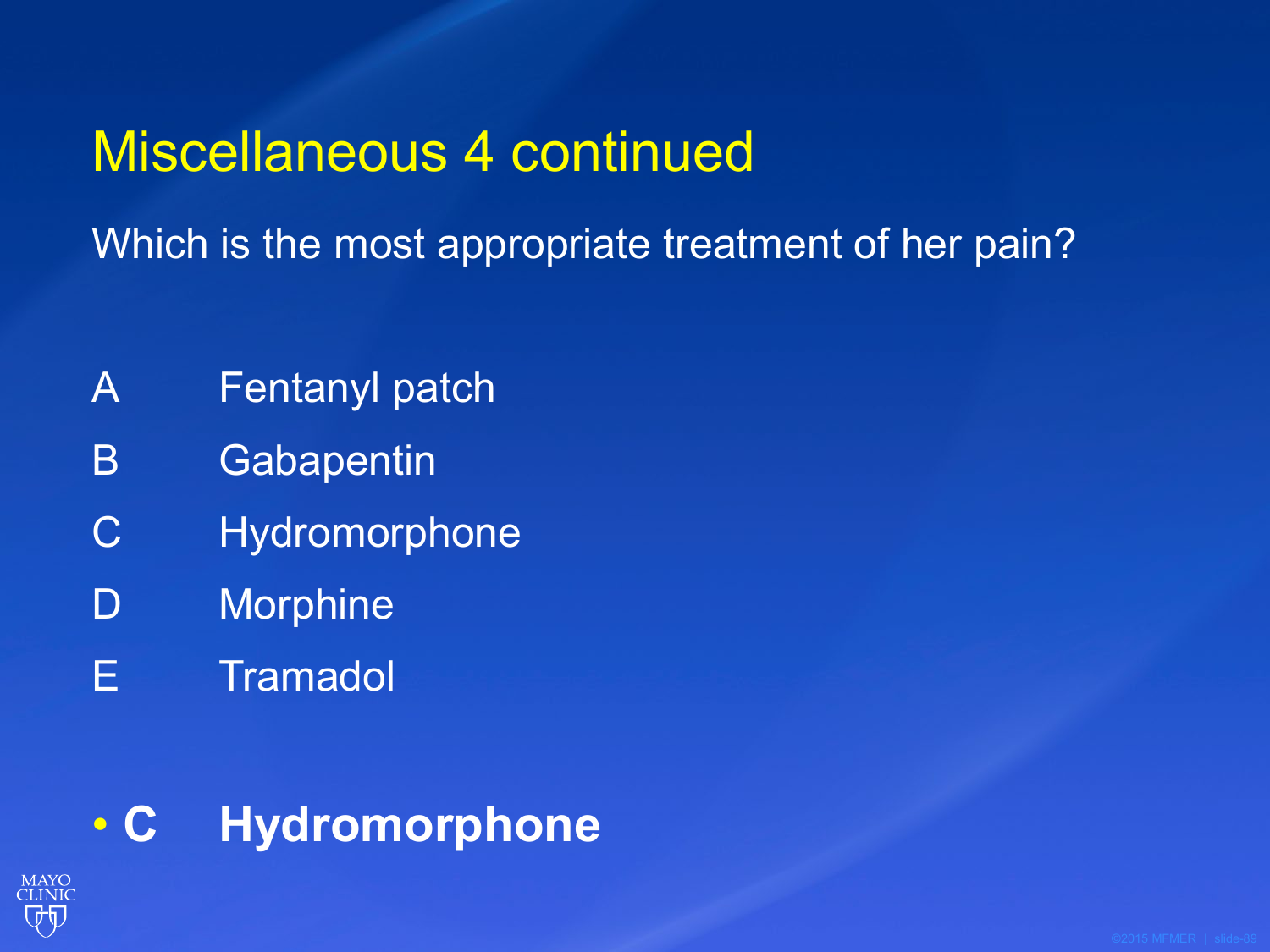# Miscellaneous 4 continued

Which is the most appropriate treatment of her pain?

A Fentanyl patch

B Gabapentin

C Hydromorphone

D Morphine

E Tramadol

- **C Hydromorphone**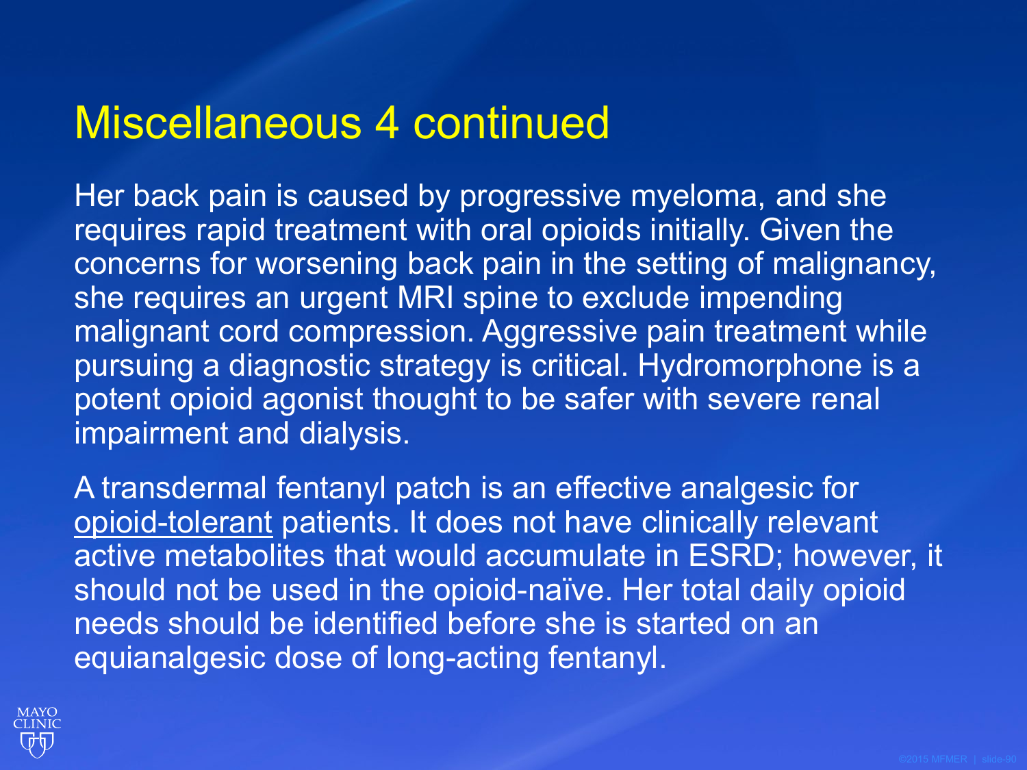# Miscellaneous 4 continued

Her back pain is caused by progressive myeloma, and she requires rapid treatment with oral opioids initially. Given the concerns for worsening back pain in the setting of malignancy, she requires an urgent MRI spine to exclude impending malignant cord compression. Aggressive pain treatment while pursuing a diagnostic strategy is critical. Hydromorphone is a potent opioid agonist thought to be safer with severe renal impairment and dialysis.

A transdermal fentanyl patch is an effective analgesic for <u>opioid-tolerant</u> patients. It does not have clinically relevant active metabolites that would accumulate in ESRD; however, it should not be used in the opioid-naïve. Her total daily opioid needs should be identified before she is started on an equianalgesic dose of long-acting fentanyl.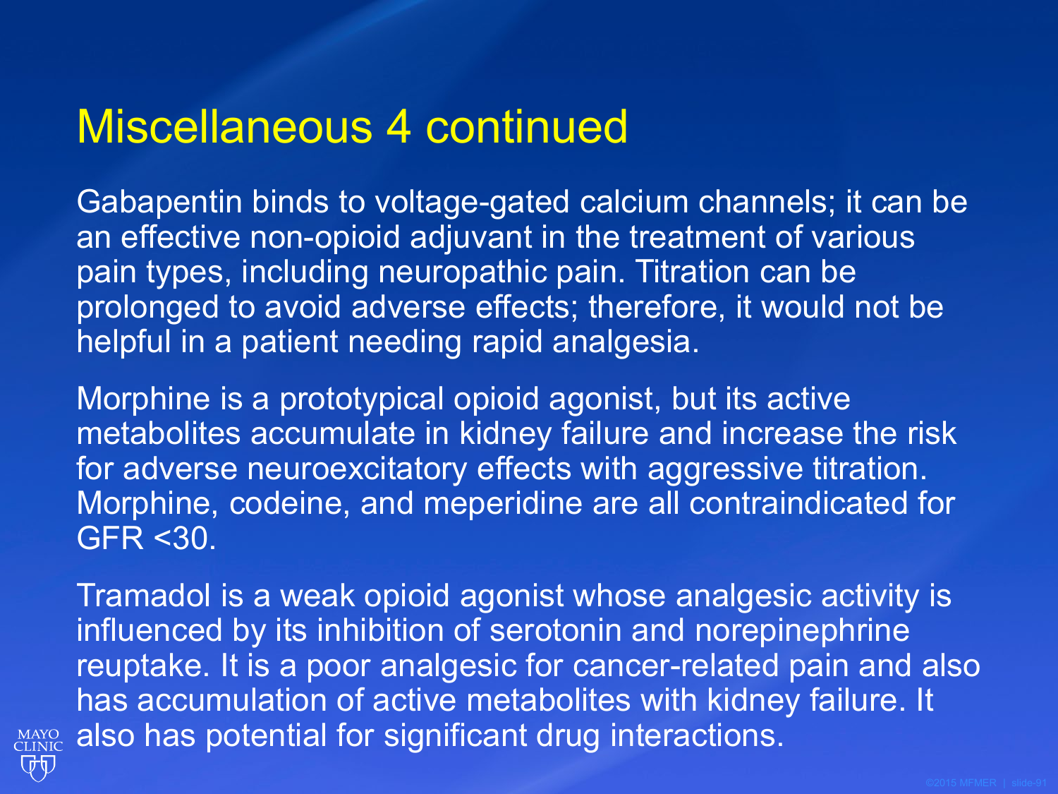# Miscellaneous 4 continued

Gabapentin binds to voltage-gated calcium channels; it can be an effective non-opioid adjuvant in the treatment of various pain types, including neuropathic pain. Titration can be prolonged to avoid adverse effects; therefore, it would not be helpful in a patient needing rapid analgesia.

Morphine is a prototypical opioid agonist, but its active metabolites accumulate in kidney failure and increase the risk for adverse neuroexcitatory effects with aggressive titration. Morphine, codeine, and meperidine are all contraindicated for GFR <30.

Tramadol is a weak opioid agonist whose analgesic activity is influenced by its inhibition of serotonin and norepinephrine reuptake. It is a poor analgesic for cancer-related pain and also has accumulation of active metabolites with kidney failure. It also has potential for significant drug interactions.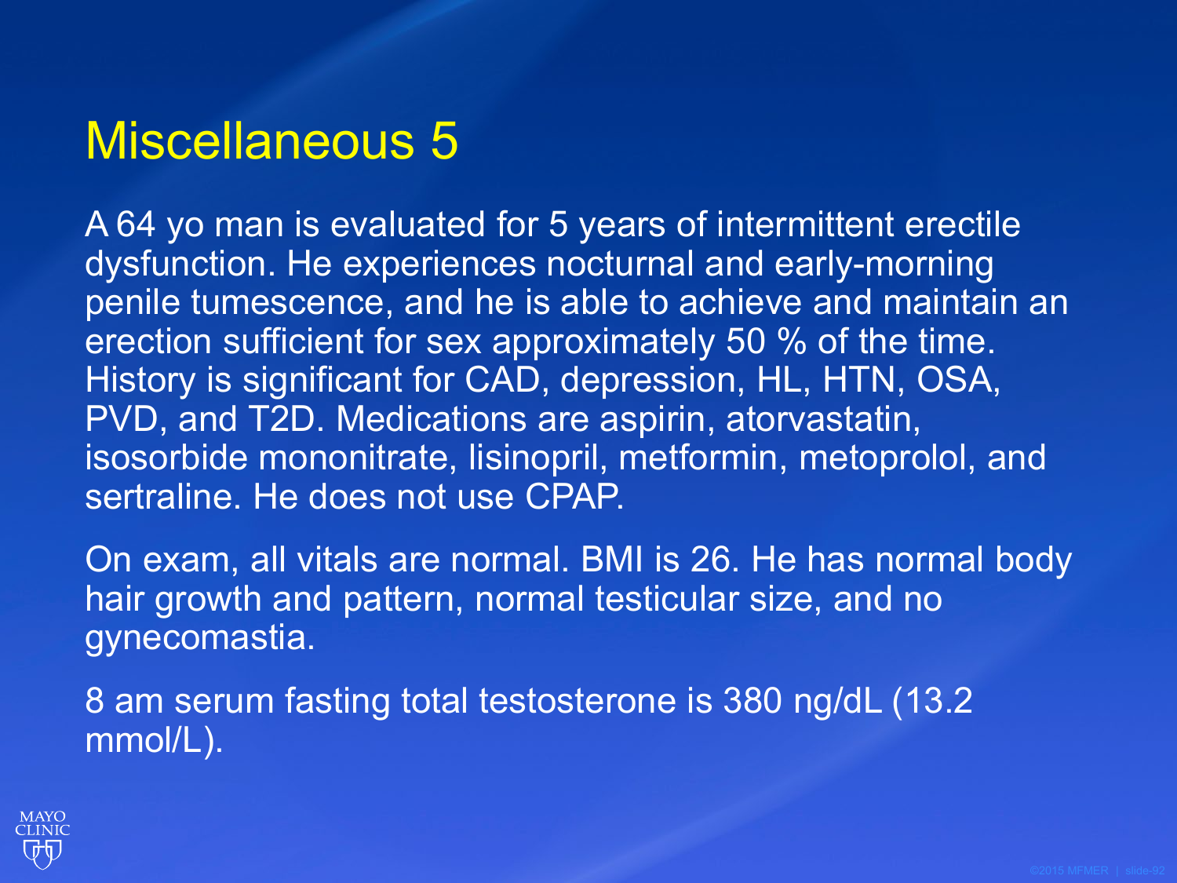# Miscellaneous 5

A 64 yo man is evaluated for 5 years of intermittent erectile dysfunction. He experiences nocturnal and early-morning penile tumescence, and he is able to achieve and maintain an erection sufficient for sex approximately 50 % of the time. History is significant for CAD, depression, HL, HTN, OSA, PVD, and T2D. Medications are aspirin, atorvastatin, isosorbide mononitrate, lisinopril, metformin, metoprolol, and sertraline. He does not use CPAP.

On exam, all vitals are normal. BMI is 26. He has normal body hair growth and pattern, normal testicular size, and no gynecomastia.

8 am serum fasting total testosterone is 380 ng/dL (13.2 mmol/L).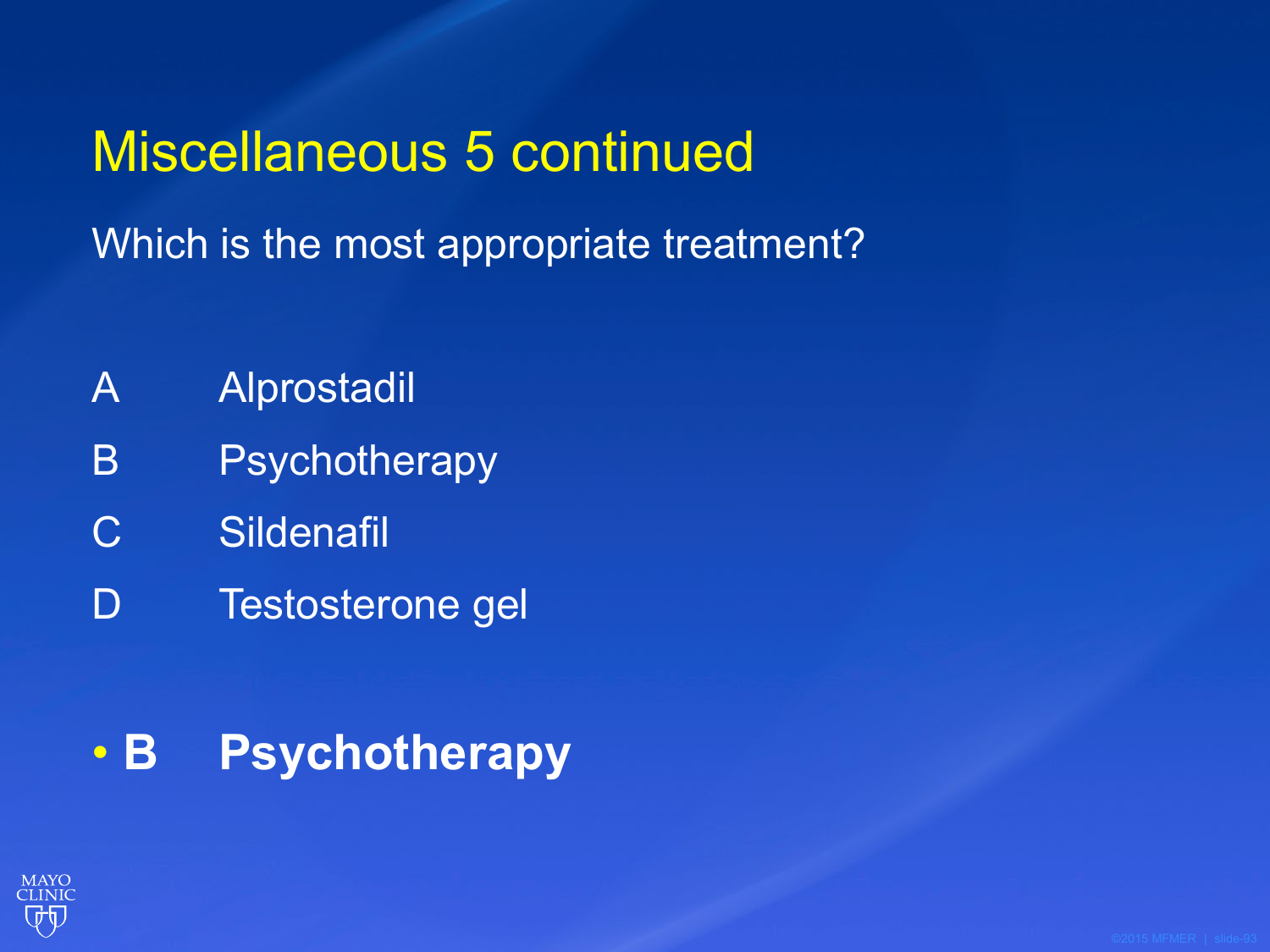# Miscellaneous 5 continued

Which is the most appropriate treatment?

| | |
|---|---|
| A | Alprostadil |
| B | Psychotherapy |
| C | Sildenafil |
| D | Testosterone gel |

- **B Psychotherapy**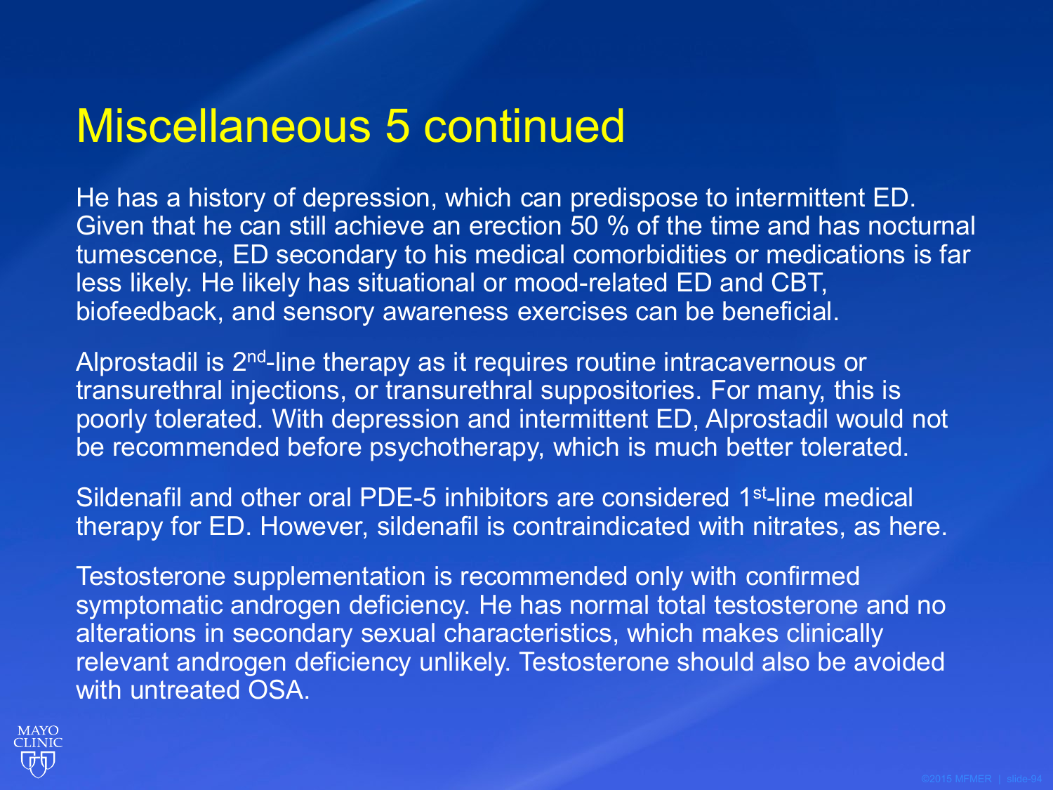# Miscellaneous 5 continued

He has a history of depression, which can predispose to intermittent ED. Given that he can still achieve an erection 50 % of the time and has nocturnal tumescence, ED secondary to his medical comorbidities or medications is far less likely. He likely has situational or mood-related ED and CBT, biofeedback, and sensory awareness exercises can be beneficial.

Alprostadil is 2nd-line therapy as it requires routine intracavernous or transurethral injections, or transurethral suppositories. For many, this is poorly tolerated. With depression and intermittent ED, Alprostadil would not be recommended before psychotherapy, which is much better tolerated.

Sildenafil and other oral PDE-5 inhibitors are considered 1st-line medical therapy for ED. However, sildenafil is contraindicated with nitrates, as here.

Testosterone supplementation is recommended only with confirmed symptomatic androgen deficiency. He has normal total testosterone and no alterations in secondary sexual characteristics, which makes clinically relevant androgen deficiency unlikely. Testosterone should also be avoided with untreated OSA.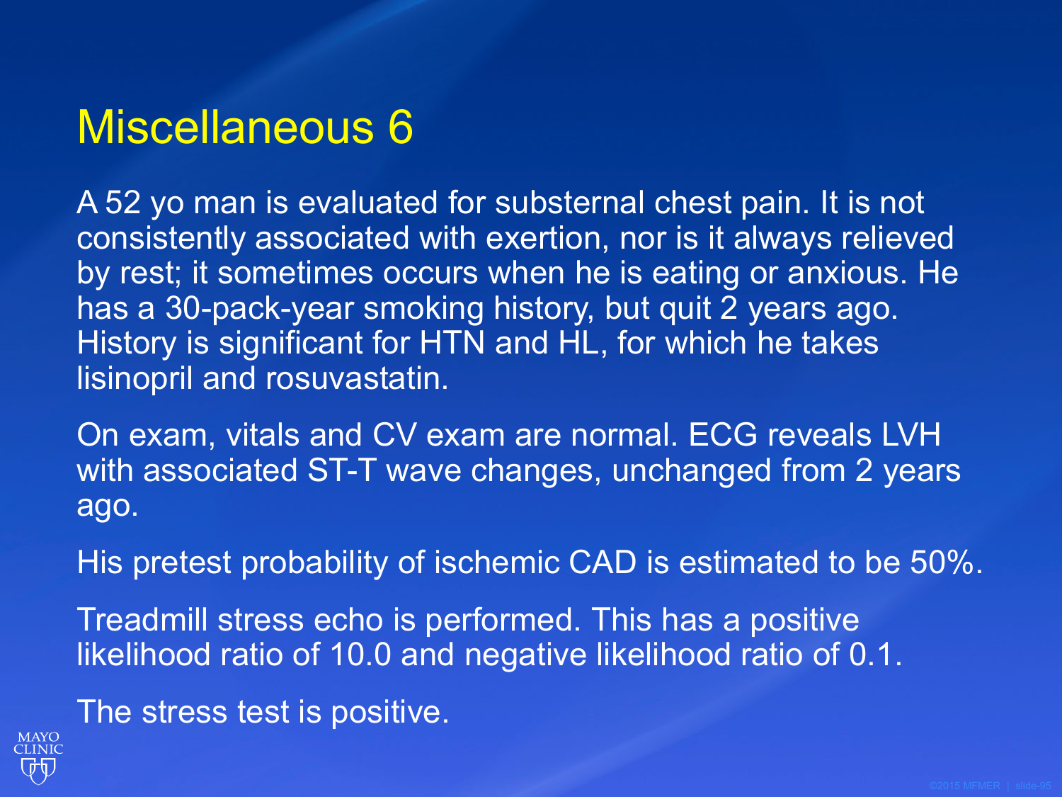# Miscellaneous 6

A 52 yo man is evaluated for substernal chest pain. It is not consistently associated with exertion, nor is it always relieved by rest; it sometimes occurs when he is eating or anxious. He has a 30-pack-year smoking history, but quit 2 years ago. History is significant for HTN and HL, for which he takes lisinopril and rosuvastatin.

On exam, vitals and CV exam are normal. ECG reveals LVH with associated ST-T wave changes, unchanged from 2 years ago.

His pretest probability of ischemic CAD is estimated to be 50%.

Treadmill stress echo is performed. This has a positive likelihood ratio of 10.0 and negative likelihood ratio of 0.1.

The stress test is positive.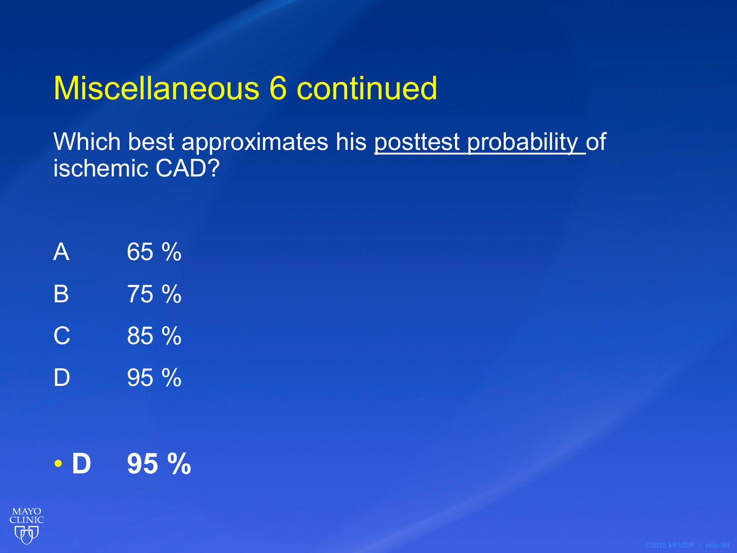# Miscellaneous 6 continued

Which best approximates his posttest probability of ischemic CAD?

A 65 %

B 75 %

C 85 %

D 95 %

- **D 95 %**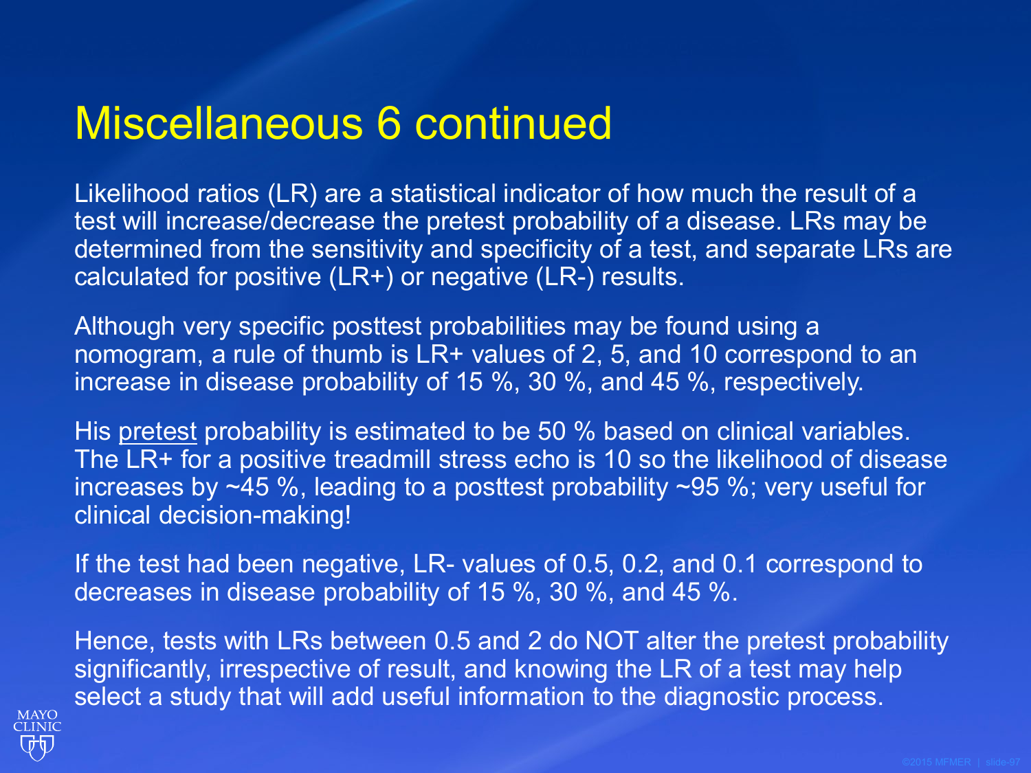# Miscellaneous 6 continued

Likelihood ratios (LR) are a statistical indicator of how much the result of a test will increase/decrease the pretest probability of a disease. LRs may be determined from the sensitivity and specificity of a test, and separate LRs are calculated for positive (LR+) or negative (LR-) results.

Although very specific posttest probabilities may be found using a nomogram, a rule of thumb is LR+ values of 2, 5, and 10 correspond to an increase in disease probability of 15 %, 30 %, and 45 %, respectively.

His <u>pretest</u> probability is estimated to be 50 % based on clinical variables. The LR+ for a positive treadmill stress echo is 10 so the likelihood of disease increases by ~45 %, leading to a posttest probability ~95 %; very useful for clinical decision-making!

If the test had been negative, LR- values of 0.5, 0.2, and 0.1 correspond to decreases in disease probability of 15 %, 30 %, and 45 %.

Hence, tests with LRs between 0.5 and 2 do NOT alter the pretest probability significantly, irrespective of result, and knowing the LR of a test may help select a study that will add useful information to the diagnostic process.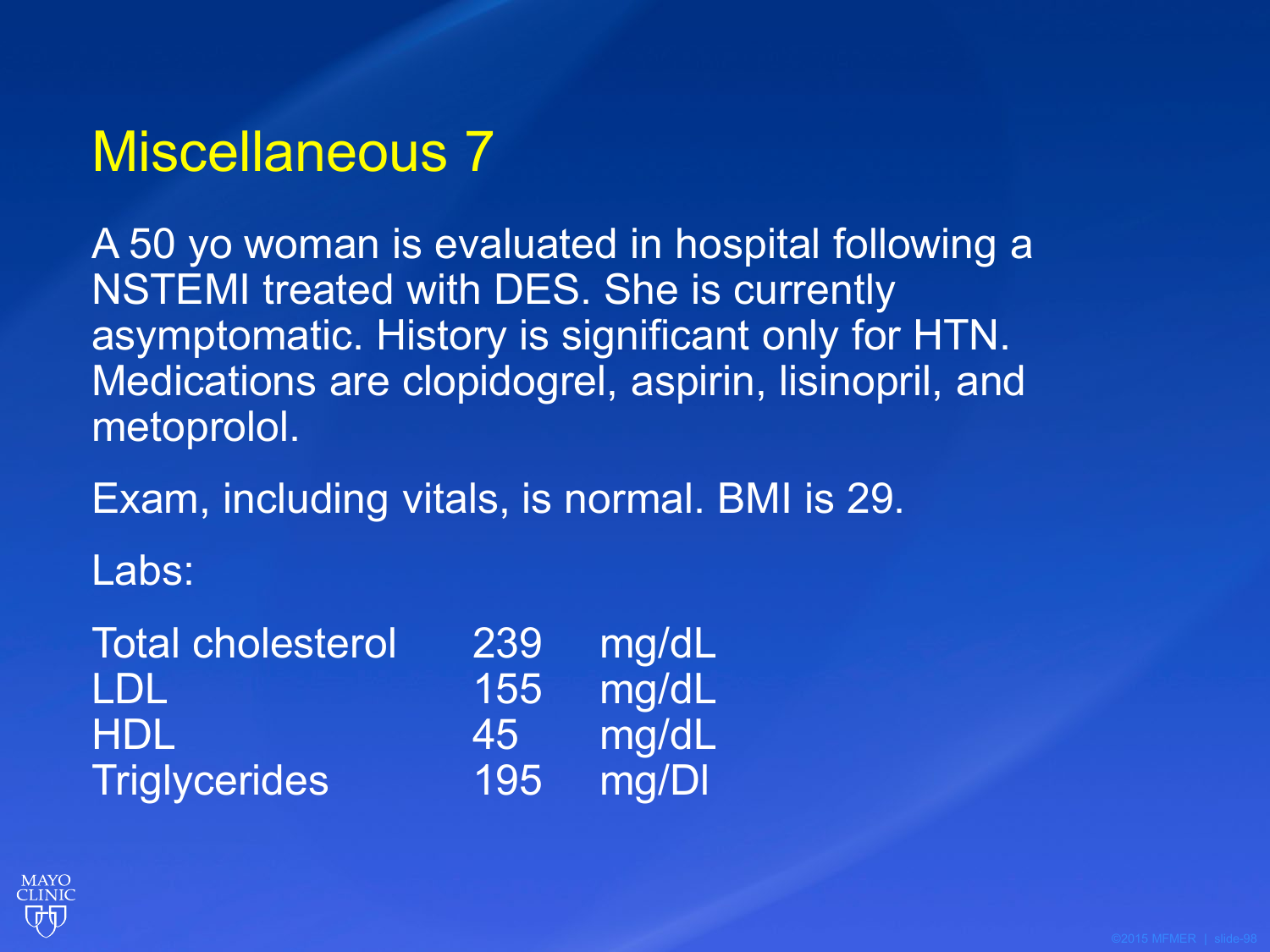# Miscellaneous 7

A 50 yo woman is evaluated in hospital following a NSTEMI treated with DES. She is currently asymptomatic. History is significant only for HTN. Medications are clopidogrel, aspirin, lisinopril, and metoprolol.

Exam, including vitals, is normal. BMI is 29.

Labs:

| | | |
|---|---|---|
| Total cholesterol | 239 | mg/dL |
| LDL | 155 | mg/dL |
| HDL | 45 | mg/dL |
| Triglycerides | 195 | mg/Dl |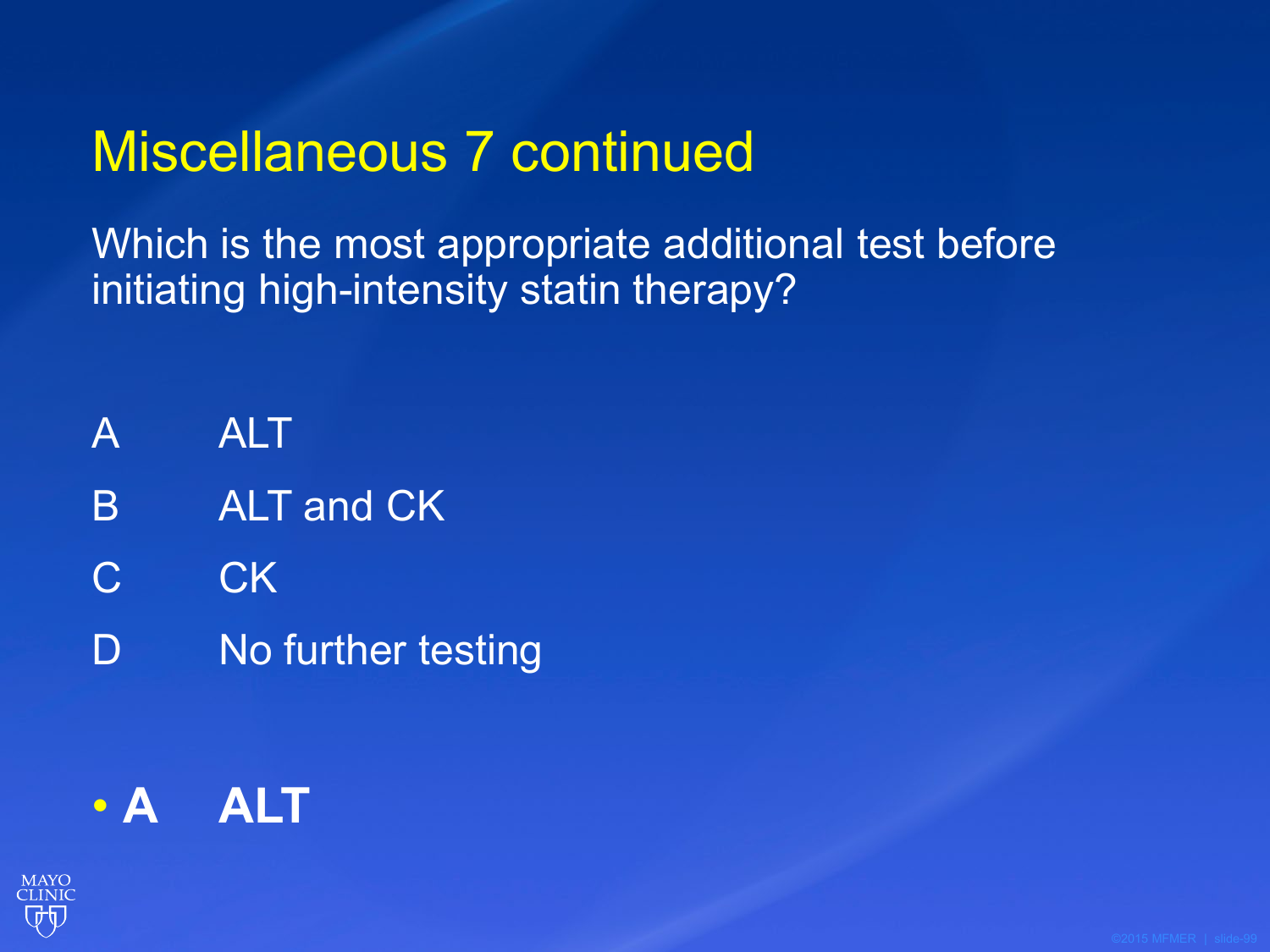# Miscellaneous 7 continued

Which is the most appropriate additional test before initiating high-intensity statin therapy?

A ALT

B ALT and CK

C CK

D No further testing

- **A ALT**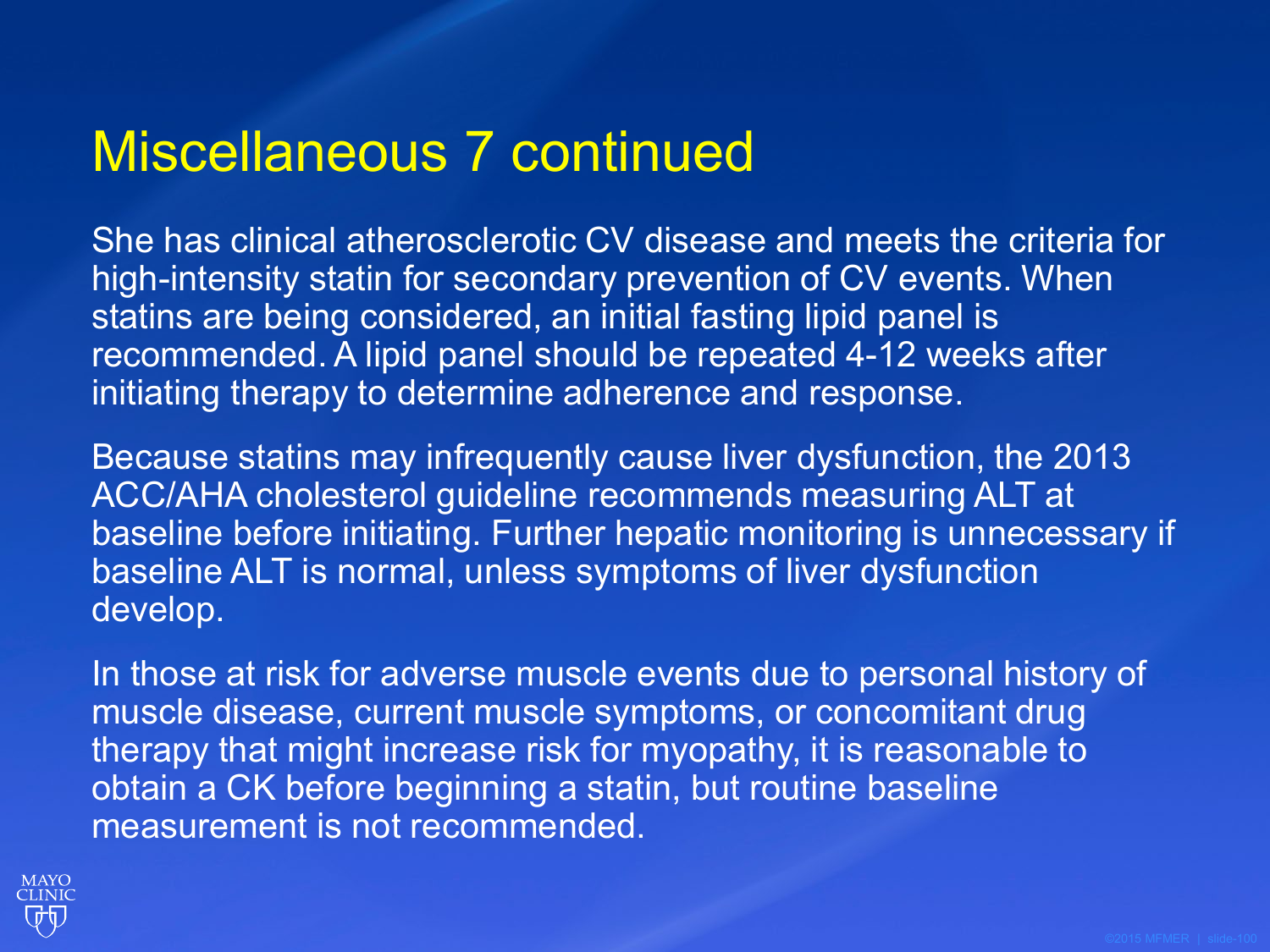# Miscellaneous 7 continued

She has clinical atherosclerotic CV disease and meets the criteria for high-intensity statin for secondary prevention of CV events. When statins are being considered, an initial fasting lipid panel is recommended. A lipid panel should be repeated 4-12 weeks after initiating therapy to determine adherence and response.

Because statins may infrequently cause liver dysfunction, the 2013 ACC/AHA cholesterol guideline recommends measuring ALT at baseline before initiating. Further hepatic monitoring is unnecessary if baseline ALT is normal, unless symptoms of liver dysfunction develop.

In those at risk for adverse muscle events due to personal history of muscle disease, current muscle symptoms, or concomitant drug therapy that might increase risk for myopathy, it is reasonable to obtain a CK before beginning a statin, but routine baseline measurement is not recommended.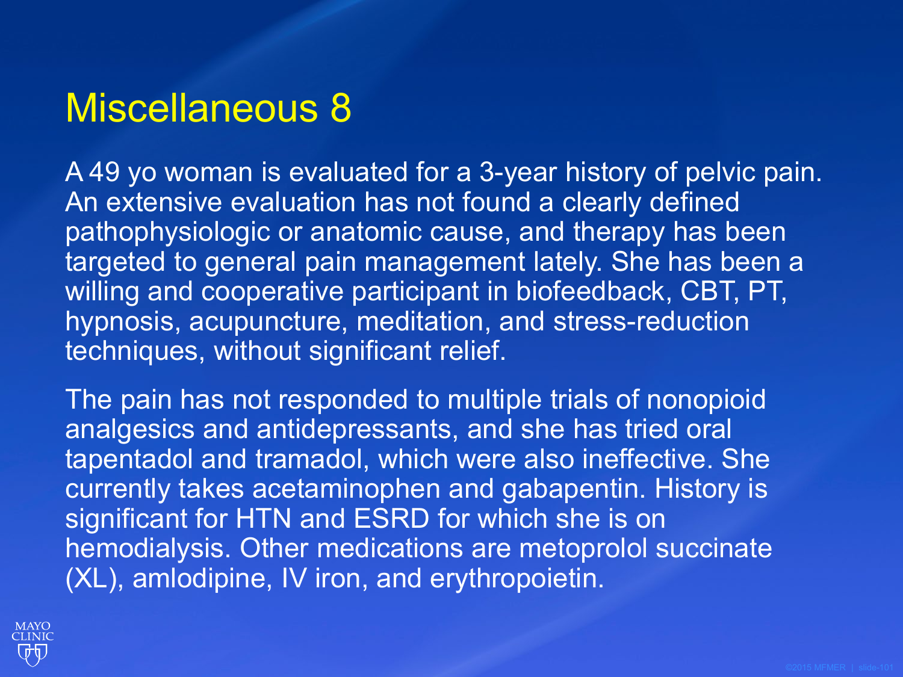# Miscellaneous 8

A 49 yo woman is evaluated for a 3-year history of pelvic pain. An extensive evaluation has not found a clearly defined pathophysiologic or anatomic cause, and therapy has been targeted to general pain management lately. She has been a willing and cooperative participant in biofeedback, CBT, PT, hypnosis, acupuncture, meditation, and stress-reduction techniques, without significant relief.

The pain has not responded to multiple trials of nonopioid analgesics and antidepressants, and she has tried oral tapentadol and tramadol, which were also ineffective. She currently takes acetaminophen and gabapentin. History is significant for HTN and ESRD for which she is on hemodialysis. Other medications are metoprolol succinate (XL), amlodipine, IV iron, and erythropoietin.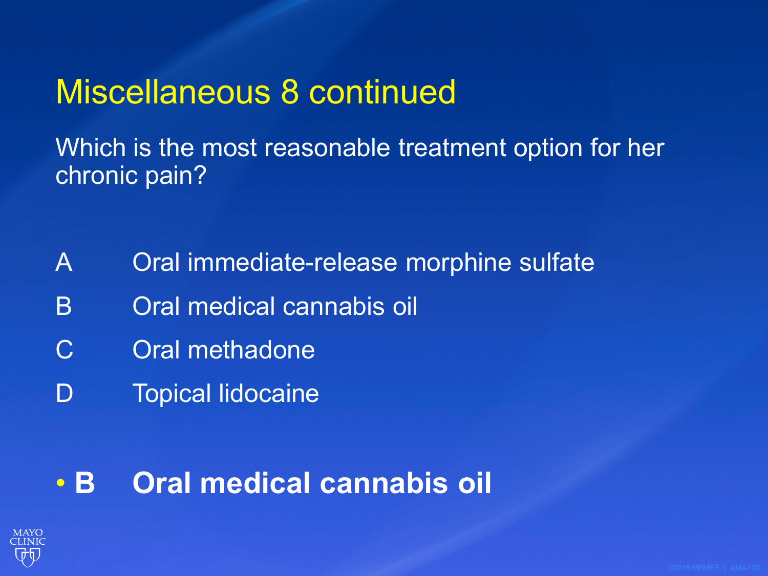# Miscellaneous 8 continued

Which is the most reasonable treatment option for her chronic pain?

A Oral immediate-release morphine sulfate

B Oral medical cannabis oil

C Oral methadone

D Topical lidocaine

- **B Oral medical cannabis oil**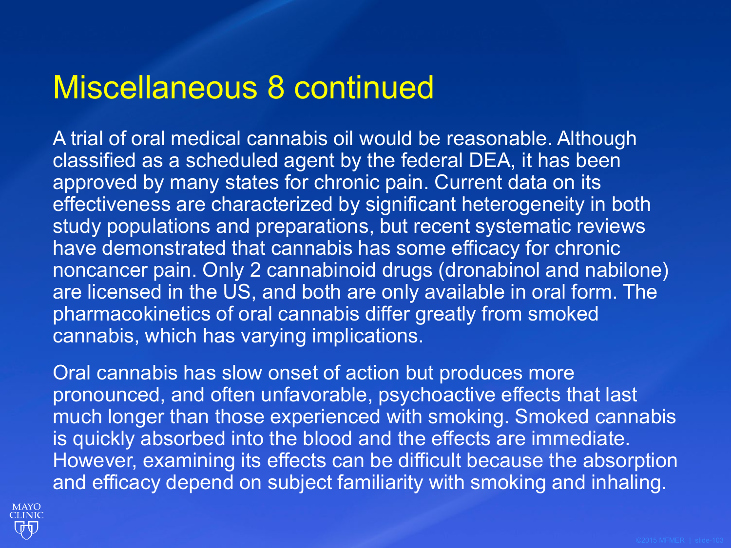# Miscellaneous 8 continued

A trial of oral medical cannabis oil would be reasonable. Although classified as a scheduled agent by the federal DEA, it has been approved by many states for chronic pain. Current data on its effectiveness are characterized by significant heterogeneity in both study populations and preparations, but recent systematic reviews have demonstrated that cannabis has some efficacy for chronic noncancer pain. Only 2 cannabinoid drugs (dronabinol and nabilone) are licensed in the US, and both are only available in oral form. The pharmacokinetics of oral cannabis differ greatly from smoked cannabis, which has varying implications.

Oral cannabis has slow onset of action but produces more pronounced, and often unfavorable, psychoactive effects that last much longer than those experienced with smoking. Smoked cannabis is quickly absorbed into the blood and the effects are immediate. However, examining its effects can be difficult because the absorption and efficacy depend on subject familiarity with smoking and inhaling.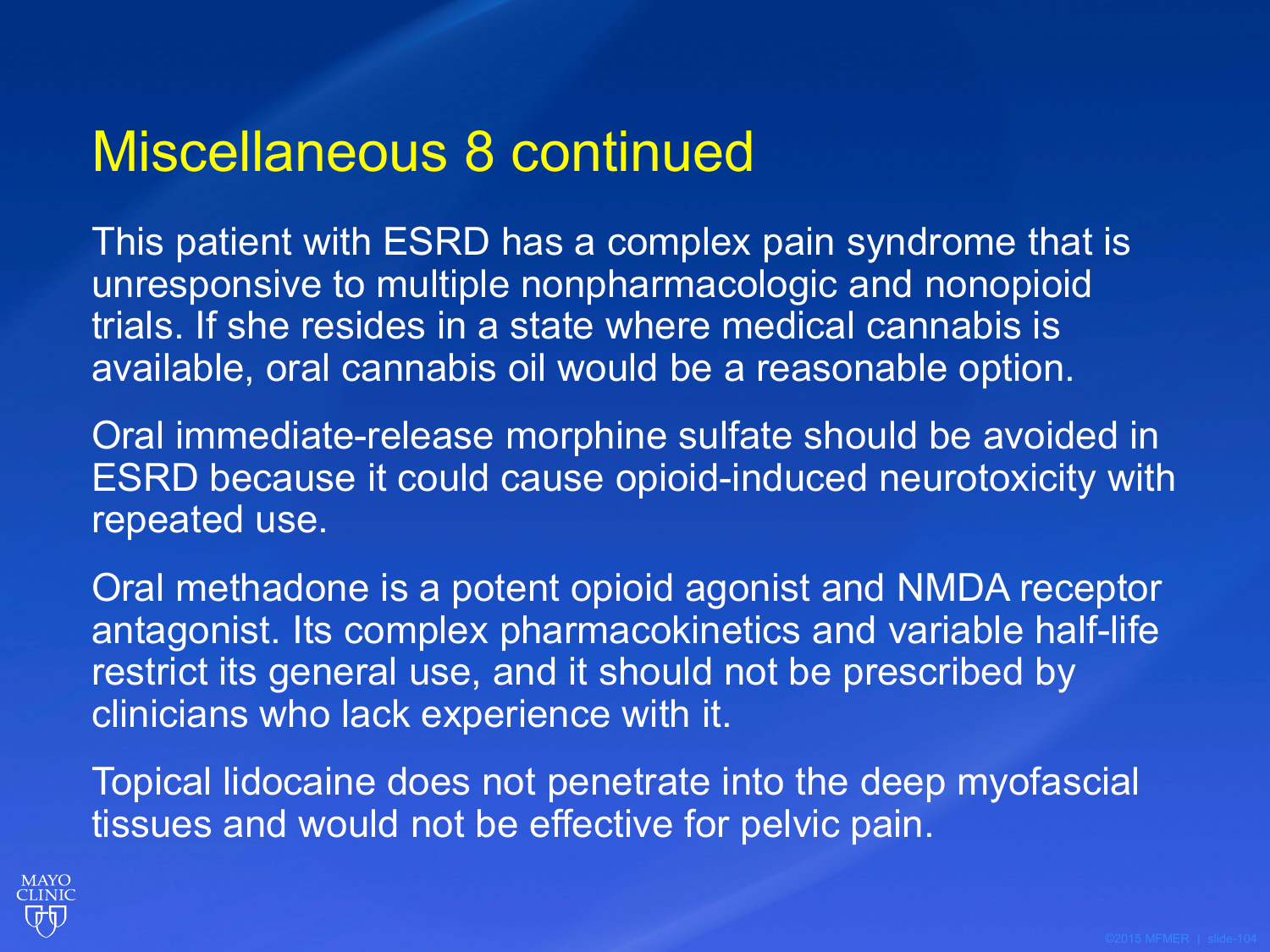# Miscellaneous 8 continued

This patient with ESRD has a complex pain syndrome that is unresponsive to multiple nonpharmacologic and nonopioid trials. If she resides in a state where medical cannabis is available, oral cannabis oil would be a reasonable option.

Oral immediate-release morphine sulfate should be avoided in ESRD because it could cause opioid-induced neurotoxicity with repeated use.

Oral methadone is a potent opioid agonist and NMDA receptor antagonist. Its complex pharmacokinetics and variable half-life restrict its general use, and it should not be prescribed by clinicians who lack experience with it.

Topical lidocaine does not penetrate into the deep myofascial tissues and would not be effective for pelvic pain.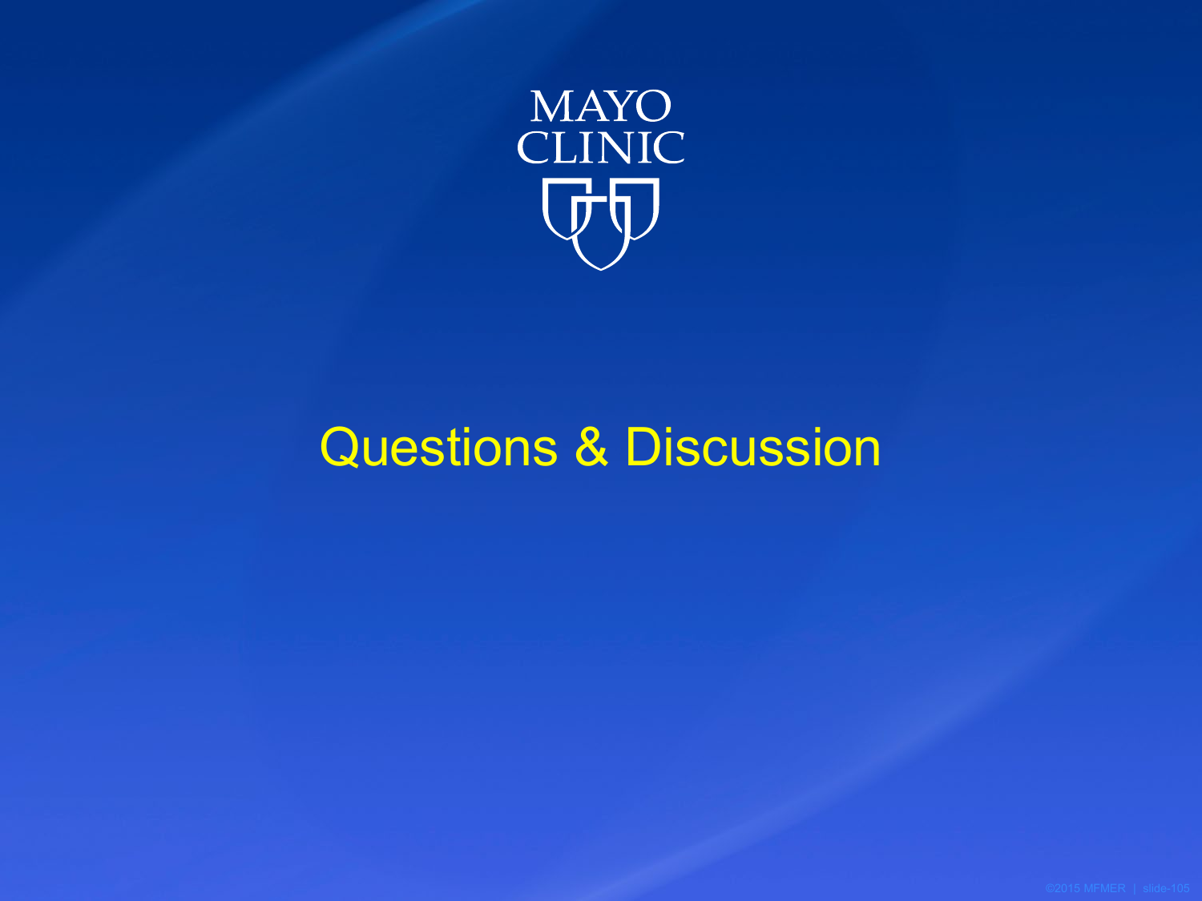MAYO CLINIC

# Questions & Discussion